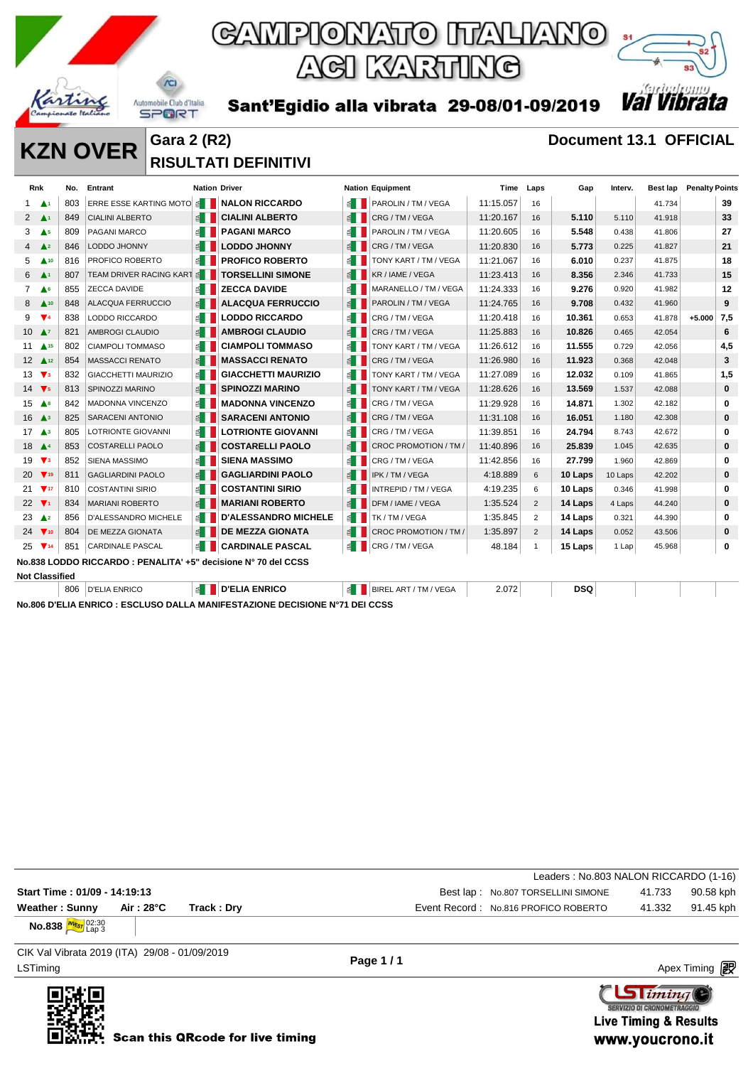# CAMPIONATO ITALIANO ACI KARTING

**Sant'Egidio alla vibrata 29-08/01-09/2019**

Val Vibrata

## KZN OVER

### Gara 2 (R2)

### RISULTATI DEFINITIVI

### Document 13.1 OFFICIAL

| Rnk | | No. | Entrant | Nation | Driver | Nation | Equipment | Time | Laps | Gap | Interv. | Best lap | Penalty | Points |
|---|---|---|---|---|---|---|---|---|---|---|---|---|---|---|
| 1 | ▲1 | 803 | ERRE ESSE KARTING MOTO | | NALON RICCARDO | | PAROLIN / TM / VEGA | 11:15.057 | 16 | | | 41.734 | | 39 |
| 2 | ▲1 | 849 | CIALINI ALBERTO | | CIALINI ALBERTO | | CRG / TM / VEGA | 11:20.167 | 16 | 5.110 | 5.110 | 41.918 | | 33 |
| 3 | ▲5 | 809 | PAGANI MARCO | | PAGANI MARCO | | PAROLIN / TM / VEGA | 11:20.605 | 16 | 5.548 | 0.438 | 41.806 | | 27 |
| 4 | ▲2 | 846 | LODDO JHONNY | | LODDO JHONNY | | CRG / TM / VEGA | 11:20.830 | 16 | 5.773 | 0.225 | 41.827 | | 21 |
| 5 | ▲10 | 816 | PROFICO ROBERTO | | PROFICO ROBERTO | | TONY KART / TM / VEGA | 11:21.067 | 16 | 6.010 | 0.237 | 41.875 | | 18 |
| 6 | ▲1 | 807 | TEAM DRIVER RACING KART | | TORSELLINI SIMONE | | KR / IAME / VEGA | 11:23.413 | 16 | 8.356 | 2.346 | 41.733 | | 15 |
| 7 | ▲6 | 855 | ZECCA DAVIDE | | ZECCA DAVIDE | | MARANELLO / TM / VEGA | 11:24.333 | 16 | 9.276 | 0.920 | 41.982 | | 12 |
| 8 | ▲10 | 848 | ALACQUA FERRUCCIO | | ALACQUA FERRUCCIO | | PAROLIN / TM / VEGA | 11:24.765 | 16 | 9.708 | 0.432 | 41.960 | | 9 |
| 9 | ▼4 | 838 | LODDO RICCARDO | | LODDO RICCARDO | | CRG / TM / VEGA | 11:20.418 | 16 | 10.361 | 0.653 | 41.878 | +5.000 | 7,5 |
| 10 | ▲7 | 821 | AMBROGI CLAUDIO | | AMBROGI CLAUDIO | | CRG / TM / VEGA | 11:25.883 | 16 | 10.826 | 0.465 | 42.054 | | 6 |
| 11 | ▲15 | 802 | CIAMPOLI TOMMASO | | CIAMPOLI TOMMASO | | TONY KART / TM / VEGA | 11:26.612 | 16 | 11.555 | 0.729 | 42.056 | | 4,5 |
| 12 | ▲12 | 854 | MASSACCI RENATO | | MASSACCI RENATO | | CRG / TM / VEGA | 11:26.980 | 16 | 11.923 | 0.368 | 42.048 | | 3 |
| 13 | ▼3 | 832 | GIACCHETTI MAURIZIO | | GIACCHETTI MAURIZIO | | TONY KART / TM / VEGA | 11:27.089 | 16 | 12.032 | 0.109 | 41.865 | | 1,5 |
| 14 | ▼5 | 813 | SPINOZZI MARINO | | SPINOZZI MARINO | | TONY KART / TM / VEGA | 11:28.626 | 16 | 13.569 | 1.537 | 42.088 | | 0 |
| 15 | ▲8 | 842 | MADONNA VINCENZO | | MADONNA VINCENZO | | CRG / TM / VEGA | 11:29.928 | 16 | 14.871 | 1.302 | 42.182 | | 0 |
| 16 | ▲3 | 825 | SARACENI ANTONIO | | SARACENI ANTONIO | | CRG / TM / VEGA | 11:31.108 | 16 | 16.051 | 1.180 | 42.308 | | 0 |
| 17 | ▲3 | 805 | LOTRIONTE GIOVANNI | | LOTRIONTE GIOVANNI | | CRG / TM / VEGA | 11:39.851 | 16 | 24.794 | 8.743 | 42.672 | | 0 |
| 18 | ▲4 | 853 | COSTARELLI PAOLO | | COSTARELLI PAOLO | | CROC PROMOTION / TM / | 11:40.896 | 16 | 25.839 | 1.045 | 42.635 | | 0 |
| 19 | ▼3 | 852 | SIENA MASSIMO | | SIENA MASSIMO | | CRG / TM / VEGA | 11:42.856 | 16 | 27.799 | 1.960 | 42.869 | | 0 |
| 20 | ▼19 | 811 | GAGLIARDINI PAOLO | | GAGLIARDINI PAOLO | | IPK / TM / VEGA | 4:18.889 | 6 | 10 Laps | 10 Laps | 42.202 | | 0 |
| 21 | ▼17 | 810 | COSTANTINI SIRIO | | COSTANTINI SIRIO | | INTREPID / TM / VEGA | 4:19.235 | 6 | 10 Laps | 0.346 | 41.998 | | 0 |
| 22 | ▼1 | 834 | MARIANI ROBERTO | | MARIANI ROBERTO | | DFM / IAME / VEGA | 1:35.524 | 2 | 14 Laps | 4 Laps | 44.240 | | 0 |
| 23 | ▲2 | 856 | D'ALESSANDRO MICHELE | | D'ALESSANDRO MICHELE | | TK / TM / VEGA | 1:35.845 | 2 | 14 Laps | 0.321 | 44.390 | | 0 |
| 24 | ▼10 | 804 | DE MEZZA GIONATA | | DE MEZZA GIONATA | | CROC PROMOTION / TM / | 1:35.897 | 2 | 14 Laps | 0.052 | 43.506 | | 0 |
| 25 | ▼14 | 851 | CARDINALE PASCAL | | CARDINALE PASCAL | | CRG / TM / VEGA | 48.184 | 1 | 15 Laps | 1 Lap | 45.968 | | 0 |

**No.838 LODDO RICCARDO : PENALITA' +5" decisione N° 70 del CCSS**

**Not Classified**

| Rnk | | No. | Entrant | Nation | Driver | Nation | Equipment | Time | Laps | Gap | Interv. | Best lap | Penalty | Points |
|---|---|---|---|---|---|---|---|---|---|---|---|---|---|---|
| | | 806 | D'ELIA ENRICO | | D'ELIA ENRICO | | BIREL ART / TM / VEGA | 2.072 | | DSQ | | | | |

**No.806 D'ELIA ENRICO : ESCLUSO DALLA MANIFESTAZIONE DECISIONE N°71 DEI CCSS**

Leaders : No.803 NALON RICCARDO (1-16)

**Start Time : 01/09 - 14:19:13**

**Weather : Sunny** **Air : 28°C** **Track : Dry**

Best lap : No.807 TORSELLINI SIMONE 41.733 90.58 kph

Event Record : No.816 PROFICO ROBERTO 41.332 91.45 kph

**No.838** INVEST 02:30 Lap 3

CIK Val Vibrata 2019 (ITA) 29/08 - 01/09/2019

LSTiming

Apex Timing

Scan this QRcode for live timing

Live Timing & Results
www.youcrono.it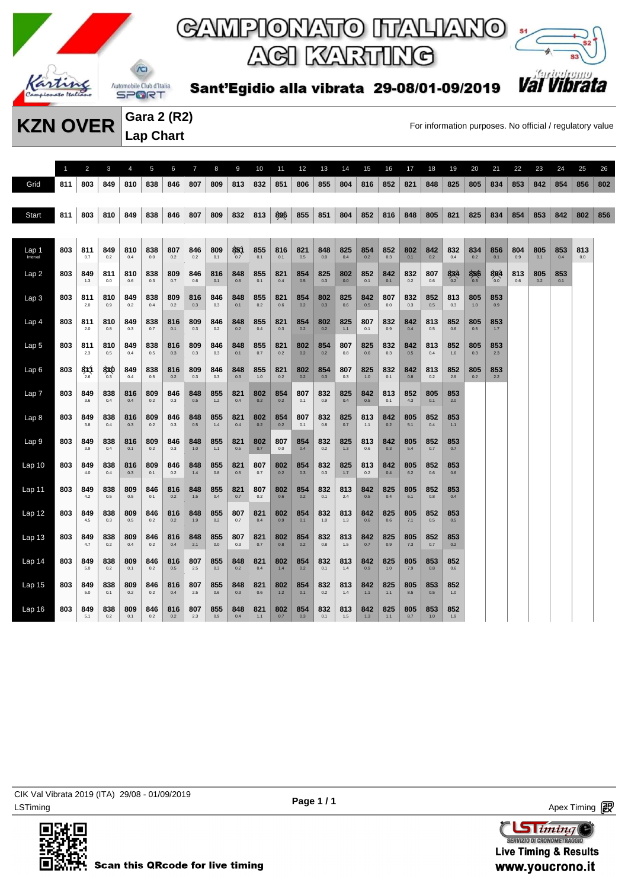# CAMPIONATO ITALIANO ACI KARTING

**Sant'Egidio alla vibrata 29-08/01-09/2019**

## KZN OVER

### Gara 2 (R2)
### Lap Chart

For information purposes. No official / regulatory value

| | 1 | 2 | 3 | 4 | 5 | 6 | 7 | 8 | 9 | 10 | 11 | 12 | 13 | 14 | 15 | 16 | 17 | 18 | 19 | 20 | 21 | 22 | 23 | 24 | 25 | 26 |
|---|---|---|---|---|---|---|---|---|---|---|---|---|---|---|---|---|---|---|---|---|---|---|---|---|---|---|
| Grid | 811 | 803 | 849 | 810 | 838 | 846 | 807 | 809 | 813 | 832 | 851 | 806 | 855 | 804 | 816 | 852 | 821 | 848 | 825 | 805 | 834 | 853 | 842 | 854 | 856 | 802 |
| Start | 811 | 803 | 810 | 849 | 838 | 846 | 807 | 809 | 832 | 813 | 806 | 855 | 851 | 804 | 852 | 816 | 848 | 805 | 821 | 825 | 834 | 854 | 853 | 842 | 802 | 856 |
| Lap 1 (Interval) | 803 | 811 0.7 | 849 0.2 | 810 0.4 | 838 0.0 | 807 0.2 | 846 0.2 | 809 0.1 | 851 0.7 | 855 0.1 | 816 0.1 | 821 0.5 | 848 0.0 | 825 0.4 | 854 0.2 | 852 0.3 | 802 0.1 | 842 0.2 | 832 0.4 | 834 0.2 | 856 0.1 | 804 0.9 | 805 0.1 | 853 0.4 | 813 0.0 | |
| Lap 2 | 803 | 849 1.3 | 811 0.0 | 810 0.6 | 838 0.3 | 809 0.7 | 846 0.6 | 816 0.1 | 848 0.6 | 855 0.1 | 821 0.4 | 854 0.5 | 825 0.3 | 802 0.0 | 852 0.1 | 842 0.1 | 832 0.2 | 807 0.6 | 834 0.2 | 856 0.3 | 804 0.0 | 813 0.6 | 805 0.2 | 853 0.1 | | |
| Lap 3 | 803 | 811 2.0 | 810 0.9 | 849 0.2 | 838 0.4 | 809 0.2 | 816 0.3 | 846 0.3 | 848 0.1 | 855 0.2 | 821 0.6 | 854 0.2 | 802 0.3 | 825 0.6 | 842 0.5 | 807 0.0 | 832 0.3 | 852 0.5 | 813 0.3 | 805 1.0 | 853 0.9 | | | | | |
| Lap 4 | 803 | 811 2.0 | 810 0.8 | 849 0.3 | 838 0.7 | 816 0.1 | 809 0.3 | 846 0.2 | 848 0.2 | 855 0.4 | 821 0.3 | 854 0.2 | 802 0.2 | 825 1.1 | 807 0.1 | 832 0.9 | 842 0.4 | 813 0.5 | 852 0.6 | 805 0.5 | 853 1.7 | | | | | |
| Lap 5 | 803 | 811 2.3 | 810 0.5 | 849 0.4 | 838 0.5 | 816 0.3 | 809 0.3 | 846 0.3 | 848 0.1 | 855 0.7 | 821 0.2 | 802 0.2 | 854 0.2 | 807 0.8 | 825 0.6 | 832 0.3 | 842 0.5 | 813 0.4 | 852 1.6 | 805 0.3 | 853 2.3 | | | | | |
| Lap 6 | 803 | 811 2.6 | 810 0.3 | 849 0.4 | 838 0.5 | 816 0.2 | 809 0.3 | 846 0.3 | 848 0.3 | 855 1.0 | 821 0.2 | 802 0.2 | 854 0.3 | 807 0.3 | 825 1.0 | 832 0.1 | 842 0.8 | 813 0.2 | 852 2.9 | 805 0.2 | 853 2.2 | | | | | |
| Lap 7 | 803 | 849 3.6 | 838 0.4 | 816 0.4 | 809 0.2 | 846 0.3 | 848 0.5 | 855 1.2 | 821 0.4 | 802 0.2 | 854 0.2 | 807 0.1 | 832 0.9 | 825 0.4 | 842 0.5 | 813 0.1 | 852 4.3 | 805 0.1 | 853 2.0 | | | | | | | |
| Lap 8 | 803 | 849 3.8 | 838 0.4 | 816 0.3 | 809 0.2 | 846 0.3 | 848 0.5 | 855 1.4 | 821 0.4 | 802 0.2 | 854 0.2 | 807 0.1 | 832 0.8 | 825 0.7 | 813 1.1 | 842 0.2 | 805 5.1 | 852 0.4 | 853 1.1 | | | | | | | |
| Lap 9 | 803 | 849 3.9 | 838 0.4 | 816 0.1 | 809 0.2 | 846 0.3 | 848 1.0 | 855 1.1 | 821 0.5 | 802 0.7 | 807 0.0 | 854 0.4 | 832 0.2 | 825 1.3 | 813 0.6 | 842 0.3 | 805 5.4 | 852 0.7 | 853 0.7 | | | | | | | |
| Lap 10 | 803 | 849 4.0 | 838 0.4 | 816 0.3 | 809 0.1 | 846 0.2 | 848 1.4 | 855 0.8 | 821 0.5 | 807 0.7 | 802 0.2 | 854 0.3 | 832 0.3 | 825 1.7 | 813 0.2 | 842 0.4 | 805 6.2 | 852 0.6 | 853 0.6 | | | | | | | |
| Lap 11 | 803 | 849 4.2 | 838 0.5 | 809 0.5 | 846 0.1 | 816 0.2 | 848 1.5 | 855 0.4 | 821 0.7 | 807 0.2 | 802 0.6 | 854 0.2 | 832 0.1 | 813 2.4 | 842 0.5 | 825 0.4 | 805 6.1 | 852 0.8 | 853 0.4 | | | | | | | |
| Lap 12 | 803 | 849 4.5 | 838 0.3 | 809 0.5 | 846 0.2 | 816 0.2 | 848 1.9 | 855 0.2 | 807 0.7 | 821 0.4 | 802 0.9 | 854 0.1 | 832 1.0 | 813 1.3 | 842 0.6 | 825 0.6 | 805 7.1 | 852 0.5 | 853 0.5 | | | | | | | |
| Lap 13 | 803 | 849 4.7 | 838 0.2 | 809 0.4 | 846 0.2 | 816 0.4 | 848 2.1 | 855 0.0 | 807 0.3 | 821 0.7 | 802 0.8 | 854 0.2 | 832 0.8 | 813 1.5 | 842 0.7 | 825 0.9 | 805 7.3 | 852 0.7 | 853 0.2 | | | | | | | |
| Lap 14 | 803 | 849 5.0 | 838 0.2 | 809 0.1 | 846 0.2 | 816 0.5 | 807 2.5 | 855 0.3 | 848 0.2 | 821 0.4 | 802 1.4 | 854 0.2 | 832 0.1 | 813 1.4 | 842 0.9 | 825 1.0 | 805 7.9 | 853 0.8 | 852 0.6 | | | | | | | |
| Lap 15 | 803 | 849 5.0 | 838 0.1 | 809 0.2 | 846 0.2 | 816 0.4 | 807 2.5 | 855 0.6 | 848 0.3 | 821 0.6 | 802 1.2 | 854 0.1 | 832 0.2 | 813 1.4 | 842 1.1 | 825 1.1 | 805 8.5 | 853 0.5 | 852 1.0 | | | | | | | |
| Lap 16 | 803 | 849 5.1 | 838 0.2 | 809 0.1 | 846 0.2 | 816 0.2 | 807 2.3 | 855 0.9 | 848 0.4 | 821 1.1 | 802 0.7 | 854 0.3 | 832 0.1 | 813 1.5 | 842 1.3 | 825 1.1 | 805 8.7 | 853 1.0 | 852 1.9 | | | | | | | |

CIK Val Vibrata 2019 (ITA) 29/08 - 01/09/2019
LSTiming

Apex Timing

Scan this QRcode for live timing

SERVIZIO DI CRONOMETRAGGIO
Live Timing & Results
www.youcrono.it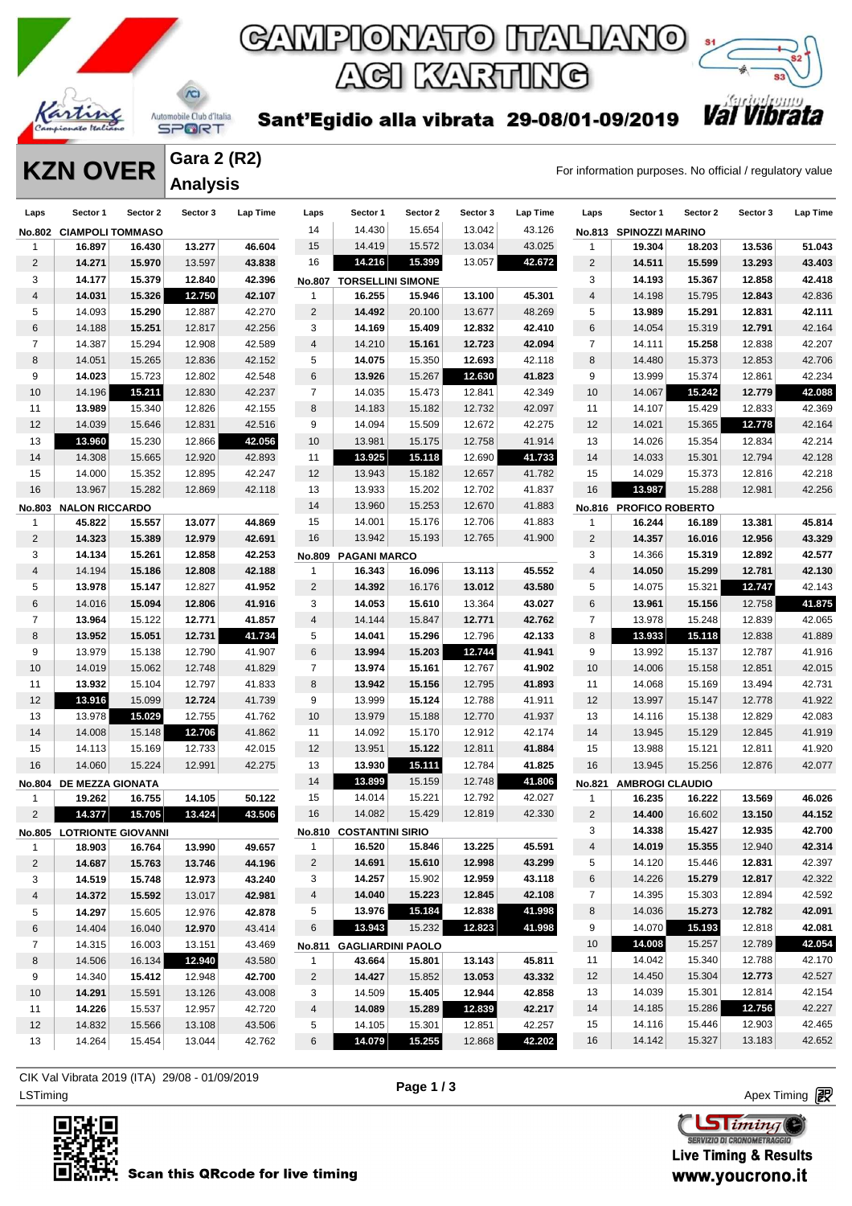# CAMPIONATO ITALIANO ACI KARTING

**Sant'Egidio alla vibrata 29-08/01-09/2019**

## KZN OVER

### Gara 2 (R2) Analysis

For information purposes. No official / regulatory value

**No.802 CIAMPOLI TOMMASO**

| Laps | Sector 1 | Sector 2 | Sector 3 | Lap Time |
|---|---|---|---|---|
| 1 | 16.897 | 16.430 | 13.277 | 46.604 |
| 2 | 14.271 | 15.970 | 13.597 | 43.838 |
| 3 | 14.177 | 15.379 | 12.840 | 42.396 |
| 4 | 14.031 | 15.326 | 12.750 | 42.107 |
| 5 | 14.093 | 15.290 | 12.887 | 42.270 |
| 6 | 14.188 | 15.251 | 12.817 | 42.256 |
| 7 | 14.387 | 15.294 | 12.908 | 42.589 |
| 8 | 14.051 | 15.265 | 12.836 | 42.152 |
| 9 | 14.023 | 15.723 | 12.802 | 42.548 |
| 10 | 14.196 | 15.211 | 12.830 | 42.237 |
| 11 | 13.989 | 15.340 | 12.826 | 42.155 |
| 12 | 14.039 | 15.646 | 12.831 | 42.516 |
| 13 | 13.960 | 15.230 | 12.866 | 42.056 |
| 14 | 14.308 | 15.665 | 12.920 | 42.893 |
| 15 | 14.000 | 15.352 | 12.895 | 42.247 |
| 16 | 13.967 | 15.282 | 12.869 | 42.118 |

**No.803 NALON RICCARDO**

| Laps | Sector 1 | Sector 2 | Sector 3 | Lap Time |
|---|---|---|---|---|
| 1 | 45.822 | 15.557 | 13.077 | 44.869 |
| 2 | 14.323 | 15.389 | 12.979 | 42.691 |
| 3 | 14.134 | 15.261 | 12.858 | 42.253 |
| 4 | 14.194 | 15.186 | 12.808 | 42.188 |
| 5 | 13.978 | 15.147 | 12.827 | 41.952 |
| 6 | 14.016 | 15.094 | 12.806 | 41.916 |
| 7 | 13.964 | 15.122 | 12.771 | 41.857 |
| 8 | 13.952 | 15.051 | 12.731 | 41.734 |
| 9 | 13.979 | 15.138 | 12.790 | 41.907 |
| 10 | 14.019 | 15.062 | 12.748 | 41.829 |
| 11 | 13.932 | 15.104 | 12.797 | 41.833 |
| 12 | 13.916 | 15.099 | 12.724 | 41.739 |
| 13 | 13.978 | 15.029 | 12.755 | 41.762 |
| 14 | 14.008 | 15.148 | 12.706 | 41.862 |
| 15 | 14.113 | 15.169 | 12.733 | 42.015 |
| 16 | 14.060 | 15.224 | 12.991 | 42.275 |

**No.804 DE MEZZA GIONATA**

| Laps | Sector 1 | Sector 2 | Sector 3 | Lap Time |
|---|---|---|---|---|
| 1 | 19.262 | 16.755 | 14.105 | 50.122 |
| 2 | 14.377 | 15.705 | 13.424 | 43.506 |

**No.805 LOTRIONTE GIOVANNI**

| Laps | Sector 1 | Sector 2 | Sector 3 | Lap Time |
|---|---|---|---|---|
| 1 | 18.903 | 16.764 | 13.990 | 49.657 |
| 2 | 14.687 | 15.763 | 13.746 | 44.196 |
| 3 | 14.519 | 15.748 | 12.973 | 43.240 |
| 4 | 14.372 | 15.592 | 13.017 | 42.981 |
| 5 | 14.297 | 15.605 | 12.976 | 42.878 |
| 6 | 14.404 | 16.040 | 12.970 | 43.414 |
| 7 | 14.315 | 16.003 | 13.151 | 43.469 |
| 8 | 14.506 | 16.134 | 12.940 | 43.580 |
| 9 | 14.340 | 15.412 | 12.948 | 42.700 |
| 10 | 14.291 | 15.591 | 13.126 | 43.008 |
| 11 | 14.226 | 15.537 | 12.957 | 42.720 |
| 12 | 14.832 | 15.566 | 13.108 | 43.506 |
| 13 | 14.264 | 15.454 | 13.044 | 42.762 |
| 14 | 14.430 | 15.654 | 13.042 | 43.126 |
| 15 | 14.419 | 15.572 | 13.034 | 43.025 |
| 16 | 14.216 | 15.399 | 13.057 | 42.672 |

**No.807 TORSELLINI SIMONE**

| Laps | Sector 1 | Sector 2 | Sector 3 | Lap Time |
|---|---|---|---|---|
| 1 | 16.255 | 15.946 | 13.100 | 45.301 |
| 2 | 14.492 | 20.100 | 13.677 | 48.269 |
| 3 | 14.169 | 15.409 | 12.832 | 42.410 |
| 4 | 14.210 | 15.161 | 12.723 | 42.094 |
| 5 | 14.075 | 15.350 | 12.693 | 42.118 |
| 6 | 13.926 | 15.267 | 12.630 | 41.823 |
| 7 | 14.035 | 15.473 | 12.841 | 42.349 |
| 8 | 14.183 | 15.182 | 12.732 | 42.097 |
| 9 | 14.094 | 15.509 | 12.672 | 42.275 |
| 10 | 13.981 | 15.175 | 12.758 | 41.914 |
| 11 | 13.925 | 15.118 | 12.690 | 41.733 |
| 12 | 13.943 | 15.182 | 12.657 | 41.782 |
| 13 | 13.933 | 15.202 | 12.702 | 41.837 |
| 14 | 13.960 | 15.253 | 12.670 | 41.883 |
| 15 | 14.001 | 15.176 | 12.706 | 41.883 |
| 16 | 13.942 | 15.193 | 12.765 | 41.900 |

**No.809 PAGANI MARCO**

| Laps | Sector 1 | Sector 2 | Sector 3 | Lap Time |
|---|---|---|---|---|
| 1 | 16.343 | 16.096 | 13.113 | 45.552 |
| 2 | 14.392 | 16.176 | 13.012 | 43.580 |
| 3 | 14.053 | 15.610 | 13.364 | 43.027 |
| 4 | 14.144 | 15.847 | 12.771 | 42.762 |
| 5 | 14.041 | 15.296 | 12.796 | 42.133 |
| 6 | 13.994 | 15.203 | 12.744 | 41.941 |
| 7 | 13.974 | 15.161 | 12.767 | 41.902 |
| 8 | 13.942 | 15.156 | 12.795 | 41.893 |
| 9 | 13.999 | 15.124 | 12.788 | 41.911 |
| 10 | 13.979 | 15.188 | 12.770 | 41.937 |
| 11 | 14.092 | 15.170 | 12.912 | 42.174 |
| 12 | 13.951 | 15.122 | 12.811 | 41.884 |
| 13 | 13.930 | 15.111 | 12.784 | 41.825 |
| 14 | 13.899 | 15.159 | 12.748 | 41.806 |
| 15 | 14.014 | 15.221 | 12.792 | 42.027 |
| 16 | 14.082 | 15.429 | 12.819 | 42.330 |

**No.810 COSTANTINI SIRIO**

| Laps | Sector 1 | Sector 2 | Sector 3 | Lap Time |
|---|---|---|---|---|
| 1 | 16.520 | 15.846 | 13.225 | 45.591 |
| 2 | 14.691 | 15.610 | 12.998 | 43.299 |
| 3 | 14.257 | 15.902 | 12.959 | 43.118 |
| 4 | 14.040 | 15.223 | 12.845 | 42.108 |
| 5 | 13.976 | 15.184 | 12.838 | 41.998 |
| 6 | 13.943 | 15.232 | 12.823 | 41.998 |

**No.811 GAGLIARDINI PAOLO**

| Laps | Sector 1 | Sector 2 | Sector 3 | Lap Time |
|---|---|---|---|---|
| 1 | 43.664 | 15.801 | 13.143 | 45.811 |
| 2 | 14.427 | 15.852 | 13.053 | 43.332 |
| 3 | 14.509 | 15.405 | 12.944 | 42.858 |
| 4 | 14.089 | 15.289 | 12.839 | 42.217 |
| 5 | 14.105 | 15.301 | 12.851 | 42.257 |
| 6 | 14.079 | 15.255 | 12.868 | 42.202 |

**No.813 SPINOZZI MARINO**

| Laps | Sector 1 | Sector 2 | Sector 3 | Lap Time |
|---|---|---|---|---|
| 1 | 19.304 | 18.203 | 13.536 | 51.043 |
| 2 | 14.511 | 15.599 | 13.293 | 43.403 |
| 3 | 14.193 | 15.367 | 12.858 | 42.418 |
| 4 | 14.198 | 15.795 | 12.843 | 42.836 |
| 5 | 13.989 | 15.291 | 12.831 | 42.111 |
| 6 | 14.054 | 15.319 | 12.791 | 42.164 |
| 7 | 14.111 | 15.258 | 12.838 | 42.207 |
| 8 | 14.480 | 15.373 | 12.853 | 42.706 |
| 9 | 13.999 | 15.374 | 12.861 | 42.234 |
| 10 | 14.067 | 15.242 | 12.779 | 42.088 |
| 11 | 14.107 | 15.429 | 12.833 | 42.369 |
| 12 | 14.021 | 15.365 | 12.778 | 42.164 |
| 13 | 14.026 | 15.354 | 12.834 | 42.214 |
| 14 | 14.033 | 15.301 | 12.794 | 42.128 |
| 15 | 14.029 | 15.373 | 12.816 | 42.218 |
| 16 | 13.987 | 15.288 | 12.981 | 42.256 |

**No.816 PROFICO ROBERTO**

| Laps | Sector 1 | Sector 2 | Sector 3 | Lap Time |
|---|---|---|---|---|
| 1 | 16.244 | 16.189 | 13.381 | 45.814 |
| 2 | 14.357 | 16.016 | 12.956 | 43.329 |
| 3 | 14.366 | 15.319 | 12.892 | 42.577 |
| 4 | 14.050 | 15.299 | 12.781 | 42.130 |
| 5 | 14.075 | 15.321 | 12.747 | 42.143 |
| 6 | 13.961 | 15.156 | 12.758 | 41.875 |
| 7 | 13.978 | 15.248 | 12.839 | 42.065 |
| 8 | 13.933 | 15.118 | 12.838 | 41.889 |
| 9 | 13.992 | 15.137 | 12.787 | 41.916 |
| 10 | 14.006 | 15.158 | 12.851 | 42.015 |
| 11 | 14.068 | 15.169 | 13.494 | 42.731 |
| 12 | 13.997 | 15.147 | 12.778 | 41.922 |
| 13 | 14.116 | 15.138 | 12.829 | 42.083 |
| 14 | 13.945 | 15.129 | 12.845 | 41.919 |
| 15 | 13.988 | 15.121 | 12.811 | 41.920 |
| 16 | 13.945 | 15.256 | 12.876 | 42.077 |

**No.821 AMBROGI CLAUDIO**

| Laps | Sector 1 | Sector 2 | Sector 3 | Lap Time |
|---|---|---|---|---|
| 1 | 16.235 | 16.222 | 13.569 | 46.026 |
| 2 | 14.400 | 16.602 | 13.150 | 44.152 |
| 3 | 14.338 | 15.427 | 12.935 | 42.700 |
| 4 | 14.019 | 15.355 | 12.940 | 42.314 |
| 5 | 14.120 | 15.446 | 12.831 | 42.397 |
| 6 | 14.226 | 15.279 | 12.817 | 42.322 |
| 7 | 14.395 | 15.303 | 12.894 | 42.592 |
| 8 | 14.036 | 15.273 | 12.782 | 42.091 |
| 9 | 14.070 | 15.193 | 12.818 | 42.081 |
| 10 | 14.008 | 15.257 | 12.789 | 42.054 |
| 11 | 14.042 | 15.340 | 12.788 | 42.170 |
| 12 | 14.450 | 15.304 | 12.773 | 42.527 |
| 13 | 14.039 | 15.301 | 12.814 | 42.154 |
| 14 | 14.185 | 15.286 | 12.756 | 42.227 |
| 15 | 14.116 | 15.446 | 12.903 | 42.465 |
| 16 | 14.142 | 15.327 | 13.183 | 42.652 |

CIK Val Vibrata 2019 (ITA) 29/08 - 01/09/2019

LSTiming

Apex Timing

Scan this QRcode for live timing

Live Timing & Results www.youcrono.it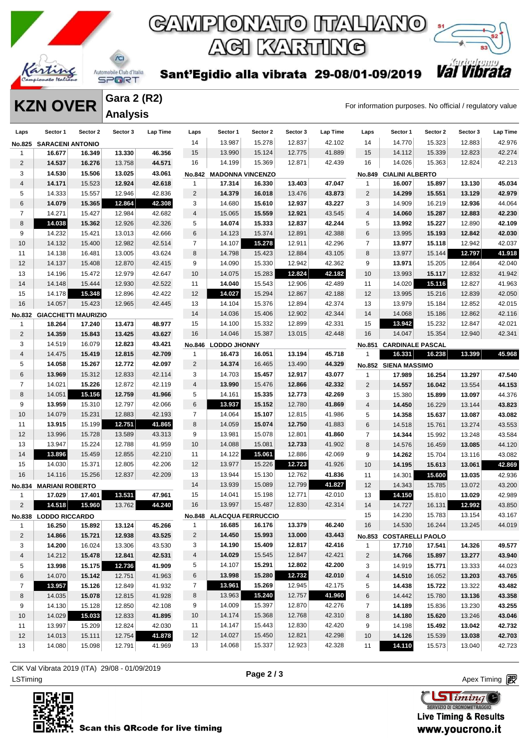# CAMPIONATO ITALIANO ACI KARTING

## Sant'Egidio alla vibrata 29-08/01-09/2019

# KZN OVER

## Gara 2 (R2) Analysis

For information purposes. No official / regulatory value

| Laps | Sector 1 | Sector 2 | Sector 3 | Lap Time |
|---|---|---|---|---|
| **No.825 SARACENI ANTONIO** | | | | |
| 1 | 16.677 | 16.349 | 13.330 | 46.356 |
| 2 | 14.537 | 16.276 | 13.758 | 44.571 |
| 3 | 14.530 | 15.506 | 13.025 | 43.061 |
| 4 | 14.171 | 15.523 | 12.924 | 42.618 |
| 5 | 14.333 | 15.557 | 12.946 | 42.836 |
| 6 | 14.079 | 15.365 | 12.864 | 42.308 |
| 7 | 14.271 | 15.427 | 12.984 | 42.682 |
| 8 | 14.038 | 15.362 | 12.926 | 42.326 |
| 9 | 14.232 | 15.421 | 13.013 | 42.666 |
| 10 | 14.132 | 15.400 | 12.982 | 42.514 |
| 11 | 14.138 | 16.481 | 13.005 | 43.624 |
| 12 | 14.137 | 15.408 | 12.870 | 42.415 |
| 13 | 14.196 | 15.472 | 12.979 | 42.647 |
| 14 | 14.148 | 15.444 | 12.930 | 42.522 |
| 15 | 14.178 | 15.348 | 12.896 | 42.422 |
| 16 | 14.057 | 15.423 | 12.965 | 42.445 |
| **No.832 GIACCHETTI MAURIZIO** | | | | |
| 1 | 18.264 | 17.240 | 13.473 | 48.977 |
| 2 | 14.359 | 15.843 | 13.425 | 43.627 |
| 3 | 14.519 | 16.079 | 12.823 | 43.421 |
| 4 | 14.475 | 15.419 | 12.815 | 42.709 |
| 5 | 14.058 | 15.267 | 12.772 | 42.097 |
| 6 | 13.969 | 15.312 | 12.833 | 42.114 |
| 7 | 14.021 | 15.226 | 12.872 | 42.119 |
| 8 | 14.051 | 15.156 | 12.759 | 41.966 |
| 9 | 13.959 | 15.310 | 12.797 | 42.066 |
| 10 | 14.079 | 15.231 | 12.883 | 42.193 |
| 11 | 13.915 | 15.199 | 12.751 | 41.865 |
| 12 | 13.996 | 15.728 | 13.589 | 43.313 |
| 13 | 13.947 | 15.224 | 12.788 | 41.959 |
| 14 | 13.896 | 15.459 | 12.855 | 42.210 |
| 15 | 14.030 | 15.371 | 12.805 | 42.206 |
| 16 | 14.116 | 15.256 | 12.837 | 42.209 |
| **No.834 MARIANI ROBERTO** | | | | |
| 1 | 17.029 | 17.401 | 13.531 | 47.961 |
| 2 | 14.518 | 15.960 | 13.762 | 44.240 |
| **No.838 LODDO RICCARDO** | | | | |
| 1 | 16.250 | 15.892 | 13.124 | 45.266 |
| 2 | 14.866 | 15.721 | 12.938 | 43.525 |
| 3 | 14.200 | 16.024 | 13.306 | 43.530 |
| 4 | 14.212 | 15.478 | 12.841 | 42.531 |
| 5 | 13.998 | 15.175 | 12.736 | 41.909 |
| 6 | 14.070 | 15.142 | 12.751 | 41.963 |
| 7 | 13.957 | 15.126 | 12.849 | 41.932 |
| 8 | 14.035 | 15.078 | 12.815 | 41.928 |
| 9 | 14.130 | 15.128 | 12.850 | 42.108 |
| 10 | 14.029 | 15.033 | 12.833 | 41.895 |
| 11 | 13.997 | 15.209 | 12.824 | 42.030 |
| 12 | 14.013 | 15.111 | 12.754 | 41.878 |
| 13 | 14.080 | 15.098 | 12.791 | 41.969 |
| 14 | 13.987 | 15.278 | 12.837 | 42.102 |
| 15 | 13.990 | 15.124 | 12.775 | 41.889 |
| 16 | 14.199 | 15.369 | 12.871 | 42.439 |
| **No.842 MADONNA VINCENZO** | | | | |
| 1 | 17.314 | 16.330 | 13.403 | 47.047 |
| 2 | 14.379 | 16.018 | 13.476 | 43.873 |
| 3 | 14.680 | 15.610 | 12.937 | 43.227 |
| 4 | 15.065 | 15.559 | 12.921 | 43.545 |
| 5 | 14.074 | 15.333 | 12.837 | 42.244 |
| 6 | 14.123 | 15.374 | 12.891 | 42.388 |
| 7 | 14.107 | 15.278 | 12.911 | 42.296 |
| 8 | 14.798 | 15.423 | 12.884 | 43.105 |
| 9 | 14.090 | 15.330 | 12.942 | 42.362 |
| 10 | 14.075 | 15.283 | 12.824 | 42.182 |
| 11 | 14.040 | 15.543 | 12.906 | 42.489 |
| 12 | 14.027 | 15.294 | 12.867 | 42.188 |
| 13 | 14.104 | 15.376 | 12.894 | 42.374 |
| 14 | 14.036 | 15.406 | 12.902 | 42.344 |
| 15 | 14.100 | 15.332 | 12.899 | 42.331 |
| 16 | 14.046 | 15.387 | 13.015 | 42.448 |
| **No.846 LODDO JHONNY** | | | | |
| 1 | 16.473 | 16.051 | 13.194 | 45.718 |
| 2 | 14.374 | 16.465 | 13.490 | 44.329 |
| 3 | 14.703 | 15.457 | 12.917 | 43.077 |
| 4 | 13.990 | 15.476 | 12.866 | 42.332 |
| 5 | 14.161 | 15.335 | 12.773 | 42.269 |
| 6 | 13.937 | 15.152 | 12.780 | 41.869 |
| 7 | 14.064 | 15.107 | 12.815 | 41.986 |
| 8 | 14.059 | 15.074 | 12.750 | 41.883 |
| 9 | 13.981 | 15.078 | 12.801 | 41.860 |
| 10 | 14.088 | 15.081 | 12.733 | 41.902 |
| 11 | 14.122 | 15.061 | 12.886 | 42.069 |
| 12 | 13.977 | 15.226 | 12.723 | 41.926 |
| 13 | 13.944 | 15.130 | 12.762 | 41.836 |
| 14 | 13.939 | 15.089 | 12.799 | 41.827 |
| 15 | 14.041 | 15.198 | 12.771 | 42.010 |
| 16 | 13.997 | 15.487 | 12.830 | 42.314 |
| **No.848 ALACQUA FERRUCCIO** | | | | |
| 1 | 16.685 | 16.176 | 13.379 | 46.240 |
| 2 | 14.450 | 15.993 | 13.000 | 43.443 |
| 3 | 14.190 | 15.409 | 12.817 | 42.416 |
| 4 | 14.029 | 15.545 | 12.847 | 42.421 |
| 5 | 14.107 | 15.291 | 12.802 | 42.200 |
| 6 | 13.998 | 15.280 | 12.732 | 42.010 |
| 7 | 13.961 | 15.269 | 12.945 | 42.175 |
| 8 | 13.963 | 15.240 | 12.757 | 41.960 |
| 9 | 14.009 | 15.397 | 12.870 | 42.276 |
| 10 | 14.174 | 15.368 | 12.768 | 42.310 |
| 11 | 14.147 | 15.443 | 12.830 | 42.420 |
| 12 | 14.027 | 15.450 | 12.821 | 42.298 |
| 13 | 14.068 | 15.337 | 12.923 | 42.328 |
| 14 | 14.770 | 15.323 | 12.883 | 42.976 |
| 15 | 14.112 | 15.339 | 12.823 | 42.274 |
| 16 | 14.026 | 15.363 | 12.824 | 42.213 |
| **No.849 CIALINI ALBERTO** | | | | |
| 1 | 16.007 | 15.897 | 13.130 | 45.034 |
| 2 | 14.299 | 15.551 | 13.129 | 42.979 |
| 3 | 14.909 | 16.219 | 12.936 | 44.064 |
| 4 | 14.060 | 15.287 | 12.883 | 42.230 |
| 5 | 13.992 | 15.227 | 12.890 | 42.109 |
| 6 | 13.995 | 15.193 | 12.842 | 42.030 |
| 7 | 13.977 | 15.118 | 12.942 | 42.037 |
| 8 | 13.977 | 15.144 | 12.797 | 41.918 |
| 9 | 13.971 | 15.205 | 12.864 | 42.040 |
| 10 | 13.993 | 15.117 | 12.832 | 41.942 |
| 11 | 14.020 | 15.116 | 12.827 | 41.963 |
| 12 | 13.995 | 15.216 | 12.839 | 42.050 |
| 13 | 13.979 | 15.184 | 12.852 | 42.015 |
| 14 | 14.068 | 15.186 | 12.862 | 42.116 |
| 15 | 13.942 | 15.232 | 12.847 | 42.021 |
| 16 | 14.047 | 15.354 | 12.940 | 42.341 |
| **No.851 CARDINALE PASCAL** | | | | |
| 1 | 16.331 | 16.238 | 13.399 | 45.968 |
| **No.852 SIENA MASSIMO** | | | | |
| 1 | 17.989 | 16.254 | 13.297 | 47.540 |
| 2 | 14.557 | 16.042 | 13.554 | 44.153 |
| 3 | 15.380 | 15.899 | 13.097 | 44.376 |
| 4 | 14.450 | 16.229 | 13.144 | 43.823 |
| 5 | 14.358 | 15.637 | 13.087 | 43.082 |
| 6 | 14.518 | 15.761 | 13.274 | 43.553 |
| 7 | 14.344 | 15.992 | 13.248 | 43.584 |
| 8 | 14.576 | 16.459 | 13.085 | 44.120 |
| 9 | 14.262 | 15.704 | 13.116 | 43.082 |
| 10 | 14.195 | 15.613 | 13.061 | 42.869 |
| 11 | 14.301 | 15.600 | 13.035 | 42.936 |
| 12 | 14.343 | 15.785 | 13.072 | 43.200 |
| 13 | 14.150 | 15.810 | 13.029 | 42.989 |
| 14 | 14.727 | 16.131 | 12.992 | 43.850 |
| 15 | 14.230 | 15.783 | 13.154 | 43.167 |
| 16 | 14.530 | 16.244 | 13.245 | 44.019 |
| **No.853 COSTARELLI PAOLO** | | | | |
| 1 | 17.710 | 17.541 | 14.326 | 49.577 |
| 2 | 14.766 | 15.897 | 13.277 | 43.940 |
| 3 | 14.919 | 15.771 | 13.333 | 44.023 |
| 4 | 14.510 | 16.052 | 13.203 | 43.765 |
| 5 | 14.438 | 15.722 | 13.322 | 43.482 |
| 6 | 14.442 | 15.780 | 13.136 | 43.358 |
| 7 | 14.189 | 15.836 | 13.230 | 43.255 |
| 8 | 14.180 | 15.620 | 13.246 | 43.046 |
| 9 | 14.198 | 15.492 | 13.042 | 42.732 |
| 10 | 14.126 | 15.539 | 13.038 | 42.703 |
| 11 | 14.110 | 15.573 | 13.040 | 42.723 |

CIK Val Vibrata 2019 (ITA) 29/08 - 01/09/2019

LSTiming

Apex Timing

Scan this QRcode for live timing

Live Timing & Results www.youcrono.it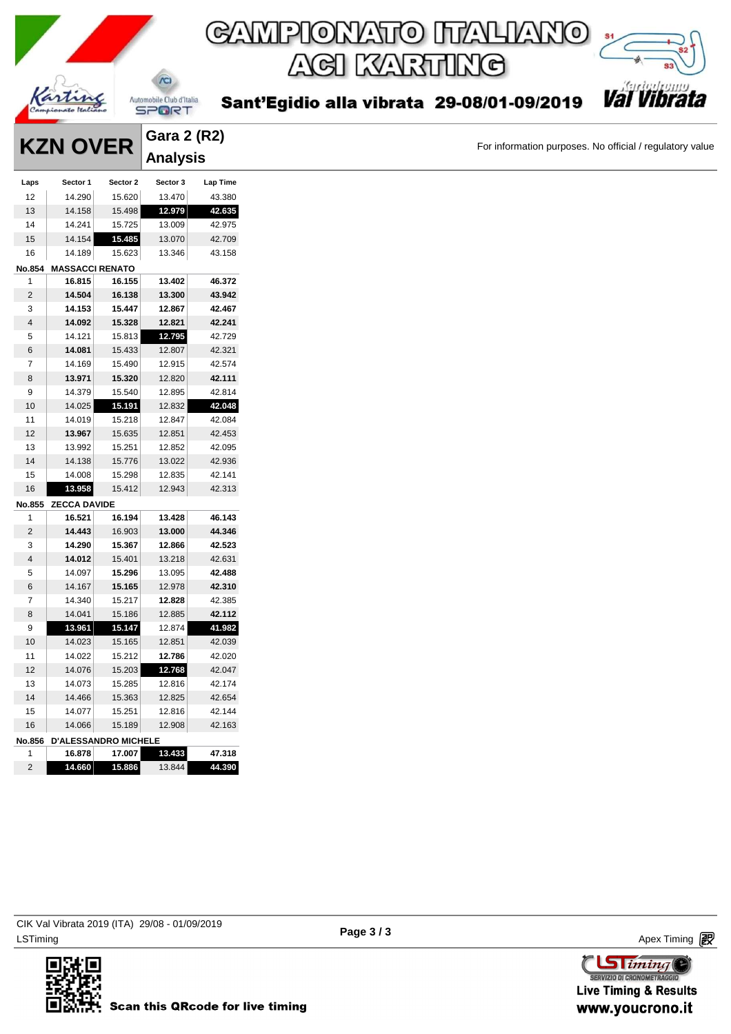# CAMPIONATO ITALIANO ACI KARTING

Sant'Egidio alla vibrata 29-08/01-09/2019

## KZN OVER

**Gara 2 (R2) Analysis**

For information purposes. No official / regulatory value

| Laps | Sector 1 | Sector 2 | Sector 3 | Lap Time |
|---|---|---|---|---|
| 12 | 14.290 | 15.620 | 13.470 | 43.380 |
| 13 | 14.158 | 15.498 | **12.979** | **42.635** |
| 14 | 14.241 | 15.725 | 13.009 | 42.975 |
| 15 | 14.154 | **15.485** | 13.070 | 42.709 |
| 16 | 14.189 | 15.623 | 13.346 | 43.158 |
| **No.854** | **MASSACCI RENATO** | | | |
| 1 | **16.815** | **16.155** | **13.402** | **46.372** |
| 2 | **14.504** | **16.138** | **13.300** | **43.942** |
| 3 | **14.153** | **15.447** | **12.867** | **42.467** |
| 4 | **14.092** | **15.328** | **12.821** | **42.241** |
| 5 | 14.121 | 15.813 | **12.795** | 42.729 |
| 6 | **14.081** | 15.433 | 12.807 | 42.321 |
| 7 | 14.169 | 15.490 | 12.915 | 42.574 |
| 8 | **13.971** | **15.320** | 12.820 | **42.111** |
| 9 | 14.379 | 15.540 | 12.895 | 42.814 |
| 10 | 14.025 | **15.191** | 12.832 | **42.048** |
| 11 | 14.019 | 15.218 | 12.847 | 42.084 |
| 12 | **13.967** | 15.635 | 12.851 | 42.453 |
| 13 | 13.992 | 15.251 | 12.852 | 42.095 |
| 14 | 14.138 | 15.776 | 13.022 | 42.936 |
| 15 | 14.008 | 15.298 | 12.835 | 42.141 |
| 16 | **13.958** | 15.412 | 12.943 | 42.313 |
| **No.855** | **ZECCA DAVIDE** | | | |
| 1 | **16.521** | **16.194** | **13.428** | **46.143** |
| 2 | **14.443** | 16.903 | **13.000** | **44.346** |
| 3 | **14.290** | **15.367** | **12.866** | **42.523** |
| 4 | **14.012** | 15.401 | 13.218 | 42.631 |
| 5 | 14.097 | **15.296** | 13.095 | **42.488** |
| 6 | 14.167 | **15.165** | 12.978 | **42.310** |
| 7 | 14.340 | 15.217 | **12.828** | 42.385 |
| 8 | 14.041 | 15.186 | 12.885 | **42.112** |
| 9 | **13.961** | **15.147** | 12.874 | **41.982** |
| 10 | 14.023 | 15.165 | 12.851 | 42.039 |
| 11 | 14.022 | 15.212 | **12.786** | 42.020 |
| 12 | 14.076 | 15.203 | **12.768** | 42.047 |
| 13 | 14.073 | 15.285 | 12.816 | 42.174 |
| 14 | 14.466 | 15.363 | 12.825 | 42.654 |
| 15 | 14.077 | 15.251 | 12.816 | 42.144 |
| 16 | 14.066 | 15.189 | 12.908 | 42.163 |
| **No.856** | **D'ALESSANDRO MICHELE** | | | |
| 1 | **16.878** | **17.007** | **13.433** | **47.318** |
| 2 | **14.660** | **15.886** | 13.844 | **44.390** |

CIK Val Vibrata 2019 (ITA) 29/08 - 01/09/2019
LSTiming

Apex Timing

Scan this QRcode for live timing

Live Timing & Results
www.youcrono.it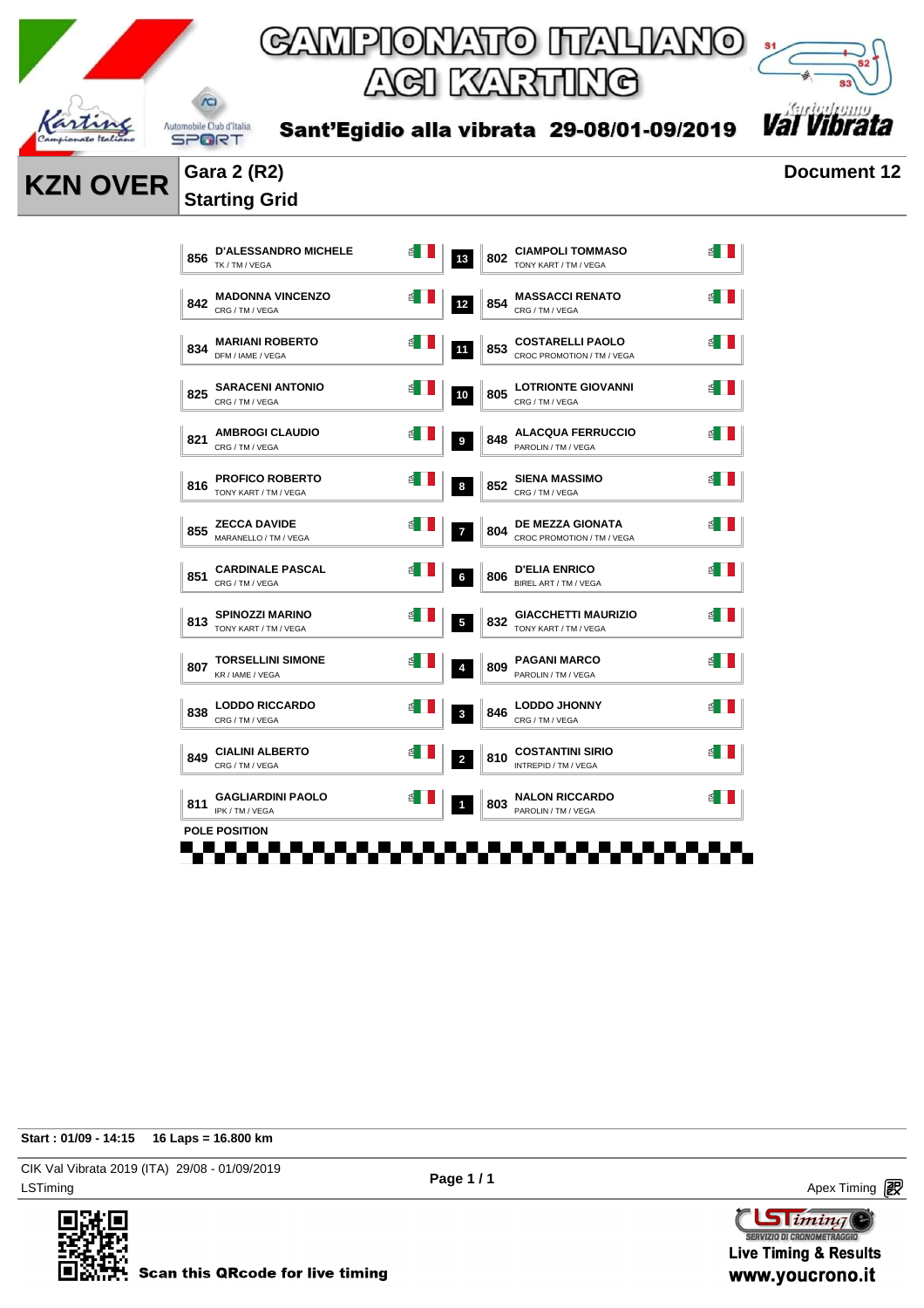# CAMPIONATO ITALIANO ACI KARTING

**Sant'Egidio alla vibrata 29-08/01-09/2019**

## KZN OVER

**Gara 2 (R2)**
**Starting Grid**

**Document 12**

| No. | Driver | Team | Nat. | Pos. | No. | Driver | Team | Nat. |
|---|---|---|---|---|---|---|---|---|
| 856 | D'ALESSANDRO MICHELE | TK / TM / VEGA | ITA | 13 | 802 | CIAMPOLI TOMMASO | TONY KART / TM / VEGA | ITA |
| 842 | MADONNA VINCENZO | CRG / TM / VEGA | ITA | 12 | 854 | MASSACCI RENATO | CRG / TM / VEGA | ITA |
| 834 | MARIANI ROBERTO | DFM / IAME / VEGA | ITA | 11 | 853 | COSTARELLI PAOLO | CROC PROMOTION / TM / VEGA | ITA |
| 825 | SARACENI ANTONIO | CRG / TM / VEGA | ITA | 10 | 805 | LOTRIONTE GIOVANNI | CRG / TM / VEGA | ITA |
| 821 | AMBROGI CLAUDIO | CRG / TM / VEGA | ITA | 9 | 848 | ALACQUA FERRUCCIO | PAROLIN / TM / VEGA | ITA |
| 816 | PROFICO ROBERTO | TONY KART / TM / VEGA | ITA | 8 | 852 | SIENA MASSIMO | CRG / TM / VEGA | ITA |
| 855 | ZECCA DAVIDE | MARANELLO / TM / VEGA | ITA | 7 | 804 | DE MEZZA GIONATA | CROC PROMOTION / TM / VEGA | ITA |
| 851 | CARDINALE PASCAL | CRG / TM / VEGA | ITA | 6 | 806 | D'ELIA ENRICO | BIREL ART / TM / VEGA | ITA |
| 813 | SPINOZZI MARINO | TONY KART / TM / VEGA | ITA | 5 | 832 | GIACCHETTI MAURIZIO | TONY KART / TM / VEGA | ITA |
| 807 | TORSELLINI SIMONE | KR / IAME / VEGA | ITA | 4 | 809 | PAGANI MARCO | PAROLIN / TM / VEGA | ITA |
| 838 | LODDO RICCARDO | CRG / TM / VEGA | ITA | 3 | 846 | LODDO JHONNY | CRG / TM / VEGA | ITA |
| 849 | CIALINI ALBERTO | CRG / TM / VEGA | ITA | 2 | 810 | COSTANTINI SIRIO | INTREPID / TM / VEGA | ITA |
| 811 | GAGLIARDINI PAOLO | IPK / TM / VEGA | ITA | 1 | 803 | NALON RICCARDO | PAROLIN / TM / VEGA | ITA |

POLE POSITION

**Start : 01/09 - 14:15** **16 Laps = 16.800 km**

CIK Val Vibrata 2019 (ITA) 29/08 - 01/09/2019
LSTiming

Apex Timing

Scan this QRcode for live timing

Live Timing & Results
www.youcrono.it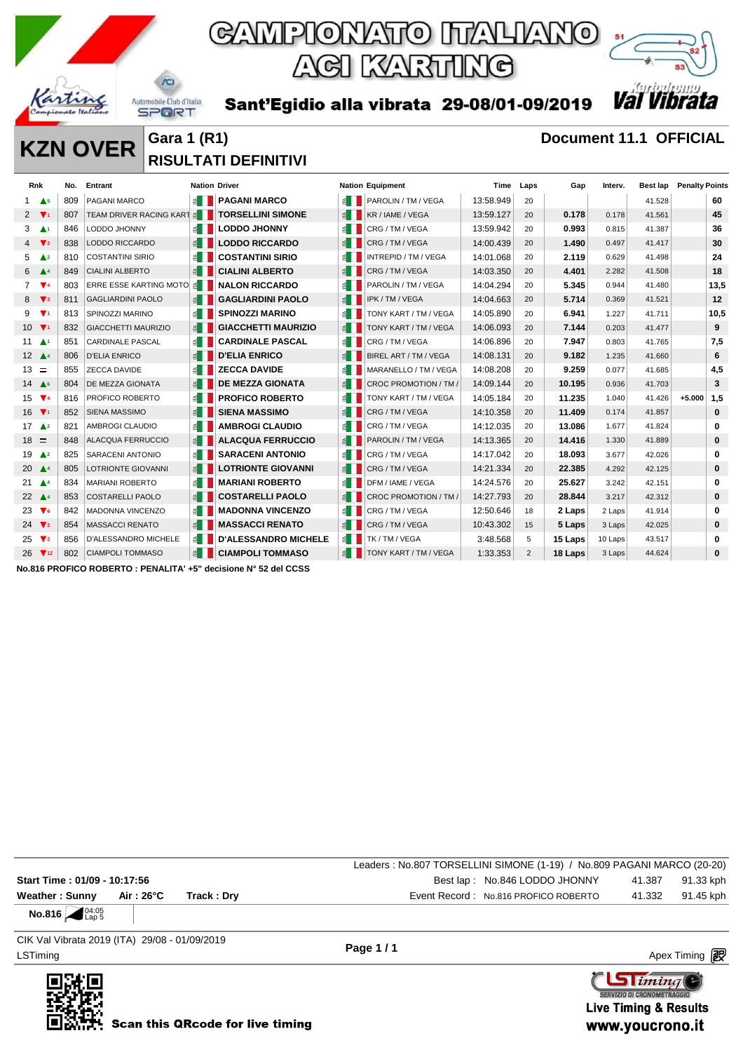# CAMPIONATO ITALIANO ACI KARTING

**Sant'Egidio alla vibrata 29-08/01-09/2019**

## KZN OVER

**Gara 1 (R1)**
**RISULTATI DEFINITIVI**

**Document 11.1 OFFICIAL**

| Rnk | | No. | Entrant | Nation | Driver | Nation | Equipment | Time | Laps | Gap | Interv. | Best lap | Penalty | Points |
|---|---|---|---|---|---|---|---|---|---|---|---|---|---|---|
| 1 | ▲5 | 809 | PAGANI MARCO | | **PAGANI MARCO** | | PAROLIN / TM / VEGA | 13:58.949 | 20 | | | 41.528 | | **60** |
| 2 | ▼1 | 807 | TEAM DRIVER RACING KART | | **TORSELLINI SIMONE** | | KR / IAME / VEGA | 13:59.127 | 20 | **0.178** | 0.178 | 41.561 | | **45** |
| 3 | ▲1 | 846 | LODDO JHONNY | | **LODDO JHONNY** | | CRG / TM / VEGA | 13:59.942 | 20 | **0.993** | 0.815 | 41.387 | | **36** |
| 4 | ▼2 | 838 | LODDO RICCARDO | | **LODDO RICCARDO** | | CRG / TM / VEGA | 14:00.439 | 20 | **1.490** | 0.497 | 41.417 | | **30** |
| 5 | ▲2 | 810 | COSTANTINI SIRIO | | **COSTANTINI SIRIO** | | INTREPID / TM / VEGA | 14:01.068 | 20 | **2.119** | 0.629 | 41.498 | | **24** |
| 6 | ▲4 | 849 | CIALINI ALBERTO | | **CIALINI ALBERTO** | | CRG / TM / VEGA | 14:03.350 | 20 | **4.401** | 2.282 | 41.508 | | **18** |
| 7 | ▼4 | 803 | ERRE ESSE KARTING MOTO | | **NALON RICCARDO** | | PAROLIN / TM / VEGA | 14:04.294 | 20 | **5.345** | 0.944 | 41.480 | | **13,5** |
| 8 | ▼3 | 811 | GAGLIARDINI PAOLO | | **GAGLIARDINI PAOLO** | | IPK / TM / VEGA | 14:04.663 | 20 | **5.714** | 0.369 | 41.521 | | **12** |
| 9 | ▼1 | 813 | SPINOZZI MARINO | | **SPINOZZI MARINO** | | TONY KART / TM / VEGA | 14:05.890 | 20 | **6.941** | 1.227 | 41.711 | | **10,5** |
| 10 | ▼1 | 832 | GIACCHETTI MAURIZIO | | **GIACCHETTI MAURIZIO** | | TONY KART / TM / VEGA | 14:06.093 | 20 | **7.144** | 0.203 | 41.477 | | **9** |
| 11 | ▲1 | 851 | CARDINALE PASCAL | | **CARDINALE PASCAL** | | CRG / TM / VEGA | 14:06.896 | 20 | **7.947** | 0.803 | 41.765 | | **7,5** |
| 12 | ▲4 | 806 | D'ELIA ENRICO | | **D'ELIA ENRICO** | | BIREL ART / TM / VEGA | 14:08.131 | 20 | **9.182** | 1.235 | 41.660 | | **6** |
| 13 | = | 855 | ZECCA DAVIDE | | **ZECCA DAVIDE** | | MARANELLO / TM / VEGA | 14:08.208 | 20 | **9.259** | 0.077 | 41.685 | | **4,5** |
| 14 | ▲6 | 804 | DE MEZZA GIONATA | | **DE MEZZA GIONATA** | | CROC PROMOTION / TM / | 14:09.144 | 20 | **10.195** | 0.936 | 41.703 | | **3** |
| 15 | ▼4 | 816 | PROFICO ROBERTO | | **PROFICO ROBERTO** | | TONY KART / TM / VEGA | 14:05.184 | 20 | **11.235** | 1.040 | 41.426 | **+5.000** | **1,5** |
| 16 | ▼1 | 852 | SIENA MASSIMO | | **SIENA MASSIMO** | | CRG / TM / VEGA | 14:10.358 | 20 | **11.409** | 0.174 | 41.857 | | **0** |
| 17 | ▲2 | 821 | AMBROGI CLAUDIO | | **AMBROGI CLAUDIO** | | CRG / TM / VEGA | 14:12.035 | 20 | **13.086** | 1.677 | 41.824 | | **0** |
| 18 | = | 848 | ALACQUA FERRUCCIO | | **ALACQUA FERRUCCIO** | | PAROLIN / TM / VEGA | 14:13.365 | 20 | **14.416** | 1.330 | 41.889 | | **0** |
| 19 | ▲2 | 825 | SARACENI ANTONIO | | **SARACENI ANTONIO** | | CRG / TM / VEGA | 14:17.042 | 20 | **18.093** | 3.677 | 42.026 | | **0** |
| 20 | ▲4 | 805 | LOTRIONTE GIOVANNI | | **LOTRIONTE GIOVANNI** | | CRG / TM / VEGA | 14:21.334 | 20 | **22.385** | 4.292 | 42.125 | | **0** |
| 21 | ▲4 | 834 | MARIANI ROBERTO | | **MARIANI ROBERTO** | | DFM / IAME / VEGA | 14:24.576 | 20 | **25.627** | 3.242 | 42.151 | | **0** |
| 22 | ▲4 | 853 | COSTARELLI PAOLO | | **COSTARELLI PAOLO** | | CROC PROMOTION / TM / | 14:27.793 | 20 | **28.844** | 3.217 | 42.312 | | **0** |
| 23 | ▼6 | 842 | MADONNA VINCENZO | | **MADONNA VINCENZO** | | CRG / TM / VEGA | 12:50.646 | 18 | **2 Laps** | 2 Laps | 41.914 | | **0** |
| 24 | ▼2 | 854 | MASSACCI RENATO | | **MASSACCI RENATO** | | CRG / TM / VEGA | 10:43.302 | 15 | **5 Laps** | 3 Laps | 42.025 | | **0** |
| 25 | ▼2 | 856 | D'ALESSANDRO MICHELE | | **D'ALESSANDRO MICHELE** | | TK / TM / VEGA | 3:48.568 | 5 | **15 Laps** | 10 Laps | 43.517 | | **0** |
| 26 | ▼12 | 802 | CIAMPOLI TOMMASO | | **CIAMPOLI TOMMASO** | | TONY KART / TM / VEGA | 1:33.353 | 2 | **18 Laps** | 3 Laps | 44.624 | | **0** |

**No.816 PROFICO ROBERTO : PENALITA' +5" decisione N° 52 del CCSS**

Leaders : No.807 TORSELLINI SIMONE (1-19) / No.809 PAGANI MARCO (20-20)

**Start Time : 01/09 - 10:17:56**

**Weather : Sunny** **Air : 26°C** **Track : Dry**

Best lap : No.846 LODDO JHONNY 41.387 91.33 kph

Event Record : No.816 PROFICO ROBERTO 41.332 91.45 kph

**No.816** 04:05 Lap 5

CIK Val Vibrata 2019 (ITA) 29/08 - 01/09/2019

LSTiming

Apex Timing

Scan this QRcode for live timing

Live Timing & Results
www.youcrono.it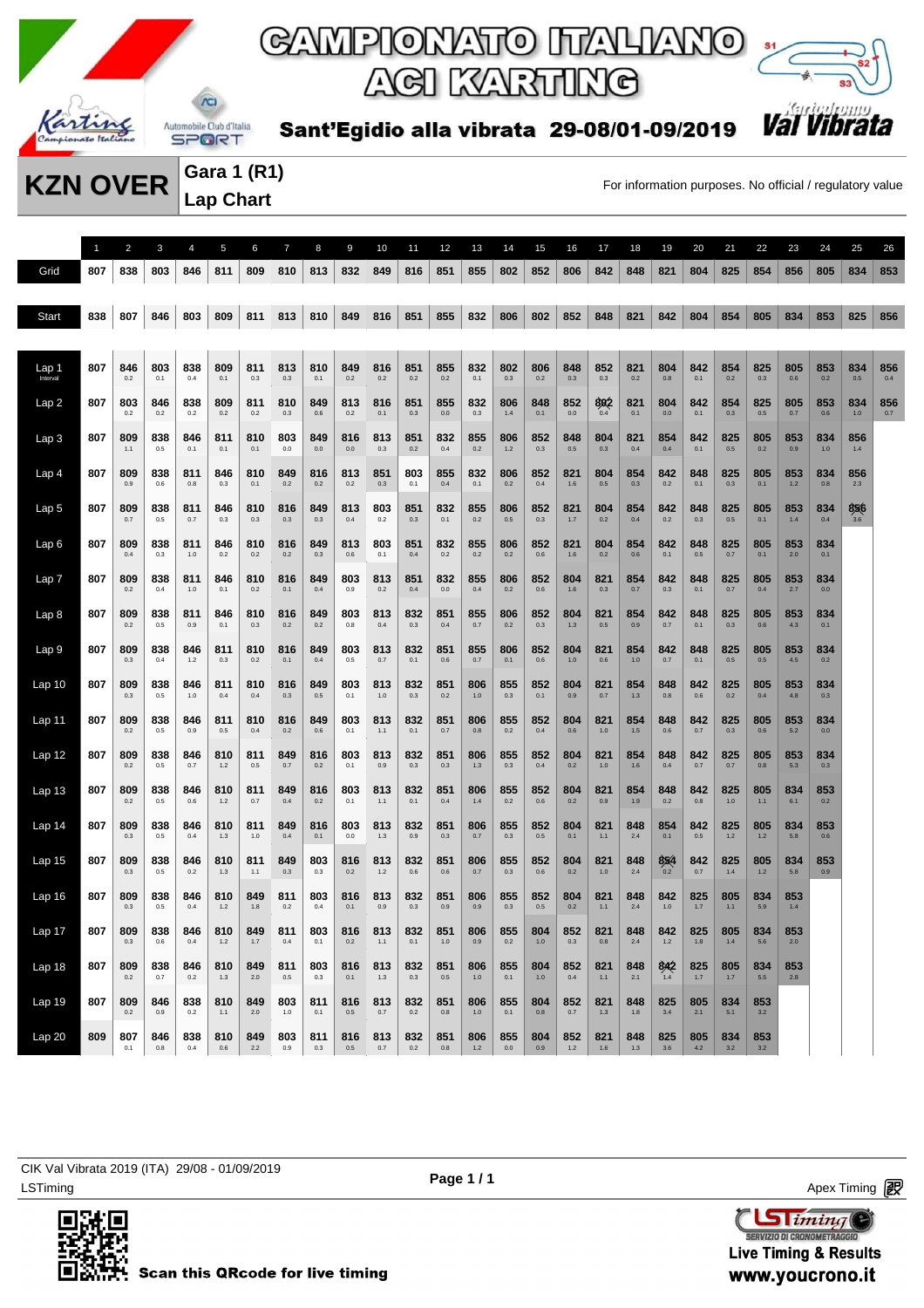# CAMPIONATO ITALIANO ACI KARTING

**Sant'Egidio alla vibrata 29-08/01-09/2019**

## KZN OVER

**Gara 1 (R1)**
**Lap Chart**

For information purposes. No official / regulatory value

| | 1 | 2 | 3 | 4 | 5 | 6 | 7 | 8 | 9 | 10 | 11 | 12 | 13 | 14 | 15 | 16 | 17 | 18 | 19 | 20 | 21 | 22 | 23 | 24 | 25 | 26 |
|---|---|---|---|---|---|---|---|---|---|---|---|---|---|---|---|---|---|---|---|---|---|---|---|---|---|---|
| Grid | 807 | 838 | 803 | 846 | 811 | 809 | 810 | 813 | 832 | 849 | 816 | 851 | 855 | 802 | 852 | 806 | 842 | 848 | 821 | 804 | 825 | 854 | 856 | 805 | 834 | 853 |
| Start | 838 | 807 | 846 | 803 | 809 | 811 | 813 | 810 | 849 | 816 | 851 | 855 | 832 | 806 | 802 | 852 | 848 | 821 | 842 | 804 | 854 | 805 | 834 | 853 | 825 | 856 |
| Lap 1 (Interval) | 807 | 846 0.2 | 803 0.1 | 838 0.4 | 809 0.1 | 811 0.3 | 813 0.3 | 810 0.1 | 849 0.2 | 816 0.2 | 851 0.2 | 855 0.2 | 832 0.1 | 802 0.3 | 806 0.2 | 848 0.3 | 852 0.3 | 821 0.2 | 804 0.8 | 842 0.1 | 854 0.2 | 825 0.3 | 805 0.6 | 853 0.2 | 834 0.5 | 856 0.4 |
| Lap 2 | 807 | 803 0.2 | 846 0.2 | 838 0.2 | 809 0.2 | 811 0.2 | 810 0.3 | 849 0.6 | 813 0.2 | 816 0.1 | 851 0.3 | 855 0.0 | 832 0.3 | 806 1.4 | 848 0.1 | 852 0.0 | 802 0.4 | 821 0.1 | 804 0.0 | 842 0.1 | 854 0.3 | 825 0.5 | 805 0.7 | 853 0.6 | 834 1.0 | 856 0.7 |
| Lap 3 | 807 | 809 1.1 | 838 0.5 | 846 0.1 | 811 0.1 | 810 0.1 | 803 0.0 | 849 0.0 | 816 0.0 | 813 0.3 | 851 0.2 | 832 0.4 | 855 0.2 | 806 1.2 | 852 0.3 | 848 0.5 | 804 0.3 | 821 0.4 | 854 0.4 | 842 0.1 | 825 0.5 | 805 0.2 | 853 0.9 | 834 1.0 | 856 1.4 | |
| Lap 4 | 807 | 809 0.9 | 838 0.6 | 811 0.8 | 846 0.3 | 810 0.1 | 849 0.2 | 816 0.2 | 813 0.2 | 851 0.3 | 803 0.1 | 855 0.4 | 832 0.1 | 806 0.2 | 852 0.4 | 821 1.6 | 804 0.5 | 854 0.3 | 842 0.2 | 848 0.1 | 825 0.3 | 805 0.1 | 853 1.2 | 834 0.8 | 856 2.3 | |
| Lap 5 | 807 | 809 0.7 | 838 0.5 | 811 0.7 | 846 0.3 | 810 0.3 | 816 0.3 | 849 0.3 | 813 0.4 | 803 0.2 | 851 0.3 | 832 0.1 | 855 0.2 | 806 0.5 | 852 0.3 | 821 1.7 | 804 0.2 | 854 0.4 | 842 0.2 | 848 0.3 | 825 0.5 | 805 0.1 | 853 1.4 | 834 0.4 | 856 3.6 | |
| Lap 6 | 807 | 809 0.4 | 838 0.3 | 811 1.0 | 846 0.2 | 810 0.2 | 816 0.2 | 849 0.3 | 813 0.6 | 803 0.1 | 851 0.4 | 832 0.2 | 855 0.2 | 806 0.2 | 852 0.6 | 821 1.6 | 804 0.2 | 854 0.6 | 842 0.1 | 848 0.5 | 825 0.7 | 805 0.1 | 853 2.0 | 834 0.1 | | |
| Lap 7 | 807 | 809 0.2 | 838 0.4 | 811 1.0 | 846 0.1 | 810 0.2 | 816 0.1 | 849 0.4 | 803 0.9 | 813 0.2 | 851 0.4 | 832 0.0 | 855 0.4 | 806 0.2 | 852 0.6 | 804 1.6 | 821 0.3 | 854 0.7 | 842 0.3 | 848 0.1 | 825 0.7 | 805 0.4 | 853 2.7 | 834 0.0 | | |
| Lap 8 | 807 | 809 0.2 | 838 0.5 | 811 0.9 | 846 0.1 | 810 0.3 | 816 0.2 | 849 0.2 | 803 0.8 | 813 0.4 | 832 0.3 | 851 0.4 | 855 0.7 | 806 0.2 | 852 0.3 | 804 1.3 | 821 0.5 | 854 0.9 | 842 0.7 | 848 0.1 | 825 0.3 | 805 0.6 | 853 4.3 | 834 0.1 | | |
| Lap 9 | 807 | 809 0.3 | 838 0.4 | 846 1.2 | 811 0.3 | 810 0.2 | 816 0.1 | 849 0.4 | 803 0.5 | 813 0.7 | 832 0.1 | 851 0.6 | 855 0.7 | 806 0.1 | 852 0.6 | 804 1.0 | 821 0.6 | 854 1.0 | 842 0.7 | 848 0.1 | 825 0.5 | 805 0.5 | 853 4.5 | 834 0.2 | | |
| Lap 10 | 807 | 809 0.3 | 838 0.5 | 846 1.0 | 811 0.4 | 810 0.4 | 816 0.3 | 849 0.5 | 803 0.1 | 813 1.0 | 832 0.3 | 851 0.2 | 806 1.0 | 855 0.3 | 852 0.1 | 804 0.9 | 821 0.7 | 854 1.3 | 848 0.8 | 842 0.6 | 825 0.2 | 805 0.4 | 853 4.8 | 834 0.3 | | |
| Lap 11 | 807 | 809 0.2 | 838 0.5 | 846 0.9 | 811 0.5 | 810 0.4 | 816 0.2 | 849 0.6 | 803 0.1 | 813 1.1 | 832 0.1 | 851 0.7 | 806 0.8 | 855 0.2 | 852 0.4 | 804 0.6 | 821 1.0 | 854 1.5 | 848 0.6 | 842 0.7 | 825 0.3 | 805 0.6 | 853 5.2 | 834 0.0 | | |
| Lap 12 | 807 | 809 0.2 | 838 0.5 | 846 0.7 | 810 1.2 | 811 0.5 | 849 0.7 | 816 0.2 | 803 0.1 | 813 0.9 | 832 0.3 | 851 0.3 | 806 1.3 | 855 0.3 | 852 0.4 | 804 0.2 | 821 1.0 | 854 1.6 | 848 0.4 | 842 0.7 | 825 0.7 | 805 0.8 | 853 5.3 | 834 0.3 | | |
| Lap 13 | 807 | 809 0.2 | 838 0.5 | 846 0.6 | 810 1.2 | 811 0.7 | 849 0.4 | 816 0.2 | 803 0.1 | 813 1.1 | 832 0.1 | 851 0.4 | 806 1.4 | 855 0.2 | 852 0.6 | 804 0.2 | 821 0.9 | 854 1.9 | 848 0.2 | 842 0.8 | 825 1.0 | 805 1.1 | 834 6.1 | 853 0.2 | | |
| Lap 14 | 807 | 809 0.3 | 838 0.5 | 846 0.4 | 810 1.3 | 811 1.0 | 849 0.4 | 816 0.1 | 803 0.0 | 813 1.3 | 832 0.9 | 851 0.3 | 806 0.7 | 855 0.3 | 852 0.5 | 804 0.1 | 821 1.1 | 848 2.4 | 854 0.1 | 842 0.5 | 825 1.2 | 805 1.2 | 834 5.8 | 853 0.6 | | |
| Lap 15 | 807 | 809 0.3 | 838 0.5 | 846 0.2 | 810 1.3 | 811 1.1 | 849 0.3 | 803 0.3 | 816 0.2 | 813 1.2 | 832 0.6 | 851 0.6 | 806 0.7 | 855 0.3 | 852 0.6 | 804 0.2 | 821 1.0 | 848 2.4 | 854 0.2 | 842 0.7 | 825 1.4 | 805 1.2 | 834 5.8 | 853 0.9 | | |
| Lap 16 | 807 | 809 0.3 | 838 0.5 | 846 0.4 | 810 1.2 | 849 1.8 | 811 0.2 | 803 0.4 | 816 0.1 | 813 0.9 | 832 0.3 | 851 0.9 | 806 0.9 | 855 0.3 | 852 0.5 | 804 0.2 | 821 1.1 | 848 2.4 | 842 1.0 | 825 1.7 | 805 1.1 | 834 5.9 | 853 1.4 | | | |
| Lap 17 | 807 | 809 0.3 | 838 0.6 | 846 0.4 | 810 1.2 | 849 1.7 | 811 0.4 | 803 0.1 | 816 0.2 | 813 1.1 | 832 0.1 | 851 1.0 | 806 0.9 | 855 0.2 | 804 1.0 | 852 0.3 | 821 0.8 | 848 2.4 | 842 1.2 | 825 1.8 | 805 1.4 | 834 5.6 | 853 2.0 | | | |
| Lap 18 | 807 | 809 0.2 | 838 0.7 | 846 0.2 | 810 1.3 | 849 2.0 | 811 0.5 | 803 0.3 | 816 0.1 | 813 1.3 | 832 0.3 | 851 0.5 | 806 1.0 | 855 0.1 | 804 1.0 | 852 0.4 | 821 1.1 | 848 2.1 | 842 1.4 | 825 1.7 | 805 1.7 | 834 5.5 | 853 2.8 | | | |
| Lap 19 | 807 | 809 0.2 | 846 0.9 | 838 0.2 | 810 1.1 | 849 2.0 | 803 1.0 | 811 0.1 | 816 0.5 | 813 0.7 | 832 0.2 | 851 0.8 | 806 1.0 | 855 0.1 | 804 0.8 | 852 0.7 | 821 1.3 | 848 1.8 | 825 3.4 | 805 2.1 | 834 5.1 | 853 3.2 | | | | |
| Lap 20 | 809 | 807 0.1 | 846 0.8 | 838 0.4 | 810 0.6 | 849 2.2 | 803 0.9 | 811 0.3 | 816 0.5 | 813 0.7 | 832 0.2 | 851 0.8 | 806 1.2 | 855 0.0 | 804 0.9 | 852 1.2 | 821 1.6 | 848 1.3 | 825 3.6 | 805 4.2 | 834 3.2 | 853 3.2 | | | | |

CIK Val Vibrata 2019 (ITA) 29/08 - 01/09/2019
LSTiming

Page 1 / 1

Apex Timing

Scan this QRcode for live timing

SERVIZIO DI CRONOMETRAGGIO
Live Timing & Results
www.youcrono.it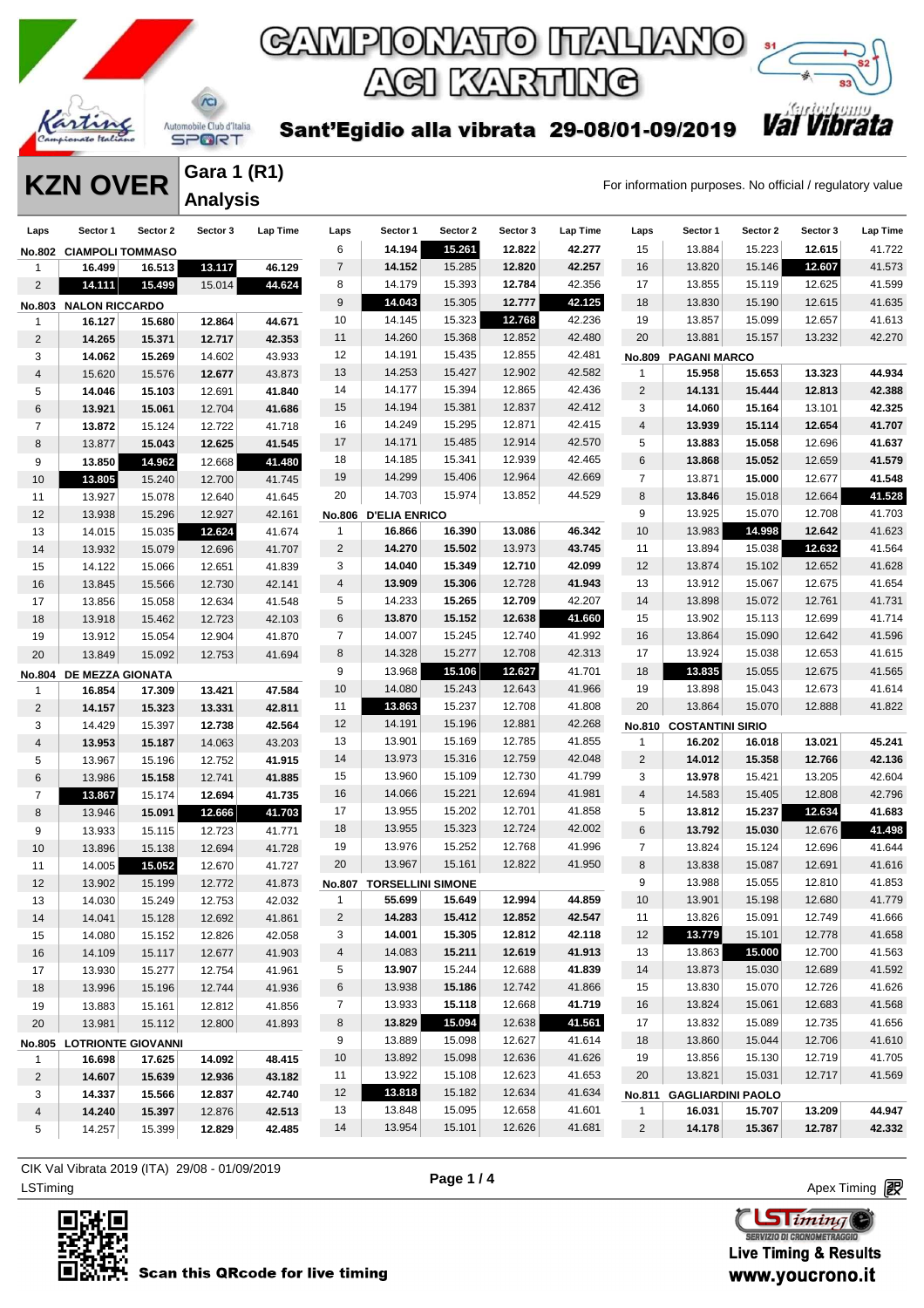# CAMPIONATO ITALIANO ACI KARTING

Sant'Egidio alla vibrata 29-08/01-09/2019

## KZN OVER

### Gara 1 (R1) Analysis

For information purposes. No official / regulatory value

| Laps | Sector 1 | Sector 2 | Sector 3 | Lap Time |
|---|---|---|---|---|
| **No.802 CIAMPOLI TOMMASO** | | | | |
| 1 | 16.499 | 16.513 | 13.117 | 46.129 |
| 2 | 14.111 | 15.499 | 15.014 | 44.624 |
| **No.803 NALON RICCARDO** | | | | |
| 1 | 16.127 | 15.680 | 12.864 | 44.671 |
| 2 | 14.265 | 15.371 | 12.717 | 42.353 |
| 3 | 14.062 | 15.269 | 14.602 | 43.933 |
| 4 | 15.620 | 15.576 | 12.677 | 43.873 |
| 5 | 14.046 | 15.103 | 12.691 | 41.840 |
| 6 | 13.921 | 15.061 | 12.704 | 41.686 |
| 7 | 13.872 | 15.124 | 12.722 | 41.718 |
| 8 | 13.877 | 15.043 | 12.625 | 41.545 |
| 9 | 13.850 | 14.962 | 12.668 | 41.480 |
| 10 | 13.805 | 15.240 | 12.700 | 41.745 |
| 11 | 13.927 | 15.078 | 12.640 | 41.645 |
| 12 | 13.938 | 15.296 | 12.927 | 42.161 |
| 13 | 14.015 | 15.035 | 12.624 | 41.674 |
| 14 | 13.932 | 15.079 | 12.696 | 41.707 |
| 15 | 14.122 | 15.066 | 12.651 | 41.839 |
| 16 | 13.845 | 15.566 | 12.730 | 42.141 |
| 17 | 13.856 | 15.058 | 12.634 | 41.548 |
| 18 | 13.918 | 15.462 | 12.723 | 42.103 |
| 19 | 13.912 | 15.054 | 12.904 | 41.870 |
| 20 | 13.849 | 15.092 | 12.753 | 41.694 |
| **No.804 DE MEZZA GIONATA** | | | | |
| 1 | 16.854 | 17.309 | 13.421 | 47.584 |
| 2 | 14.157 | 15.323 | 13.331 | 42.811 |
| 3 | 14.429 | 15.397 | 12.738 | 42.564 |
| 4 | 13.953 | 15.187 | 14.063 | 43.203 |
| 5 | 13.967 | 15.196 | 12.752 | 41.915 |
| 6 | 13.986 | 15.158 | 12.741 | 41.885 |
| 7 | 13.867 | 15.174 | 12.694 | 41.735 |
| 8 | 13.946 | 15.091 | 12.666 | 41.703 |
| 9 | 13.933 | 15.115 | 12.723 | 41.771 |
| 10 | 13.896 | 15.138 | 12.694 | 41.728 |
| 11 | 14.005 | 15.052 | 12.670 | 41.727 |
| 12 | 13.902 | 15.199 | 12.772 | 41.873 |
| 13 | 14.030 | 15.249 | 12.753 | 42.032 |
| 14 | 14.041 | 15.128 | 12.692 | 41.861 |
| 15 | 14.080 | 15.152 | 12.826 | 42.058 |
| 16 | 14.109 | 15.117 | 12.677 | 41.903 |
| 17 | 13.930 | 15.277 | 12.754 | 41.961 |
| 18 | 13.996 | 15.196 | 12.744 | 41.936 |
| 19 | 13.883 | 15.161 | 12.812 | 41.856 |
| 20 | 13.981 | 15.112 | 12.800 | 41.893 |
| **No.805 LOTRIONTE GIOVANNI** | | | | |
| 1 | 16.698 | 17.625 | 14.092 | 48.415 |
| 2 | 14.607 | 15.639 | 12.936 | 43.182 |
| 3 | 14.337 | 15.566 | 12.837 | 42.740 |
| 4 | 14.240 | 15.397 | 12.876 | 42.513 |
| 5 | 14.257 | 15.399 | 12.829 | 42.485 |
| 6 | 14.194 | 15.261 | 12.822 | 42.277 |
| 7 | 14.152 | 15.285 | 12.820 | 42.257 |
| 8 | 14.179 | 15.393 | 12.784 | 42.356 |
| 9 | 14.043 | 15.305 | 12.777 | 42.125 |
| 10 | 14.145 | 15.323 | 12.768 | 42.236 |
| 11 | 14.260 | 15.368 | 12.852 | 42.480 |
| 12 | 14.191 | 15.435 | 12.855 | 42.481 |
| 13 | 14.253 | 15.427 | 12.902 | 42.582 |
| 14 | 14.177 | 15.394 | 12.865 | 42.436 |
| 15 | 14.194 | 15.381 | 12.837 | 42.412 |
| 16 | 14.249 | 15.295 | 12.871 | 42.415 |
| 17 | 14.171 | 15.485 | 12.914 | 42.570 |
| 18 | 14.185 | 15.341 | 12.939 | 42.465 |
| 19 | 14.299 | 15.406 | 12.964 | 42.669 |
| 20 | 14.703 | 15.974 | 13.852 | 44.529 |
| **No.806 D'ELIA ENRICO** | | | | |
| 1 | 16.866 | 16.390 | 13.086 | 46.342 |
| 2 | 14.270 | 15.502 | 13.973 | 43.745 |
| 3 | 14.040 | 15.349 | 12.710 | 42.099 |
| 4 | 13.909 | 15.306 | 12.728 | 41.943 |
| 5 | 14.233 | 15.265 | 12.709 | 42.207 |
| 6 | 13.870 | 15.152 | 12.638 | 41.660 |
| 7 | 14.007 | 15.245 | 12.740 | 41.992 |
| 8 | 14.328 | 15.277 | 12.708 | 42.313 |
| 9 | 13.968 | 15.106 | 12.627 | 41.701 |
| 10 | 14.080 | 15.243 | 12.643 | 41.966 |
| 11 | 13.863 | 15.237 | 12.708 | 41.808 |
| 12 | 14.191 | 15.196 | 12.881 | 42.268 |
| 13 | 13.901 | 15.169 | 12.785 | 41.855 |
| 14 | 13.973 | 15.316 | 12.759 | 42.048 |
| 15 | 13.960 | 15.109 | 12.730 | 41.799 |
| 16 | 14.066 | 15.221 | 12.694 | 41.981 |
| 17 | 13.955 | 15.202 | 12.701 | 41.858 |
| 18 | 13.955 | 15.323 | 12.724 | 42.002 |
| 19 | 13.976 | 15.252 | 12.768 | 41.996 |
| 20 | 13.967 | 15.161 | 12.822 | 41.950 |
| **No.807 TORSELLINI SIMONE** | | | | |
| 1 | 55.699 | 15.649 | 12.994 | 44.859 |
| 2 | 14.283 | 15.412 | 12.852 | 42.547 |
| 3 | 14.001 | 15.305 | 12.812 | 42.118 |
| 4 | 14.083 | 15.211 | 12.619 | 41.913 |
| 5 | 13.907 | 15.244 | 12.688 | 41.839 |
| 6 | 13.938 | 15.186 | 12.742 | 41.866 |
| 7 | 13.933 | 15.118 | 12.668 | 41.719 |
| 8 | 13.829 | 15.094 | 12.638 | 41.561 |
| 9 | 13.889 | 15.098 | 12.627 | 41.614 |
| 10 | 13.892 | 15.098 | 12.636 | 41.626 |
| 11 | 13.922 | 15.108 | 12.623 | 41.653 |
| 12 | 13.818 | 15.182 | 12.634 | 41.634 |
| 13 | 13.848 | 15.095 | 12.658 | 41.601 |
| 14 | 13.954 | 15.101 | 12.626 | 41.681 |
| 15 | 13.884 | 15.223 | 12.615 | 41.722 |
| 16 | 13.820 | 15.146 | 12.607 | 41.573 |
| 17 | 13.855 | 15.119 | 12.625 | 41.599 |
| 18 | 13.830 | 15.190 | 12.615 | 41.635 |
| 19 | 13.857 | 15.099 | 12.657 | 41.613 |
| 20 | 13.881 | 15.157 | 13.232 | 42.270 |
| **No.809 PAGANI MARCO** | | | | |
| 1 | 15.958 | 15.653 | 13.323 | 44.934 |
| 2 | 14.131 | 15.444 | 12.813 | 42.388 |
| 3 | 14.060 | 15.164 | 13.101 | 42.325 |
| 4 | 13.939 | 15.114 | 12.654 | 41.707 |
| 5 | 13.883 | 15.058 | 12.696 | 41.637 |
| 6 | 13.868 | 15.052 | 12.659 | 41.579 |
| 7 | 13.871 | 15.000 | 12.677 | 41.548 |
| 8 | 13.846 | 15.018 | 12.664 | 41.528 |
| 9 | 13.925 | 15.070 | 12.708 | 41.703 |
| 10 | 13.983 | 14.998 | 12.642 | 41.623 |
| 11 | 13.894 | 15.038 | 12.632 | 41.564 |
| 12 | 13.874 | 15.102 | 12.652 | 41.628 |
| 13 | 13.912 | 15.067 | 12.675 | 41.654 |
| 14 | 13.898 | 15.072 | 12.761 | 41.731 |
| 15 | 13.902 | 15.113 | 12.699 | 41.714 |
| 16 | 13.864 | 15.090 | 12.642 | 41.596 |
| 17 | 13.924 | 15.038 | 12.653 | 41.615 |
| 18 | 13.835 | 15.055 | 12.675 | 41.565 |
| 19 | 13.898 | 15.043 | 12.673 | 41.614 |
| 20 | 13.864 | 15.070 | 12.888 | 41.822 |
| **No.810 COSTANTINI SIRIO** | | | | |
| 1 | 16.202 | 16.018 | 13.021 | 45.241 |
| 2 | 14.012 | 15.358 | 12.766 | 42.136 |
| 3 | 13.978 | 15.421 | 13.205 | 42.604 |
| 4 | 14.583 | 15.405 | 12.808 | 42.796 |
| 5 | 13.812 | 15.237 | 12.634 | 41.683 |
| 6 | 13.792 | 15.030 | 12.676 | 41.498 |
| 7 | 13.824 | 15.124 | 12.696 | 41.644 |
| 8 | 13.838 | 15.087 | 12.691 | 41.616 |
| 9 | 13.988 | 15.055 | 12.810 | 41.853 |
| 10 | 13.901 | 15.198 | 12.680 | 41.779 |
| 11 | 13.826 | 15.091 | 12.749 | 41.666 |
| 12 | 13.779 | 15.101 | 12.778 | 41.658 |
| 13 | 13.863 | 15.000 | 12.700 | 41.563 |
| 14 | 13.873 | 15.030 | 12.689 | 41.592 |
| 15 | 13.830 | 15.070 | 12.726 | 41.626 |
| 16 | 13.824 | 15.061 | 12.683 | 41.568 |
| 17 | 13.832 | 15.089 | 12.735 | 41.656 |
| 18 | 13.860 | 15.044 | 12.706 | 41.610 |
| 19 | 13.856 | 15.130 | 12.719 | 41.705 |
| 20 | 13.821 | 15.031 | 12.717 | 41.569 |
| **No.811 GAGLIARDINI PAOLO** | | | | |
| 1 | 16.031 | 15.707 | 13.209 | 44.947 |
| 2 | 14.178 | 15.367 | 12.787 | 42.332 |

CIK Val Vibrata 2019 (ITA) 29/08 - 01/09/2019
LSTiming

Apex Timing

Scan this QRcode for live timing

Live Timing & Results
www.youcrono.it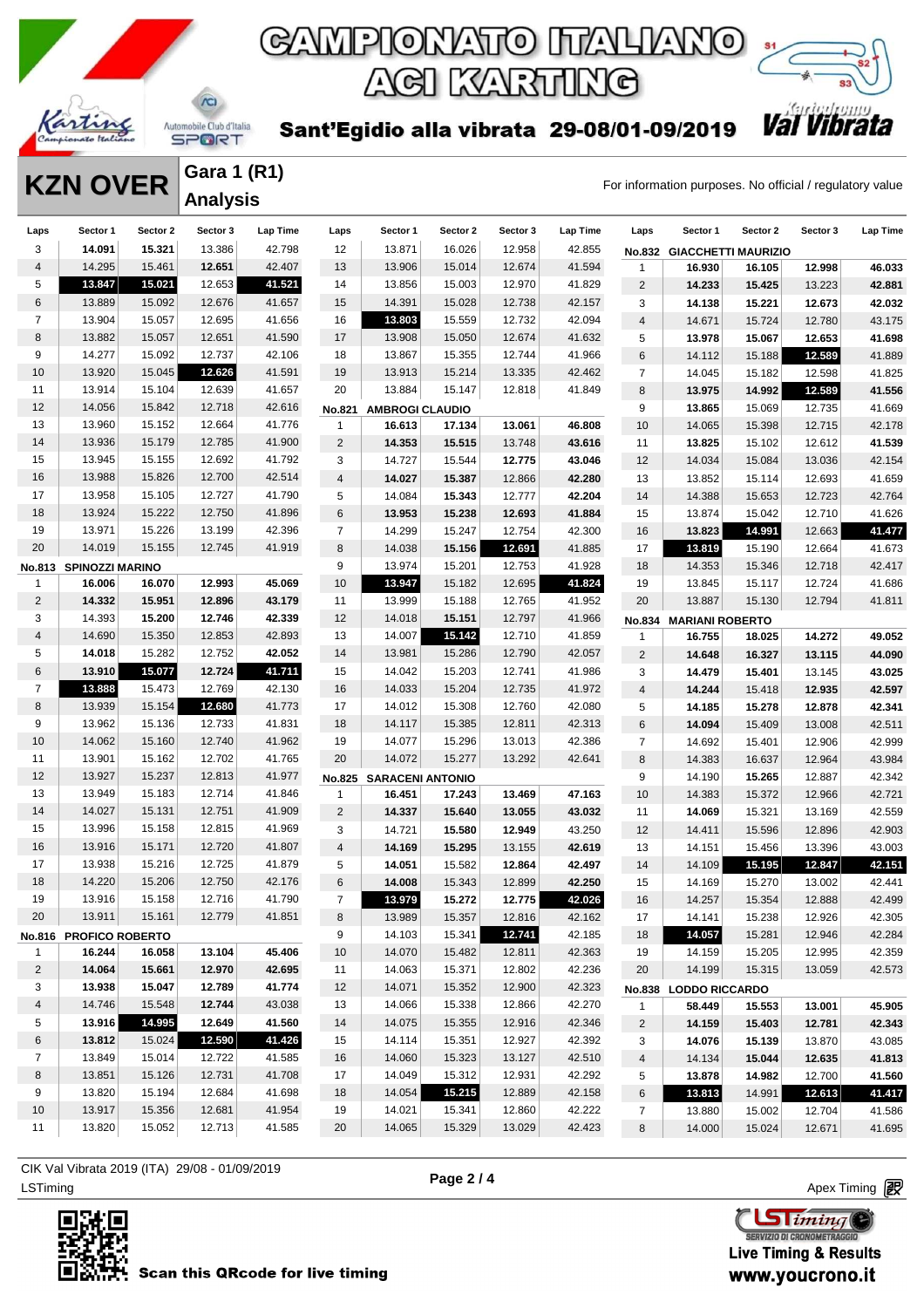# CAMPIONATO ITALIANO ACI KARTING

Sant'Egidio alla vibrata 29-08/01-09/2019

Kartodromo Val Vibrata

## KZN OVER

### Gara 1 (R1) Analysis

For information purposes. No official / regulatory value

| Laps | Sector 1 | Sector 2 | Sector 3 | Lap Time |
|---|---|---|---|---|
| 3 | **14.091** | **15.321** | 13.386 | 42.798 |
| 4 | 14.295 | 15.461 | **12.651** | 42.407 |
| 5 | **13.847** | **15.021** | 12.653 | **41.521** |
| 6 | 13.889 | 15.092 | 12.676 | 41.657 |
| 7 | 13.904 | 15.057 | 12.695 | 41.656 |
| 8 | 13.882 | 15.057 | 12.651 | 41.590 |
| 9 | 14.277 | 15.092 | 12.737 | 42.106 |
| 10 | 13.920 | 15.045 | **12.626** | 41.591 |
| 11 | 13.914 | 15.104 | 12.639 | 41.657 |
| 12 | 14.056 | 15.842 | 12.718 | 42.616 |
| 13 | 13.960 | 15.152 | 12.664 | 41.776 |
| 14 | 13.936 | 15.179 | 12.785 | 41.900 |
| 15 | 13.945 | 15.155 | 12.692 | 41.792 |
| 16 | 13.988 | 15.826 | 12.700 | 42.514 |
| 17 | 13.958 | 15.105 | 12.727 | 41.790 |
| 18 | 13.924 | 15.222 | 12.750 | 41.896 |
| 19 | 13.971 | 15.226 | 13.199 | 42.396 |
| 20 | 14.019 | 15.155 | 12.745 | 41.919 |

**No.813 SPINOZZI MARINO**

| Laps | Sector 1 | Sector 2 | Sector 3 | Lap Time |
|---|---|---|---|---|
| 1 | **16.006** | **16.070** | **12.993** | **45.069** |
| 2 | **14.332** | **15.951** | **12.896** | **43.179** |
| 3 | 14.393 | **15.200** | **12.746** | **42.339** |
| 4 | 14.690 | 15.350 | 12.853 | 42.893 |
| 5 | **14.018** | 15.282 | 12.752 | **42.052** |
| 6 | **13.910** | **15.077** | **12.724** | **41.711** |
| 7 | **13.888** | 15.473 | 12.769 | 42.130 |
| 8 | 13.939 | 15.154 | **12.680** | 41.773 |
| 9 | 13.962 | 15.136 | 12.733 | 41.831 |
| 10 | 14.062 | 15.160 | 12.740 | 41.962 |
| 11 | 13.901 | 15.162 | 12.702 | 41.765 |
| 12 | 13.927 | 15.237 | 12.813 | 41.977 |
| 13 | 13.949 | 15.183 | 12.714 | 41.846 |
| 14 | 14.027 | 15.131 | 12.751 | 41.909 |
| 15 | 13.996 | 15.158 | 12.815 | 41.969 |
| 16 | 13.916 | 15.171 | 12.720 | 41.807 |
| 17 | 13.938 | 15.216 | 12.725 | 41.879 |
| 18 | 14.220 | 15.206 | 12.750 | 42.176 |
| 19 | 13.916 | 15.158 | 12.716 | 41.790 |
| 20 | 13.911 | 15.161 | 12.779 | 41.851 |

**No.816 PROFICO ROBERTO**

| Laps | Sector 1 | Sector 2 | Sector 3 | Lap Time |
|---|---|---|---|---|
| 1 | **16.244** | **16.058** | **13.104** | **45.406** |
| 2 | **14.064** | **15.661** | **12.970** | **42.695** |
| 3 | **13.938** | **15.047** | **12.789** | **41.774** |
| 4 | 14.746 | 15.548 | **12.744** | 43.038 |
| 5 | **13.916** | **14.995** | **12.649** | **41.560** |
| 6 | **13.812** | 15.024 | **12.590** | **41.426** |
| 7 | 13.849 | 15.014 | 12.722 | 41.585 |
| 8 | 13.851 | 15.126 | 12.731 | 41.708 |
| 9 | 13.820 | 15.194 | 12.684 | 41.698 |
| 10 | 13.917 | 15.356 | 12.681 | 41.954 |
| 11 | 13.820 | 15.052 | 12.713 | 41.585 |
| 12 | 13.871 | 16.026 | 12.958 | 42.855 |
| 13 | 13.906 | 15.014 | 12.674 | 41.594 |
| 14 | 13.856 | 15.003 | 12.970 | 41.829 |
| 15 | 14.391 | 15.028 | 12.738 | 42.157 |
| 16 | **13.803** | 15.559 | 12.732 | 42.094 |
| 17 | 13.908 | 15.050 | 12.674 | 41.632 |
| 18 | 13.867 | 15.355 | 12.744 | 41.966 |
| 19 | 13.913 | 15.214 | 13.335 | 42.462 |
| 20 | 13.884 | 15.147 | 12.818 | 41.849 |

**No.821 AMBROGI CLAUDIO**

| Laps | Sector 1 | Sector 2 | Sector 3 | Lap Time |
|---|---|---|---|---|
| 1 | **16.613** | **17.134** | **13.061** | **46.808** |
| 2 | **14.353** | **15.515** | 13.748 | **43.616** |
| 3 | 14.727 | 15.544 | **12.775** | **43.046** |
| 4 | **14.027** | **15.387** | 12.866 | **42.280** |
| 5 | 14.084 | **15.343** | 12.777 | **42.204** |
| 6 | **13.953** | **15.238** | **12.693** | **41.884** |
| 7 | 14.299 | 15.247 | 12.754 | 42.300 |
| 8 | 14.038 | **15.156** | **12.691** | 41.885 |
| 9 | 13.974 | 15.201 | 12.753 | 41.928 |
| 10 | **13.947** | 15.182 | 12.695 | **41.824** |
| 11 | 13.999 | 15.188 | 12.765 | 41.952 |
| 12 | 14.018 | **15.151** | 12.797 | 41.966 |
| 13 | 14.007 | **15.142** | 12.710 | 41.859 |
| 14 | 13.981 | 15.286 | 12.790 | 42.057 |
| 15 | 14.042 | 15.203 | 12.741 | 41.986 |
| 16 | 14.033 | 15.204 | 12.735 | 41.972 |
| 17 | 14.012 | 15.308 | 12.760 | 42.080 |
| 18 | 14.117 | 15.385 | 12.811 | 42.313 |
| 19 | 14.077 | 15.296 | 13.013 | 42.386 |
| 20 | 14.072 | 15.277 | 13.292 | 42.641 |

**No.825 SARACENI ANTONIO**

| Laps | Sector 1 | Sector 2 | Sector 3 | Lap Time |
|---|---|---|---|---|
| 1 | **16.451** | **17.243** | **13.469** | **47.163** |
| 2 | **14.337** | **15.640** | **13.055** | **43.032** |
| 3 | 14.721 | **15.580** | **12.949** | 43.250 |
| 4 | **14.169** | **15.295** | 13.155 | **42.619** |
| 5 | **14.051** | 15.582 | **12.864** | **42.497** |
| 6 | **14.008** | 15.343 | 12.899 | **42.250** |
| 7 | **13.979** | **15.272** | **12.775** | **42.026** |
| 8 | 13.989 | 15.357 | 12.816 | 42.162 |
| 9 | 14.103 | 15.341 | **12.741** | 42.185 |
| 10 | 14.070 | 15.482 | 12.811 | 42.363 |
| 11 | 14.063 | 15.371 | 12.802 | 42.236 |
| 12 | 14.071 | 15.352 | 12.900 | 42.323 |
| 13 | 14.066 | 15.338 | 12.866 | 42.270 |
| 14 | 14.075 | 15.355 | 12.916 | 42.346 |
| 15 | 14.114 | 15.351 | 12.927 | 42.392 |
| 16 | 14.060 | 15.323 | 13.127 | 42.510 |
| 17 | 14.049 | 15.312 | 12.931 | 42.292 |
| 18 | 14.054 | **15.215** | 12.889 | 42.158 |
| 19 | 14.021 | 15.341 | 12.860 | 42.222 |
| 20 | 14.065 | 15.329 | 13.029 | 42.423 |

**No.832 GIACCHETTI MAURIZIO**

| Laps | Sector 1 | Sector 2 | Sector 3 | Lap Time |
|---|---|---|---|---|
| 1 | **16.930** | **16.105** | **12.998** | **46.033** |
| 2 | **14.233** | **15.425** | 13.223 | **42.881** |
| 3 | **14.138** | **15.221** | **12.673** | **42.032** |
| 4 | 14.671 | 15.724 | 12.780 | 43.175 |
| 5 | **13.978** | **15.067** | **12.653** | **41.698** |
| 6 | 14.112 | 15.188 | **12.589** | 41.889 |
| 7 | 14.045 | 15.182 | 12.598 | 41.825 |
| 8 | **13.975** | **14.992** | **12.589** | **41.556** |
| 9 | **13.865** | 15.069 | 12.735 | 41.669 |
| 10 | 14.065 | 15.398 | 12.715 | 42.178 |
| 11 | **13.825** | 15.102 | 12.612 | **41.539** |
| 12 | 14.034 | 15.084 | 13.036 | 42.154 |
| 13 | 13.852 | 15.114 | 12.693 | 41.659 |
| 14 | 14.388 | 15.653 | 12.723 | 42.764 |
| 15 | 13.874 | 15.042 | 12.710 | 41.626 |
| 16 | **13.823** | **14.991** | 12.663 | **41.477** |
| 17 | **13.819** | 15.190 | 12.664 | 41.673 |
| 18 | 14.353 | 15.346 | 12.718 | 42.417 |
| 19 | 13.845 | 15.117 | 12.724 | 41.686 |
| 20 | 13.887 | 15.130 | 12.794 | 41.811 |

**No.834 MARIANI ROBERTO**

| Laps | Sector 1 | Sector 2 | Sector 3 | Lap Time |
|---|---|---|---|---|
| 1 | **16.755** | **18.025** | **14.272** | **49.052** |
| 2 | **14.648** | **16.327** | **13.115** | **44.090** |
| 3 | **14.479** | **15.401** | 13.145 | **43.025** |
| 4 | **14.244** | 15.418 | **12.935** | **42.597** |
| 5 | **14.185** | **15.278** | **12.878** | **42.341** |
| 6 | **14.094** | 15.409 | 13.008 | 42.511 |
| 7 | 14.692 | 15.401 | 12.906 | 42.999 |
| 8 | 14.383 | 16.637 | 12.964 | 43.984 |
| 9 | 14.190 | **15.265** | 12.887 | 42.342 |
| 10 | 14.383 | 15.372 | 12.966 | 42.721 |
| 11 | **14.069** | 15.321 | 13.169 | 42.559 |
| 12 | 14.411 | 15.596 | 12.896 | 42.903 |
| 13 | 14.151 | 15.456 | 13.396 | 43.003 |
| 14 | 14.109 | **15.195** | **12.847** | **42.151** |
| 15 | 14.169 | 15.270 | 13.002 | 42.441 |
| 16 | 14.257 | 15.354 | 12.888 | 42.499 |
| 17 | 14.141 | 15.238 | 12.926 | 42.305 |
| 18 | **14.057** | 15.281 | 12.946 | 42.284 |
| 19 | 14.159 | 15.205 | 12.995 | 42.359 |
| 20 | 14.199 | 15.315 | 13.059 | 42.573 |

**No.838 LODDO RICCARDO**

| Laps | Sector 1 | Sector 2 | Sector 3 | Lap Time |
|---|---|---|---|---|
| 1 | **58.449** | **15.553** | **13.001** | **45.905** |
| 2 | **14.159** | **15.403** | **12.781** | **42.343** |
| 3 | **14.076** | **15.139** | 13.870 | 43.085 |
| 4 | 14.134 | **15.044** | **12.635** | **41.813** |
| 5 | **13.878** | **14.982** | 12.700 | **41.560** |
| 6 | **13.813** | 14.991 | **12.613** | **41.417** |
| 7 | 13.880 | 15.002 | 12.704 | 41.586 |
| 8 | 14.000 | 15.024 | 12.671 | 41.695 |

CIK Val Vibrata 2019 (ITA) 29/08 - 01/09/2019

LSTiming

Apex Timing

Scan this QRcode for live timing

Live Timing & Results www.youcrono.it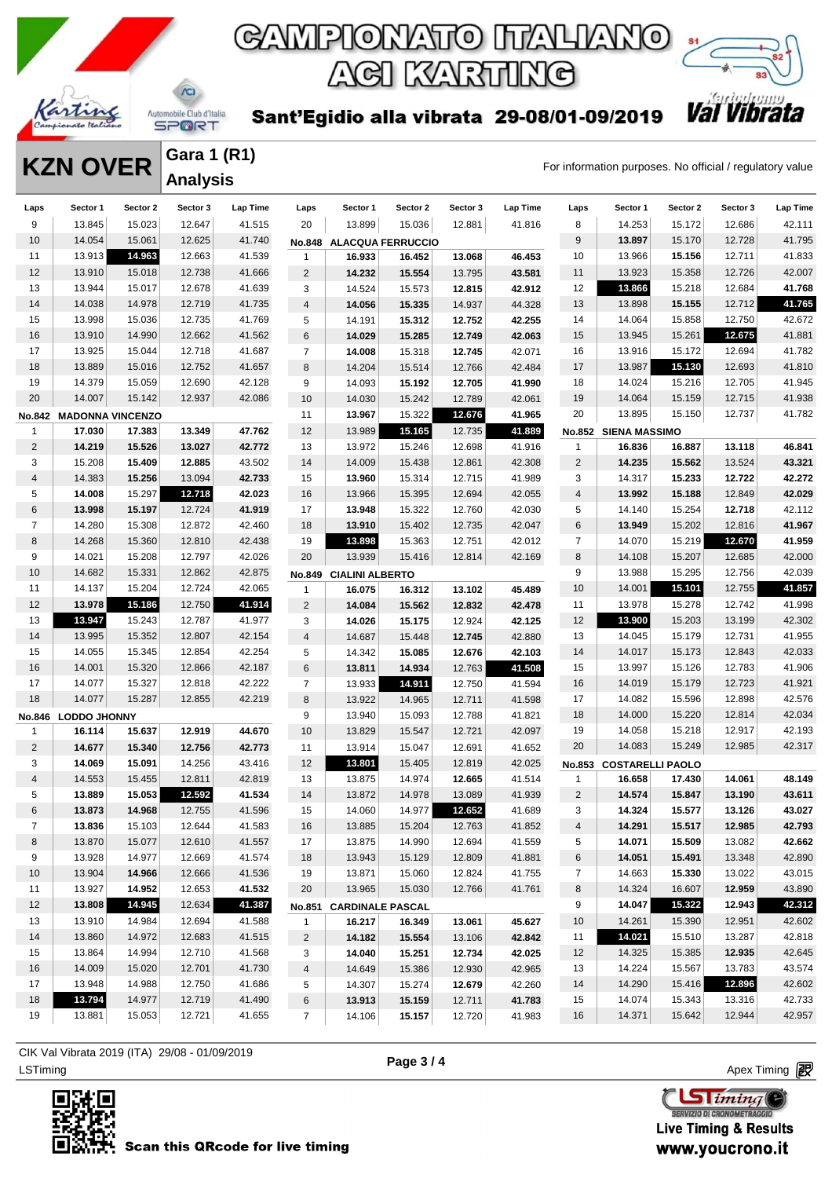# CAMPIONATO ITALIANO ACI KARTING

## Sant'Egidio alla vibrata 29-08/01-09/2019

## KZN OVER — Gara 1 (R1) Analysis

For information purposes. No official / regulatory value

| Laps | Sector 1 | Sector 2 | Sector 3 | Lap Time |
|---|---|---|---|---|
| 9 | 13.845 | 15.023 | 12.647 | 41.515 |
| 10 | 14.054 | 15.061 | 12.625 | 41.740 |
| 11 | 13.913 | **14.963** | 12.663 | 41.539 |
| 12 | 13.910 | 15.018 | 12.738 | 41.666 |
| 13 | 13.944 | 15.017 | 12.678 | 41.639 |
| 14 | 14.038 | 14.978 | 12.719 | 41.735 |
| 15 | 13.998 | 15.036 | 12.735 | 41.769 |
| 16 | 13.910 | 14.990 | 12.662 | 41.562 |
| 17 | 13.925 | 15.044 | 12.718 | 41.687 |
| 18 | 13.889 | 15.016 | 12.752 | 41.657 |
| 19 | 14.379 | 15.059 | 12.690 | 42.128 |
| 20 | 14.007 | 15.142 | 12.937 | 42.086 |

**No.842 MADONNA VINCENZO**

| Laps | Sector 1 | Sector 2 | Sector 3 | Lap Time |
|---|---|---|---|---|
| 1 | **17.030** | **17.383** | **13.349** | **47.762** |
| 2 | **14.219** | **15.526** | **13.027** | **42.772** |
| 3 | 15.208 | **15.409** | **12.885** | 43.502 |
| 4 | 14.383 | **15.256** | 13.094 | **42.733** |
| 5 | **14.008** | 15.297 | **12.718** | **42.023** |
| 6 | **13.998** | **15.197** | 12.724 | **41.919** |
| 7 | 14.280 | 15.308 | 12.872 | 42.460 |
| 8 | 14.268 | 15.360 | 12.810 | 42.438 |
| 9 | 14.021 | 15.208 | 12.797 | 42.026 |
| 10 | 14.682 | 15.331 | 12.862 | 42.875 |
| 11 | 14.137 | 15.204 | 12.724 | 42.065 |
| 12 | **13.978** | **15.186** | 12.750 | **41.914** |
| 13 | **13.947** | 15.243 | 12.787 | 41.977 |
| 14 | 13.995 | 15.352 | 12.807 | 42.154 |
| 15 | 14.055 | 15.345 | 12.854 | 42.254 |
| 16 | 14.001 | 15.320 | 12.866 | 42.187 |
| 17 | 14.077 | 15.327 | 12.818 | 42.222 |
| 18 | 14.077 | 15.287 | 12.855 | 42.219 |

**No.846 LODDO JHONNY**

| Laps | Sector 1 | Sector 2 | Sector 3 | Lap Time |
|---|---|---|---|---|
| 1 | **16.114** | **15.637** | **12.919** | **44.670** |
| 2 | **14.677** | **15.340** | **12.756** | **42.773** |
| 3 | **14.069** | **15.091** | 14.256 | 43.416 |
| 4 | 14.553 | 15.455 | 12.811 | 42.819 |
| 5 | **13.889** | **15.053** | **12.592** | **41.534** |
| 6 | **13.873** | **14.968** | 12.755 | 41.596 |
| 7 | **13.836** | 15.103 | 12.644 | 41.583 |
| 8 | 13.870 | 15.077 | 12.610 | 41.557 |
| 9 | 13.928 | 14.977 | 12.669 | 41.574 |
| 10 | 13.904 | **14.966** | 12.666 | 41.536 |
| 11 | 13.927 | **14.952** | 12.653 | **41.532** |
| 12 | **13.808** | **14.945** | 12.634 | **41.387** |
| 13 | 13.910 | 14.984 | 12.694 | 41.588 |
| 14 | 13.860 | 14.972 | 12.683 | 41.515 |
| 15 | 13.864 | 14.994 | 12.710 | 41.568 |
| 16 | 14.009 | 15.020 | 12.701 | 41.730 |
| 17 | 13.948 | 14.988 | 12.750 | 41.686 |
| 18 | **13.794** | 14.977 | 12.719 | 41.490 |
| 19 | 13.881 | 15.053 | 12.721 | 41.655 |
| 20 | 13.899 | 15.036 | 12.881 | 41.816 |

**No.848 ALACQUA FERRUCCIO**

| Laps | Sector 1 | Sector 2 | Sector 3 | Lap Time |
|---|---|---|---|---|
| 1 | **16.933** | **16.452** | **13.068** | **46.453** |
| 2 | **14.232** | **15.554** | 13.795 | **43.581** |
| 3 | 14.524 | 15.573 | **12.815** | **42.912** |
| 4 | **14.056** | **15.335** | 14.937 | 44.328 |
| 5 | 14.191 | **15.312** | **12.752** | **42.255** |
| 6 | **14.029** | **15.285** | **12.749** | **42.063** |
| 7 | **14.008** | 15.318 | **12.745** | 42.071 |
| 8 | 14.204 | 15.514 | 12.766 | 42.484 |
| 9 | 14.093 | **15.192** | **12.705** | **41.990** |
| 10 | 14.030 | 15.242 | 12.789 | 42.061 |
| 11 | **13.967** | 15.322 | **12.676** | **41.965** |
| 12 | 13.989 | **15.165** | 12.735 | **41.889** |
| 13 | 13.972 | 15.246 | 12.698 | 41.916 |
| 14 | 14.009 | 15.438 | 12.861 | 42.308 |
| 15 | **13.960** | 15.314 | 12.715 | 41.989 |
| 16 | 13.966 | 15.395 | 12.694 | 42.055 |
| 17 | **13.948** | 15.322 | 12.760 | 42.030 |
| 18 | **13.910** | 15.402 | 12.735 | 42.047 |
| 19 | **13.898** | 15.363 | 12.751 | 42.012 |
| 20 | 13.939 | 15.416 | 12.814 | 42.169 |

**No.849 CIALINI ALBERTO**

| Laps | Sector 1 | Sector 2 | Sector 3 | Lap Time |
|---|---|---|---|---|
| 1 | **16.075** | **16.312** | **13.102** | **45.489** |
| 2 | **14.084** | **15.562** | **12.832** | **42.478** |
| 3 | **14.026** | **15.175** | 12.924 | **42.125** |
| 4 | 14.687 | 15.448 | **12.745** | 42.880 |
| 5 | 14.342 | **15.085** | **12.676** | **42.103** |
| 6 | **13.811** | **14.934** | 12.763 | **41.508** |
| 7 | 13.933 | **14.911** | 12.750 | 41.594 |
| 8 | 13.922 | 14.965 | 12.711 | 41.598 |
| 9 | 13.940 | 15.093 | 12.788 | 41.821 |
| 10 | 13.829 | 15.547 | 12.721 | 42.097 |
| 11 | 13.914 | 15.047 | 12.691 | 41.652 |
| 12 | **13.801** | 15.405 | 12.819 | 42.025 |
| 13 | 13.875 | 14.974 | **12.665** | 41.514 |
| 14 | 13.872 | 14.978 | 13.089 | 41.939 |
| 15 | 14.060 | 14.977 | **12.652** | 41.689 |
| 16 | 13.885 | 15.204 | 12.763 | 41.852 |
| 17 | 13.875 | 14.990 | 12.694 | 41.559 |
| 18 | 13.943 | 15.129 | 12.809 | 41.881 |
| 19 | 13.871 | 15.060 | 12.824 | 41.755 |
| 20 | 13.965 | 15.030 | 12.766 | 41.761 |

**No.851 CARDINALE PASCAL**

| Laps | Sector 1 | Sector 2 | Sector 3 | Lap Time |
|---|---|---|---|---|
| 1 | **16.217** | **16.349** | **13.061** | **45.627** |
| 2 | **14.182** | **15.554** | 13.106 | **42.842** |
| 3 | **14.040** | **15.251** | **12.734** | **42.025** |
| 4 | 14.649 | 15.386 | 12.930 | 42.965 |
| 5 | 14.307 | 15.274 | **12.679** | 42.260 |
| 6 | **13.913** | **15.159** | 12.711 | **41.783** |
| 7 | 14.106 | **15.157** | 12.720 | 41.983 |
| 8 | 14.253 | 15.172 | 12.686 | 42.111 |
| 9 | **13.897** | 15.170 | 12.728 | 41.795 |
| 10 | 13.966 | **15.156** | 12.711 | 41.833 |
| 11 | 13.923 | 15.358 | 12.726 | 42.007 |
| 12 | **13.866** | 15.218 | 12.684 | **41.768** |
| 13 | 13.898 | **15.155** | 12.712 | **41.765** |
| 14 | 14.064 | 15.858 | 12.750 | 42.672 |
| 15 | 13.945 | 15.261 | **12.675** | 41.881 |
| 16 | 13.916 | 15.172 | 12.694 | 41.782 |
| 17 | 13.987 | **15.130** | 12.693 | 41.810 |
| 18 | 14.024 | 15.216 | 12.705 | 41.945 |
| 19 | 14.064 | 15.159 | 12.715 | 41.938 |
| 20 | 13.895 | 15.150 | 12.737 | 41.782 |

**No.852 SIENA MASSIMO**

| Laps | Sector 1 | Sector 2 | Sector 3 | Lap Time |
|---|---|---|---|---|
| 1 | **16.836** | **16.887** | **13.118** | **46.841** |
| 2 | **14.235** | **15.562** | 13.524 | **43.321** |
| 3 | 14.317 | **15.233** | **12.722** | **42.272** |
| 4 | **13.992** | **15.188** | 12.849 | **42.029** |
| 5 | 14.140 | 15.254 | **12.718** | 42.112 |
| 6 | **13.949** | 15.202 | 12.816 | **41.967** |
| 7 | 14.070 | 15.219 | **12.670** | **41.959** |
| 8 | 14.108 | 15.207 | 12.685 | 42.000 |
| 9 | 13.988 | 15.295 | 12.756 | 42.039 |
| 10 | 14.001 | **15.101** | 12.755 | **41.857** |
| 11 | 13.978 | 15.278 | 12.742 | 41.998 |
| 12 | **13.900** | 15.203 | 13.199 | 42.302 |
| 13 | 14.045 | 15.179 | 12.731 | 41.955 |
| 14 | 14.017 | 15.173 | 12.843 | 42.033 |
| 15 | 13.997 | 15.126 | 12.783 | 41.906 |
| 16 | 14.019 | 15.179 | 12.723 | 41.921 |
| 17 | 14.082 | 15.596 | 12.898 | 42.576 |
| 18 | 14.000 | 15.220 | 12.814 | 42.034 |
| 19 | 14.058 | 15.218 | 12.917 | 42.193 |
| 20 | 14.083 | 15.249 | 12.985 | 42.317 |

**No.853 COSTARELLI PAOLO**

| Laps | Sector 1 | Sector 2 | Sector 3 | Lap Time |
|---|---|---|---|---|
| 1 | **16.658** | **17.430** | **14.061** | **48.149** |
| 2 | **14.574** | **15.847** | **13.190** | **43.611** |
| 3 | **14.324** | **15.577** | **13.126** | **43.027** |
| 4 | **14.291** | **15.517** | **12.985** | **42.793** |
| 5 | **14.071** | **15.509** | 13.082 | **42.662** |
| 6 | **14.051** | **15.491** | 13.348 | 42.890 |
| 7 | 14.663 | **15.330** | 13.022 | 43.015 |
| 8 | 14.324 | 16.607 | **12.959** | 43.890 |
| 9 | **14.047** | **15.322** | **12.943** | **42.312** |
| 10 | 14.261 | 15.390 | 12.951 | 42.602 |
| 11 | **14.021** | 15.510 | 13.287 | 42.818 |
| 12 | 14.325 | 15.385 | **12.935** | 42.645 |
| 13 | 14.224 | 15.567 | 13.783 | 43.574 |
| 14 | 14.290 | 15.416 | **12.896** | 42.602 |
| 15 | 14.074 | 15.343 | 13.316 | 42.733 |
| 16 | 14.371 | 15.642 | 12.944 | 42.957 |

CIK Val Vibrata 2019 (ITA) 29/08 - 01/09/2019

LSTiming — Apex Timing

Scan this QRcode for live timing

Live Timing & Results www.youcrono.it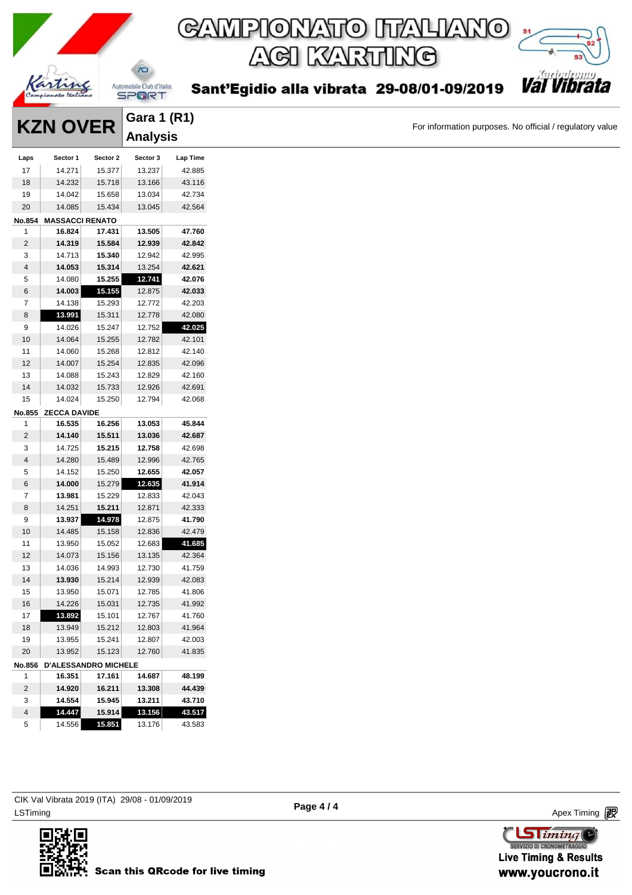# CAMPIONATO ITALIANO ACI KARTING

Sant'Egidio alla vibrata 29-08/01-09/2019

## KZN OVER

### Gara 1 (R1) Analysis

For information purposes. No official / regulatory value

| Laps | Sector 1 | Sector 2 | Sector 3 | Lap Time |
|---|---|---|---|---|
| 17 | 14.271 | 15.377 | 13.237 | 42.885 |
| 18 | 14.232 | 15.718 | 13.166 | 43.116 |
| 19 | 14.042 | 15.658 | 13.034 | 42.734 |
| 20 | 14.085 | 15.434 | 13.045 | 42.564 |
| **No.854** | **MASSACCI RENATO** | | | |
| 1 | **16.824** | **17.431** | **13.505** | **47.760** |
| 2 | **14.319** | **15.584** | **12.939** | **42.842** |
| 3 | 14.713 | **15.340** | 12.942 | 42.995 |
| 4 | **14.053** | **15.314** | 13.254 | **42.621** |
| 5 | 14.080 | **15.255** | **12.741** | **42.076** |
| 6 | **14.003** | **15.155** | 12.875 | **42.033** |
| 7 | 14.138 | 15.293 | 12.772 | 42.203 |
| 8 | **13.991** | 15.311 | 12.778 | 42.080 |
| 9 | 14.026 | 15.247 | 12.752 | **42.025** |
| 10 | 14.064 | 15.255 | 12.782 | 42.101 |
| 11 | 14.060 | 15.268 | 12.812 | 42.140 |
| 12 | 14.007 | 15.254 | 12.835 | 42.096 |
| 13 | 14.088 | 15.243 | 12.829 | 42.160 |
| 14 | 14.032 | 15.733 | 12.926 | 42.691 |
| 15 | 14.024 | 15.250 | 12.794 | 42.068 |
| **No.855** | **ZECCA DAVIDE** | | | |
| 1 | **16.535** | **16.256** | **13.053** | **45.844** |
| 2 | **14.140** | **15.511** | **13.036** | **42.687** |
| 3 | 14.725 | **15.215** | **12.758** | 42.698 |
| 4 | 14.280 | 15.489 | 12.996 | 42.765 |
| 5 | 14.152 | 15.250 | **12.655** | **42.057** |
| 6 | **14.000** | 15.279 | **12.635** | **41.914** |
| 7 | **13.981** | 15.229 | 12.833 | 42.043 |
| 8 | 14.251 | **15.211** | 12.871 | 42.333 |
| 9 | **13.937** | **14.978** | 12.875 | **41.790** |
| 10 | 14.485 | 15.158 | 12.836 | 42.479 |
| 11 | 13.950 | 15.052 | 12.683 | **41.685** |
| 12 | 14.073 | 15.156 | 13.135 | 42.364 |
| 13 | 14.036 | 14.993 | 12.730 | 41.759 |
| 14 | **13.930** | 15.214 | 12.939 | 42.083 |
| 15 | 13.950 | 15.071 | 12.785 | 41.806 |
| 16 | 14.226 | 15.031 | 12.735 | 41.992 |
| 17 | **13.892** | 15.101 | 12.767 | 41.760 |
| 18 | 13.949 | 15.212 | 12.803 | 41.964 |
| 19 | 13.955 | 15.241 | 12.807 | 42.003 |
| 20 | 13.952 | 15.123 | 12.760 | 41.835 |
| **No.856** | **D'ALESSANDRO MICHELE** | | | |
| 1 | **16.351** | **17.161** | **14.687** | **48.199** |
| 2 | **14.920** | **16.211** | **13.308** | **44.439** |
| 3 | **14.554** | **15.945** | **13.211** | **43.710** |
| 4 | **14.447** | **15.914** | **13.156** | **43.517** |
| 5 | 14.556 | **15.851** | 13.176 | 43.583 |

CIK Val Vibrata 2019 (ITA) 29/08 - 01/09/2019
LSTiming

Apex Timing

Scan this QRcode for live timing

Live Timing & Results
www.youcrono.it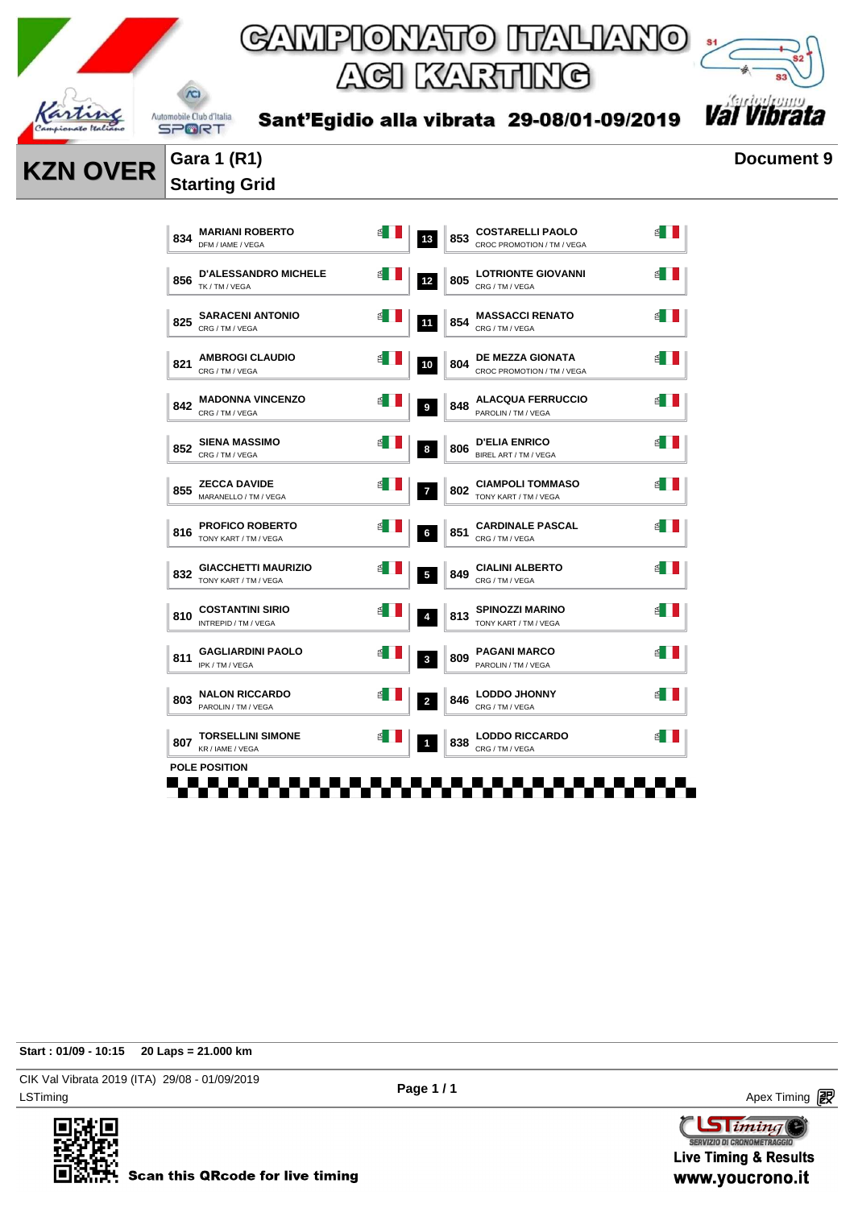# CAMPIONATO ITALIANO ACI KARTING

**Sant'Egidio alla vibrata 29-08/01-09/2019**

## KZN OVER

**Gara 1 (R1)**
**Starting Grid**

**Document 9**

| No. | Driver | Team / Chassis / Engine / Tyres | Nat | Pos | Pos | No. | Driver | Team / Chassis / Engine / Tyres | Nat |
|---|---|---|---|---|---|---|---|---|---|
| 834 | MARIANI ROBERTO | DFM / IAME / VEGA | ITA | | 13 | 853 | COSTARELLI PAOLO | CROC PROMOTION / TM / VEGA | ITA |
| 856 | D'ALESSANDRO MICHELE | TK / TM / VEGA | ITA | | 12 | 805 | LOTRIONTE GIOVANNI | CRG / TM / VEGA | ITA |
| 825 | SARACENI ANTONIO | CRG / TM / VEGA | ITA | | 11 | 854 | MASSACCI RENATO | CRG / TM / VEGA | ITA |
| 821 | AMBROGI CLAUDIO | CRG / TM / VEGA | ITA | | 10 | 804 | DE MEZZA GIONATA | CROC PROMOTION / TM / VEGA | ITA |
| 842 | MADONNA VINCENZO | CRG / TM / VEGA | ITA | | 9 | 848 | ALACQUA FERRUCCIO | PAROLIN / TM / VEGA | ITA |
| 852 | SIENA MASSIMO | CRG / TM / VEGA | ITA | | 8 | 806 | D'ELIA ENRICO | BIREL ART / TM / VEGA | ITA |
| 855 | ZECCA DAVIDE | MARANELLO / TM / VEGA | ITA | | 7 | 802 | CIAMPOLI TOMMASO | TONY KART / TM / VEGA | ITA |
| 816 | PROFICO ROBERTO | TONY KART / TM / VEGA | ITA | | 6 | 851 | CARDINALE PASCAL | CRG / TM / VEGA | ITA |
| 832 | GIACCHETTI MAURIZIO | TONY KART / TM / VEGA | ITA | | 5 | 849 | CIALINI ALBERTO | CRG / TM / VEGA | ITA |
| 810 | COSTANTINI SIRIO | INTREPID / TM / VEGA | ITA | | 4 | 813 | SPINOZZI MARINO | TONY KART / TM / VEGA | ITA |
| 811 | GAGLIARDINI PAOLO | IPK / TM / VEGA | ITA | | 3 | 809 | PAGANI MARCO | PAROLIN / TM / VEGA | ITA |
| 803 | NALON RICCARDO | PAROLIN / TM / VEGA | ITA | | 2 | 846 | LODDO JHONNY | CRG / TM / VEGA | ITA |
| 807 | TORSELLINI SIMONE | KR / IAME / VEGA | ITA | | 1 | 838 | LODDO RICCARDO | CRG / TM / VEGA | ITA |

**POLE POSITION**

**Start : 01/09 - 10:15** **20 Laps = 21.000 km**

CIK Val Vibrata 2019 (ITA) 29/08 - 01/09/2019
LSTiming

Apex Timing

Scan this QRcode for live timing

Live Timing & Results
www.youcrono.it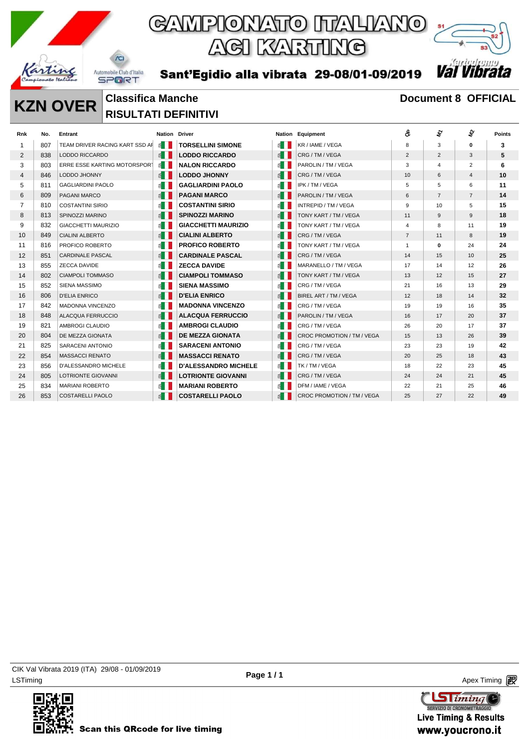# CAMPIONATO ITALIANO ACI KARTING

**Sant'Egidio alla vibrata 29-08/01-09/2019**

Val Vibrata

## KZN OVER

**Classifica Manche**

**RISULTATI DEFINITIVI**

**Document 8 OFFICIAL**

| Rnk | No. | Entrant | Nation | Driver | Nation | Equipment | Q | M1 | M2 | Points |
|---|---|---|---|---|---|---|---|---|---|---|
| 1 | 807 | TEAM DRIVER RACING KART SSD AR | | **TORSELLINI SIMONE** | | KR / IAME / VEGA | 8 | 3 | **0** | **3** |
| 2 | 838 | LODDO RICCARDO | | **LODDO RICCARDO** | | CRG / TM / VEGA | 2 | 2 | 3 | **5** |
| 3 | 803 | ERRE ESSE KARTING MOTORSPORT | | **NALON RICCARDO** | | PAROLIN / TM / VEGA | 3 | 4 | 2 | **6** |
| 4 | 846 | LODDO JHONNY | | **LODDO JHONNY** | | CRG / TM / VEGA | 10 | 6 | 4 | **10** |
| 5 | 811 | GAGLIARDINI PAOLO | | **GAGLIARDINI PAOLO** | | IPK / TM / VEGA | 5 | 5 | 6 | **11** |
| 6 | 809 | PAGANI MARCO | | **PAGANI MARCO** | | PAROLIN / TM / VEGA | 6 | 7 | 7 | **14** |
| 7 | 810 | COSTANTINI SIRIO | | **COSTANTINI SIRIO** | | INTREPID / TM / VEGA | 9 | 10 | 5 | **15** |
| 8 | 813 | SPINOZZI MARINO | | **SPINOZZI MARINO** | | TONY KART / TM / VEGA | 11 | 9 | 9 | **18** |
| 9 | 832 | GIACCHETTI MAURIZIO | | **GIACCHETTI MAURIZIO** | | TONY KART / TM / VEGA | 4 | 8 | 11 | **19** |
| 10 | 849 | CIALINI ALBERTO | | **CIALINI ALBERTO** | | CRG / TM / VEGA | 7 | 11 | 8 | **19** |
| 11 | 816 | PROFICO ROBERTO | | **PROFICO ROBERTO** | | TONY KART / TM / VEGA | 1 | **0** | 24 | **24** |
| 12 | 851 | CARDINALE PASCAL | | **CARDINALE PASCAL** | | CRG / TM / VEGA | 14 | 15 | 10 | **25** |
| 13 | 855 | ZECCA DAVIDE | | **ZECCA DAVIDE** | | MARANELLO / TM / VEGA | 17 | 14 | 12 | **26** |
| 14 | 802 | CIAMPOLI TOMMASO | | **CIAMPOLI TOMMASO** | | TONY KART / TM / VEGA | 13 | 12 | 15 | **27** |
| 15 | 852 | SIENA MASSIMO | | **SIENA MASSIMO** | | CRG / TM / VEGA | 21 | 16 | 13 | **29** |
| 16 | 806 | D'ELIA ENRICO | | **D'ELIA ENRICO** | | BIREL ART / TM / VEGA | 12 | 18 | 14 | **32** |
| 17 | 842 | MADONNA VINCENZO | | **MADONNA VINCENZO** | | CRG / TM / VEGA | 19 | 19 | 16 | **35** |
| 18 | 848 | ALACQUA FERRUCCIO | | **ALACQUA FERRUCCIO** | | PAROLIN / TM / VEGA | 16 | 17 | 20 | **37** |
| 19 | 821 | AMBROGI CLAUDIO | | **AMBROGI CLAUDIO** | | CRG / TM / VEGA | 26 | 20 | 17 | **37** |
| 20 | 804 | DE MEZZA GIONATA | | **DE MEZZA GIONATA** | | CROC PROMOTION / TM / VEGA | 15 | 13 | 26 | **39** |
| 21 | 825 | SARACENI ANTONIO | | **SARACENI ANTONIO** | | CRG / TM / VEGA | 23 | 23 | 19 | **42** |
| 22 | 854 | MASSACCI RENATO | | **MASSACCI RENATO** | | CRG / TM / VEGA | 20 | 25 | 18 | **43** |
| 23 | 856 | D'ALESSANDRO MICHELE | | **D'ALESSANDRO MICHELE** | | TK / TM / VEGA | 18 | 22 | 23 | **45** |
| 24 | 805 | LOTRIONTE GIOVANNI | | **LOTRIONTE GIOVANNI** | | CRG / TM / VEGA | 24 | 24 | 21 | **45** |
| 25 | 834 | MARIANI ROBERTO | | **MARIANI ROBERTO** | | DFM / IAME / VEGA | 22 | 21 | 25 | **46** |
| 26 | 853 | COSTARELLI PAOLO | | **COSTARELLI PAOLO** | | CROC PROMOTION / TM / VEGA | 25 | 27 | 22 | **49** |

CIK Val Vibrata 2019 (ITA) 29/08 - 01/09/2019

LSTiming

Apex Timing

**Scan this QRcode for live timing**

**Live Timing & Results**
**www.youcrono.it**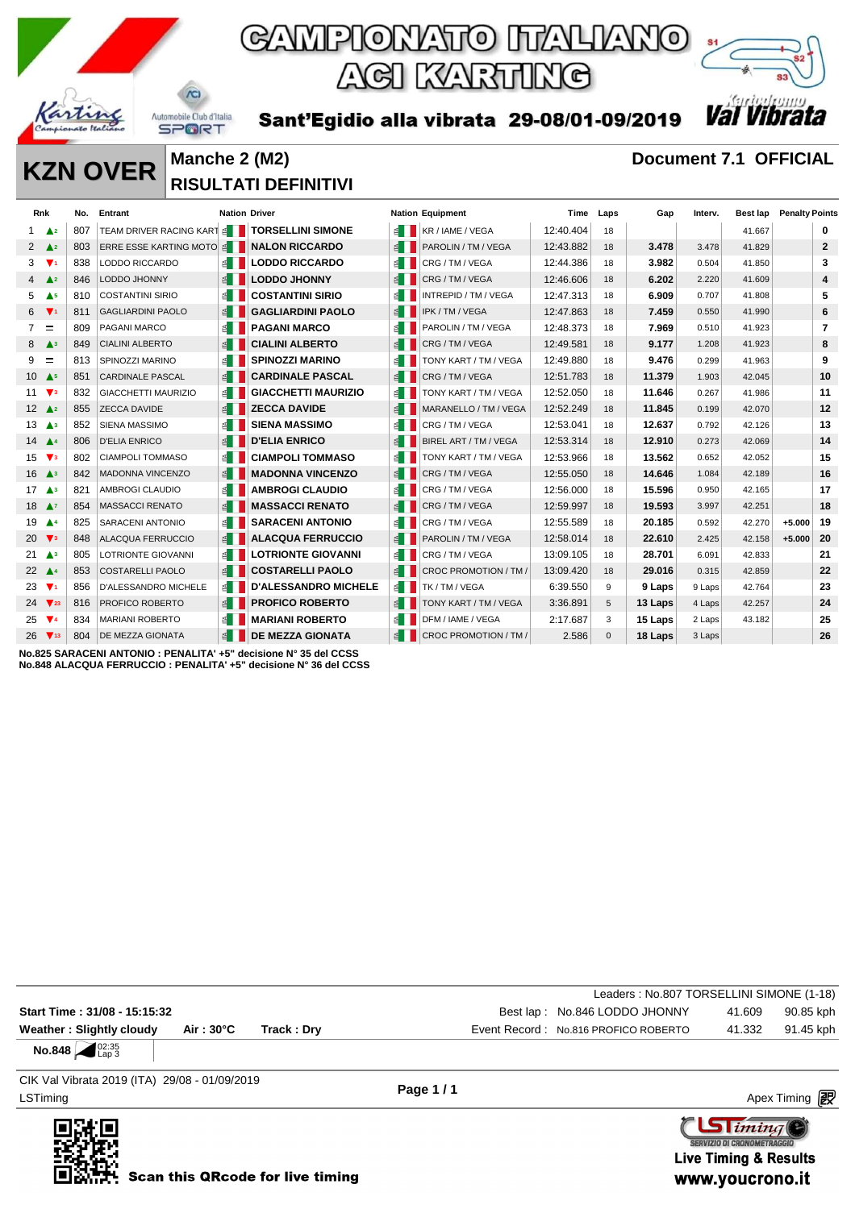# CAMPIONATO ITALIANO ACI KARTING

Sant'Egidio alla vibrata 29-08/01-09/2019

## KZN OVER

### Manche 2 (M2)
### RISULTATI DEFINITIVI

**Document 7.1 OFFICIAL**

| Rnk | | No. | Entrant | Nation | Driver | Nation | Equipment | Time | Laps | Gap | Interv. | Best lap | Penalty | Points |
|---|---|---|---|---|---|---|---|---|---|---|---|---|---|---|
| 1 | ▲2 | 807 | TEAM DRIVER RACING KART | | TORSELLINI SIMONE | | KR / IAME / VEGA | 12:40.404 | 18 | | | 41.667 | | 0 |
| 2 | ▲2 | 803 | ERRE ESSE KARTING MOTO | | NALON RICCARDO | | PAROLIN / TM / VEGA | 12:43.882 | 18 | 3.478 | 3.478 | 41.829 | | 2 |
| 3 | ▼1 | 838 | LODDO RICCARDO | | LODDO RICCARDO | | CRG / TM / VEGA | 12:44.386 | 18 | 3.982 | 0.504 | 41.850 | | 3 |
| 4 | ▲2 | 846 | LODDO JHONNY | | LODDO JHONNY | | CRG / TM / VEGA | 12:46.606 | 18 | 6.202 | 2.220 | 41.609 | | 4 |
| 5 | ▲5 | 810 | COSTANTINI SIRIO | | COSTANTINI SIRIO | | INTREPID / TM / VEGA | 12:47.313 | 18 | 6.909 | 0.707 | 41.808 | | 5 |
| 6 | ▼1 | 811 | GAGLIARDINI PAOLO | | GAGLIARDINI PAOLO | | IPK / TM / VEGA | 12:47.863 | 18 | 7.459 | 0.550 | 41.990 | | 6 |
| 7 | = | 809 | PAGANI MARCO | | PAGANI MARCO | | PAROLIN / TM / VEGA | 12:48.373 | 18 | 7.969 | 0.510 | 41.923 | | 7 |
| 8 | ▲3 | 849 | CIALINI ALBERTO | | CIALINI ALBERTO | | CRG / TM / VEGA | 12:49.581 | 18 | 9.177 | 1.208 | 41.923 | | 8 |
| 9 | = | 813 | SPINOZZI MARINO | | SPINOZZI MARINO | | TONY KART / TM / VEGA | 12:49.880 | 18 | 9.476 | 0.299 | 41.963 | | 9 |
| 10 | ▲5 | 851 | CARDINALE PASCAL | | CARDINALE PASCAL | | CRG / TM / VEGA | 12:51.783 | 18 | 11.379 | 1.903 | 42.045 | | 10 |
| 11 | ▼3 | 832 | GIACCHETTI MAURIZIO | | GIACCHETTI MAURIZIO | | TONY KART / TM / VEGA | 12:52.050 | 18 | 11.646 | 0.267 | 41.986 | | 11 |
| 12 | ▲2 | 855 | ZECCA DAVIDE | | ZECCA DAVIDE | | MARANELLO / TM / VEGA | 12:52.249 | 18 | 11.845 | 0.199 | 42.070 | | 12 |
| 13 | ▲3 | 852 | SIENA MASSIMO | | SIENA MASSIMO | | CRG / TM / VEGA | 12:53.041 | 18 | 12.637 | 0.792 | 42.126 | | 13 |
| 14 | ▲4 | 806 | D'ELIA ENRICO | | D'ELIA ENRICO | | BIREL ART / TM / VEGA | 12:53.314 | 18 | 12.910 | 0.273 | 42.069 | | 14 |
| 15 | ▼3 | 802 | CIAMPOLI TOMMASO | | CIAMPOLI TOMMASO | | TONY KART / TM / VEGA | 12:53.966 | 18 | 13.562 | 0.652 | 42.052 | | 15 |
| 16 | ▲3 | 842 | MADONNA VINCENZO | | MADONNA VINCENZO | | CRG / TM / VEGA | 12:55.050 | 18 | 14.646 | 1.084 | 42.189 | | 16 |
| 17 | ▲3 | 821 | AMBROGI CLAUDIO | | AMBROGI CLAUDIO | | CRG / TM / VEGA | 12:56.000 | 18 | 15.596 | 0.950 | 42.165 | | 17 |
| 18 | ▲7 | 854 | MASSACCI RENATO | | MASSACCI RENATO | | CRG / TM / VEGA | 12:59.997 | 18 | 19.593 | 3.997 | 42.251 | | 18 |
| 19 | ▲4 | 825 | SARACENI ANTONIO | | SARACENI ANTONIO | | CRG / TM / VEGA | 12:55.589 | 18 | 20.185 | 0.592 | 42.270 | +5.000 | 19 |
| 20 | ▼3 | 848 | ALACQUA FERRUCCIO | | ALACQUA FERRUCCIO | | PAROLIN / TM / VEGA | 12:58.014 | 18 | 22.610 | 2.425 | 42.158 | +5.000 | 20 |
| 21 | ▲3 | 805 | LOTRIONTE GIOVANNI | | LOTRIONTE GIOVANNI | | CRG / TM / VEGA | 13:09.105 | 18 | 28.701 | 6.091 | 42.833 | | 21 |
| 22 | ▲4 | 853 | COSTARELLI PAOLO | | COSTARELLI PAOLO | | CROC PROMOTION / TM / | 13:09.420 | 18 | 29.016 | 0.315 | 42.859 | | 22 |
| 23 | ▼1 | 856 | D'ALESSANDRO MICHELE | | D'ALESSANDRO MICHELE | | TK / TM / VEGA | 6:39.550 | 9 | 9 Laps | 9 Laps | 42.764 | | 23 |
| 24 | ▼23 | 816 | PROFICO ROBERTO | | PROFICO ROBERTO | | TONY KART / TM / VEGA | 3:36.891 | 5 | 13 Laps | 4 Laps | 42.257 | | 24 |
| 25 | ▼4 | 834 | MARIANI ROBERTO | | MARIANI ROBERTO | | DFM / IAME / VEGA | 2:17.687 | 3 | 15 Laps | 2 Laps | 43.182 | | 25 |
| 26 | ▼13 | 804 | DE MEZZA GIONATA | | DE MEZZA GIONATA | | CROC PROMOTION / TM / | 2.586 | 0 | 18 Laps | 3 Laps | | | 26 |

**No.825 SARACENI ANTONIO : PENALITA' +5" decisione N° 35 del CCSS**
**No.848 ALACQUA FERRUCCIO : PENALITA' +5" decisione N° 36 del CCSS**

Leaders : No.807 TORSELLINI SIMONE (1-18)

**Start Time : 31/08 - 15:15:32**

**Weather : Slightly cloudy** **Air : 30°C** **Track : Dry**

Best lap : No.846 LODDO JHONNY 41.609 90.85 kph

Event Record : No.816 PROFICO ROBERTO 41.332 91.45 kph

**No.848** 02:35 Lap 3

CIK Val Vibrata 2019 (ITA) 29/08 - 01/09/2019

LSTiming

Apex Timing

Scan this QRcode for live timing

Live Timing & Results
www.youcrono.it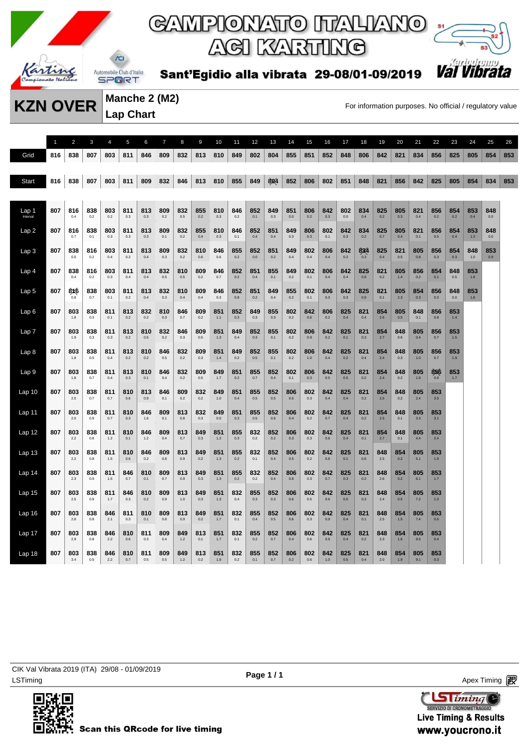# CAMPIONATO ITALIANO ACI KARTING

**Sant'Egidio alla vibrata 29-08/01-09/2019**

## KZN OVER

### Manche 2 (M2)
### Lap Chart

For information purposes. No official / regulatory value

| | 1 | 2 | 3 | 4 | 5 | 6 | 7 | 8 | 9 | 10 | 11 | 12 | 13 | 14 | 15 | 16 | 17 | 18 | 19 | 20 | 21 | 22 | 23 | 24 | 25 | 26 |
|---|---|---|---|---|---|---|---|---|---|---|---|---|---|---|---|---|---|---|---|---|---|---|---|---|---|---|
| Grid | 816 | 838 | 807 | 803 | 811 | 846 | 809 | 832 | 813 | 810 | 849 | 802 | 804 | 855 | 851 | 852 | 848 | 806 | 842 | 821 | 834 | 856 | 825 | 805 | 854 | 853 |
| Start | 816 | 838 | 807 | 803 | 811 | 809 | 832 | 846 | 813 | 810 | 855 | 849 | 804 | 852 | 806 | 802 | 851 | 848 | 821 | 856 | 842 | 825 | 805 | 854 | 834 | 853 |
| Lap 1 | 807 | 816 0.4 | 838 0.2 | 803 0.2 | 811 0.3 | 813 0.3 | 809 0.2 | 832 0.5 | 855 0.2 | 810 0.3 | 846 0.2 | 852 0.1 | 849 0.3 | 851 0.0 | 806 0.2 | 842 0.3 | 802 0.0 | 834 0.4 | 825 0.2 | 805 0.3 | 821 0.4 | 856 0.2 | 854 0.2 | 853 0.4 | 848 0.0 | |
| Lap 2 | 807 | 816 0.7 | 838 0.1 | 803 0.3 | 811 0.3 | 813 0.3 | 809 0.1 | 832 0.2 | 855 0.4 | 810 0.3 | 846 0.1 | 852 0.4 | 851 0.4 | 849 0.3 | 806 0.3 | 802 0.1 | 842 0.3 | 834 0.2 | 825 0.7 | 805 0.4 | 821 0.1 | 856 0.5 | 854 0.4 | 853 1.3 | 848 0.0 | |
| Lap 3 | 807 | 838 0.5 | 816 0.2 | 803 0.4 | 811 0.2 | 813 0.4 | 809 0.3 | 832 0.2 | 810 0.6 | 846 0.6 | 855 0.2 | 852 0.0 | 851 0.2 | 849 0.4 | 802 0.4 | 806 0.4 | 842 0.2 | 834 0.3 | 825 0.4 | 821 0.5 | 805 0.8 | 856 0.3 | 854 0.3 | 848 1.0 | 853 0.9 | |
| Lap 4 | 807 | 838 0.4 | 816 0.2 | 803 0.3 | 811 0.4 | 813 0.4 | 832 0.5 | 810 0.5 | 809 0.2 | 846 0.7 | 852 0.2 | 851 0.4 | 855 0.1 | 849 0.2 | 802 0.1 | 806 0.4 | 842 0.4 | 825 0.8 | 821 0.2 | 805 1.4 | 856 0.2 | 854 0.1 | 848 0.5 | 853 1.8 | | |
| Lap 5 | 807 | 816 0.8 | 838 0.7 | 803 0.1 | 811 0.2 | 813 0.4 | 832 0.3 | 810 0.4 | 809 0.4 | 846 0.3 | 852 0.8 | 851 0.2 | 849 0.4 | 855 0.2 | 802 0.1 | 806 0.3 | 842 0.3 | 825 0.9 | 821 0.1 | 805 2.3 | 854 0.3 | 856 0.3 | 848 0.0 | 853 1.8 | | |
| Lap 6 | 807 | 803 1.8 | 838 0.3 | 811 0.1 | 813 0.2 | 832 0.2 | 810 0.3 | 846 0.7 | 809 0.2 | 851 1.1 | 852 0.3 | 849 0.3 | 855 0.3 | 802 0.2 | 842 0.6 | 806 0.2 | 825 0.4 | 821 0.4 | 854 2.6 | 805 0.5 | 848 0.1 | 856 0.8 | 853 1.4 | | | |
| Lap 7 | 807 | 803 1.9 | 838 0.3 | 811 0.3 | 813 0.2 | 810 0.5 | 832 0.2 | 846 0.3 | 809 0.5 | 851 1.3 | 849 0.4 | 852 0.2 | 855 0.1 | 802 0.2 | 806 0.9 | 842 0.2 | 825 0.1 | 821 0.3 | 854 2.7 | 848 0.6 | 805 0.4 | 856 0.7 | 853 1.5 | | | |
| Lap 8 | 807 | 803 1.8 | 838 0.5 | 811 0.4 | 813 0.2 | 810 0.2 | 846 0.5 | 832 0.2 | 809 0.3 | 851 1.4 | 849 0.2 | 852 0.5 | 855 0.1 | 802 0.2 | 806 1.0 | 842 0.4 | 825 0.2 | 821 0.4 | 854 2.4 | 848 0.3 | 805 1.0 | 856 0.7 | 853 1.9 | | | |
| Lap 9 | 807 | 803 1.8 | 838 0.7 | 811 0.4 | 813 0.3 | 810 0.1 | 846 0.4 | 832 0.2 | 809 0.5 | 849 1.7 | 851 0.2 | 855 0.7 | 852 0.4 | 802 0.1 | 806 0.3 | 842 0.5 | 825 0.5 | 821 0.2 | 854 2.4 | 848 0.2 | 805 1.8 | 856 0.8 | 853 1.7 | | | |
| Lap 10 | 807 | 803 2.0 | 838 0.7 | 811 0.7 | 810 0.6 | 813 0.9 | 846 0.1 | 809 0.2 | 832 0.2 | 849 1.0 | 851 0.4 | 855 0.5 | 852 0.5 | 806 0.5 | 802 0.3 | 842 0.4 | 825 0.4 | 821 0.2 | 854 2.5 | 848 0.2 | 805 2.4 | 853 3.5 | | | | |
| Lap 11 | 807 | 803 2.0 | 838 0.9 | 811 0.7 | 810 0.3 | 846 1.6 | 809 0.1 | 813 0.8 | 832 0.3 | 849 0.0 | 851 0.3 | 855 0.5 | 852 0.6 | 806 0.4 | 802 0.2 | 842 0.7 | 825 0.4 | 821 0.2 | 854 2.5 | 848 0.1 | 805 3.3 | 853 3.1 | | | | |
| Lap 12 | 807 | 803 2.2 | 838 0.8 | 811 1.2 | 810 0.1 | 846 1.2 | 809 0.4 | 813 0.7 | 849 0.3 | 851 1.2 | 855 0.3 | 832 0.2 | 852 0.2 | 806 0.3 | 802 0.3 | 842 0.6 | 825 0.4 | 821 0.1 | 854 2.7 | 848 0.1 | 805 4.4 | 853 2.4 | | | | |
| Lap 13 | 807 | 803 2.2 | 838 0.8 | 811 1.5 | 810 0.6 | 846 0.2 | 809 0.8 | 813 0.9 | 849 0.2 | 851 1.3 | 855 0.2 | 832 0.1 | 852 0.4 | 806 0.5 | 802 0.2 | 842 0.8 | 825 0.1 | 821 0.6 | 848 2.5 | 854 0.2 | 805 5.1 | 853 1.9 | | | | |
| Lap 14 | 807 | 803 2.3 | 838 0.9 | 811 1.5 | 846 0.7 | 810 0.1 | 809 0.7 | 813 0.9 | 849 0.3 | 851 1.3 | 855 0.2 | 832 0.2 | 852 0.4 | 806 0.8 | 802 0.3 | 842 0.7 | 825 0.3 | 821 0.2 | 848 2.6 | 854 0.2 | 805 6.1 | 853 1.7 | | | | |
| Lap 15 | 807 | 803 2.5 | 838 0.9 | 811 1.7 | 846 0.3 | 810 0.2 | 809 0.9 | 813 1.0 | 849 0.3 | 851 1.3 | 832 0.4 | 855 0.3 | 852 0.3 | 806 0.6 | 802 0.5 | 842 0.6 | 825 0.5 | 821 0.3 | 848 2.4 | 854 0.5 | 805 7.2 | 853 1.0 | | | | |
| Lap 16 | 807 | 803 2.8 | 838 0.8 | 846 2.1 | 811 0.3 | 810 0.1 | 809 0.8 | 813 0.9 | 849 0.3 | 851 1.7 | 832 0.1 | 855 0.4 | 852 0.5 | 806 0.6 | 802 0.3 | 842 0.9 | 825 0.4 | 821 0.1 | 848 2.5 | 854 1.5 | 805 7.4 | 853 0.6 | | | | |
| Lap 17 | 807 | 803 2.9 | 838 0.8 | 846 2.2 | 810 0.6 | 811 0.3 | 809 0.4 | 849 1.2 | 813 0.1 | 851 1.7 | 832 0.1 | 855 0.2 | 852 0.7 | 806 0.4 | 802 0.6 | 842 0.9 | 825 0.4 | 821 0.2 | 848 2.3 | 854 1.6 | 805 8.5 | 853 0.4 | | | | |
| Lap 18 | 807 | 803 3.4 | 838 0.5 | 846 2.2 | 810 0.7 | 811 0.5 | 809 0.5 | 849 1.2 | 813 0.2 | 851 1.9 | 832 0.2 | 855 0.1 | 852 0.7 | 806 0.2 | 802 0.6 | 842 1.0 | 825 0.5 | 821 0.4 | 848 2.0 | 854 1.9 | 805 9.1 | 853 0.3 | | | | |

CIK Val Vibrata 2019 (ITA) 29/08 - 01/09/2019

LSTiming

Apex Timing

Scan this QRcode for live timing

Live Timing & Results
www.youcrono.it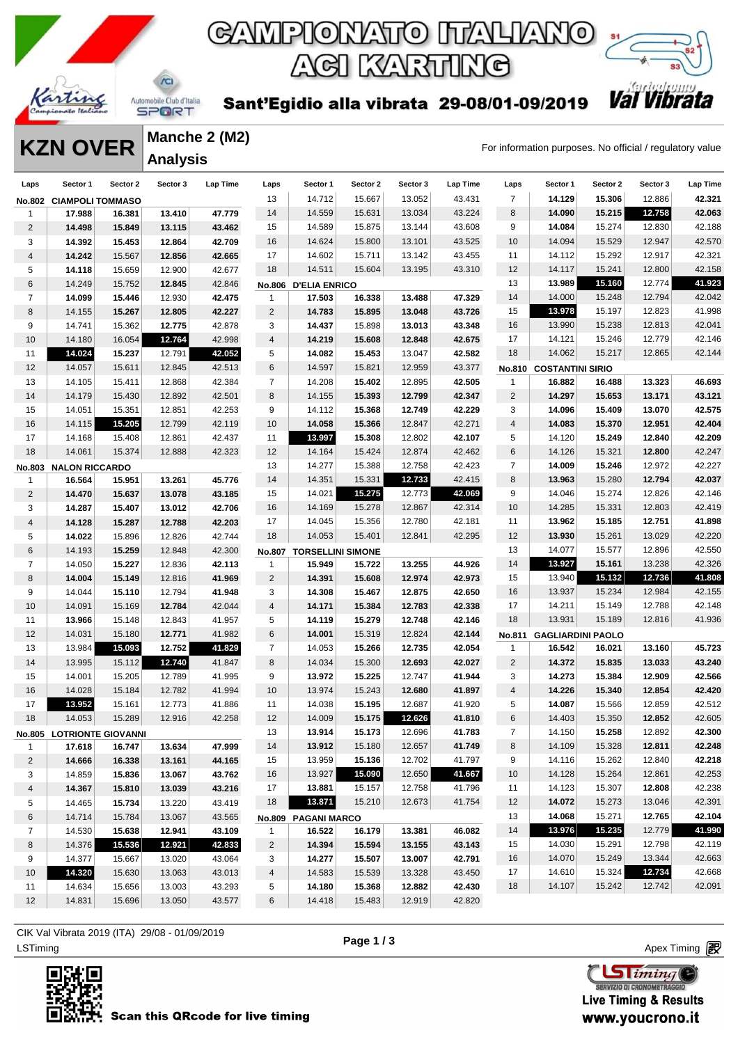# CAMPIONATO ITALIANO ACI KARTING

## Sant'Egidio alla vibrata 29-08/01-09/2019

# KZN OVER

## Manche 2 (M2) Analysis

For information purposes. No official / regulatory value

### No.802 CIAMPOLI TOMMASO

| Laps | Sector 1 | Sector 2 | Sector 3 | Lap Time |
|---|---|---|---|---|
| 1 | 17.988 | 16.381 | 13.410 | 47.779 |
| 2 | 14.498 | 15.849 | 13.115 | 43.462 |
| 3 | 14.392 | 15.453 | 12.864 | 42.709 |
| 4 | 14.242 | 15.567 | 12.856 | 42.665 |
| 5 | 14.118 | 15.659 | 12.900 | 42.677 |
| 6 | 14.249 | 15.752 | 12.845 | 42.846 |
| 7 | 14.099 | 15.446 | 12.930 | 42.475 |
| 8 | 14.155 | 15.267 | 12.805 | 42.227 |
| 9 | 14.741 | 15.362 | 12.775 | 42.878 |
| 10 | 14.180 | 16.054 | 12.764 | 42.998 |
| 11 | 14.024 | 15.237 | 12.791 | 42.052 |
| 12 | 14.057 | 15.611 | 12.845 | 42.513 |
| 13 | 14.105 | 15.411 | 12.868 | 42.384 |
| 14 | 14.179 | 15.430 | 12.892 | 42.501 |
| 15 | 14.051 | 15.351 | 12.851 | 42.253 |
| 16 | 14.115 | 15.205 | 12.799 | 42.119 |
| 17 | 14.168 | 15.408 | 12.861 | 42.437 |
| 18 | 14.061 | 15.374 | 12.888 | 42.323 |

### No.803 NALON RICCARDO

| Laps | Sector 1 | Sector 2 | Sector 3 | Lap Time |
|---|---|---|---|---|
| 1 | 16.564 | 15.951 | 13.261 | 45.776 |
| 2 | 14.470 | 15.637 | 13.078 | 43.185 |
| 3 | 14.287 | 15.407 | 13.012 | 42.706 |
| 4 | 14.128 | 15.287 | 12.788 | 42.203 |
| 5 | 14.022 | 15.896 | 12.826 | 42.744 |
| 6 | 14.193 | 15.259 | 12.848 | 42.300 |
| 7 | 14.050 | 15.227 | 12.836 | 42.113 |
| 8 | 14.004 | 15.149 | 12.816 | 41.969 |
| 9 | 14.044 | 15.110 | 12.794 | 41.948 |
| 10 | 14.091 | 15.169 | 12.784 | 42.044 |
| 11 | 13.966 | 15.148 | 12.843 | 41.957 |
| 12 | 14.031 | 15.180 | 12.771 | 41.982 |
| 13 | 13.984 | 15.093 | 12.752 | 41.829 |
| 14 | 13.995 | 15.112 | 12.740 | 41.847 |
| 15 | 14.001 | 15.205 | 12.789 | 41.995 |
| 16 | 14.028 | 15.184 | 12.782 | 41.994 |
| 17 | 13.952 | 15.161 | 12.773 | 41.886 |
| 18 | 14.053 | 15.289 | 12.916 | 42.258 |

### No.805 LOTRIONTE GIOVANNI

| Laps | Sector 1 | Sector 2 | Sector 3 | Lap Time |
|---|---|---|---|---|
| 1 | 17.618 | 16.747 | 13.634 | 47.999 |
| 2 | 14.666 | 16.338 | 13.161 | 44.165 |
| 3 | 14.859 | 15.836 | 13.067 | 43.762 |
| 4 | 14.367 | 15.810 | 13.039 | 43.216 |
| 5 | 14.465 | 15.734 | 13.220 | 43.419 |
| 6 | 14.714 | 15.784 | 13.067 | 43.565 |
| 7 | 14.530 | 15.638 | 12.941 | 43.109 |
| 8 | 14.376 | 15.536 | 12.921 | 42.833 |
| 9 | 14.377 | 15.667 | 13.020 | 43.064 |
| 10 | 14.320 | 15.630 | 13.063 | 43.013 |
| 11 | 14.634 | 15.656 | 13.003 | 43.293 |
| 12 | 14.831 | 15.696 | 13.050 | 43.577 |
| 13 | 14.712 | 15.667 | 13.052 | 43.431 |
| 14 | 14.559 | 15.631 | 13.034 | 43.224 |
| 15 | 14.589 | 15.875 | 13.144 | 43.608 |
| 16 | 14.624 | 15.800 | 13.101 | 43.525 |
| 17 | 14.602 | 15.711 | 13.142 | 43.455 |
| 18 | 14.511 | 15.604 | 13.195 | 43.310 |

### No.806 D'ELIA ENRICO

| Laps | Sector 1 | Sector 2 | Sector 3 | Lap Time |
|---|---|---|---|---|
| 1 | 17.503 | 16.338 | 13.488 | 47.329 |
| 2 | 14.783 | 15.895 | 13.048 | 43.726 |
| 3 | 14.437 | 15.898 | 13.013 | 43.348 |
| 4 | 14.219 | 15.608 | 12.848 | 42.675 |
| 5 | 14.082 | 15.453 | 13.047 | 42.582 |
| 6 | 14.597 | 15.821 | 12.959 | 43.377 |
| 7 | 14.208 | 15.402 | 12.895 | 42.505 |
| 8 | 14.155 | 15.393 | 12.799 | 42.347 |
| 9 | 14.112 | 15.368 | 12.749 | 42.229 |
| 10 | 14.058 | 15.366 | 12.847 | 42.271 |
| 11 | 13.997 | 15.308 | 12.802 | 42.107 |
| 12 | 14.164 | 15.424 | 12.874 | 42.462 |
| 13 | 14.277 | 15.388 | 12.758 | 42.423 |
| 14 | 14.351 | 15.331 | 12.733 | 42.415 |
| 15 | 14.021 | 15.275 | 12.773 | 42.069 |
| 16 | 14.169 | 15.278 | 12.867 | 42.314 |
| 17 | 14.045 | 15.356 | 12.780 | 42.181 |
| 18 | 14.053 | 15.401 | 12.841 | 42.295 |

### No.807 TORSELLINI SIMONE

| Laps | Sector 1 | Sector 2 | Sector 3 | Lap Time |
|---|---|---|---|---|
| 1 | 15.949 | 15.722 | 13.255 | 44.926 |
| 2 | 14.391 | 15.608 | 12.974 | 42.973 |
| 3 | 14.308 | 15.467 | 12.875 | 42.650 |
| 4 | 14.171 | 15.384 | 12.783 | 42.338 |
| 5 | 14.119 | 15.279 | 12.748 | 42.146 |
| 6 | 14.001 | 15.319 | 12.824 | 42.144 |
| 7 | 14.053 | 15.266 | 12.735 | 42.054 |
| 8 | 14.034 | 15.300 | 12.693 | 42.027 |
| 9 | 13.972 | 15.225 | 12.747 | 41.944 |
| 10 | 13.974 | 15.243 | 12.680 | 41.897 |
| 11 | 14.038 | 15.195 | 12.687 | 41.920 |
| 12 | 14.009 | 15.175 | 12.626 | 41.810 |
| 13 | 13.914 | 15.173 | 12.696 | 41.783 |
| 14 | 13.912 | 15.180 | 12.657 | 41.749 |
| 15 | 13.959 | 15.136 | 12.702 | 41.797 |
| 16 | 13.927 | 15.090 | 12.650 | 41.667 |
| 17 | 13.881 | 15.157 | 12.758 | 41.796 |
| 18 | 13.871 | 15.210 | 12.673 | 41.754 |

### No.809 PAGANI MARCO

| Laps | Sector 1 | Sector 2 | Sector 3 | Lap Time |
|---|---|---|---|---|
| 1 | 16.522 | 16.179 | 13.381 | 46.082 |
| 2 | 14.394 | 15.594 | 13.155 | 43.143 |
| 3 | 14.277 | 15.507 | 13.007 | 42.791 |
| 4 | 14.583 | 15.539 | 13.328 | 43.450 |
| 5 | 14.180 | 15.368 | 12.882 | 42.430 |
| 6 | 14.418 | 15.483 | 12.919 | 42.820 |
| 7 | 14.129 | 15.306 | 12.886 | 42.321 |
| 8 | 14.090 | 15.215 | 12.758 | 42.063 |
| 9 | 14.084 | 15.274 | 12.830 | 42.188 |
| 10 | 14.094 | 15.529 | 12.947 | 42.570 |
| 11 | 14.112 | 15.292 | 12.917 | 42.321 |
| 12 | 14.117 | 15.241 | 12.800 | 42.158 |
| 13 | 13.989 | 15.160 | 12.774 | 41.923 |
| 14 | 14.000 | 15.248 | 12.794 | 42.042 |
| 15 | 13.978 | 15.197 | 12.823 | 41.998 |
| 16 | 13.990 | 15.238 | 12.813 | 42.041 |
| 17 | 14.121 | 15.246 | 12.779 | 42.146 |
| 18 | 14.062 | 15.217 | 12.865 | 42.144 |

### No.810 COSTANTINI SIRIO

| Laps | Sector 1 | Sector 2 | Sector 3 | Lap Time |
|---|---|---|---|---|
| 1 | 16.882 | 16.488 | 13.323 | 46.693 |
| 2 | 14.297 | 15.653 | 13.171 | 43.121 |
| 3 | 14.096 | 15.409 | 13.070 | 42.575 |
| 4 | 14.083 | 15.370 | 12.951 | 42.404 |
| 5 | 14.120 | 15.249 | 12.840 | 42.209 |
| 6 | 14.126 | 15.321 | 12.800 | 42.247 |
| 7 | 14.009 | 15.246 | 12.972 | 42.227 |
| 8 | 13.963 | 15.280 | 12.794 | 42.037 |
| 9 | 14.046 | 15.274 | 12.826 | 42.146 |
| 10 | 14.285 | 15.331 | 12.803 | 42.419 |
| 11 | 13.962 | 15.185 | 12.751 | 41.898 |
| 12 | 13.930 | 15.261 | 13.029 | 42.220 |
| 13 | 14.077 | 15.577 | 12.896 | 42.550 |
| 14 | 13.927 | 15.161 | 13.238 | 42.326 |
| 15 | 13.940 | 15.132 | 12.736 | 41.808 |
| 16 | 13.937 | 15.234 | 12.984 | 42.155 |
| 17 | 14.211 | 15.149 | 12.788 | 42.148 |
| 18 | 13.931 | 15.189 | 12.816 | 41.936 |

### No.811 GAGLIARDINI PAOLO

| Laps | Sector 1 | Sector 2 | Sector 3 | Lap Time |
|---|---|---|---|---|
| 1 | 16.542 | 16.021 | 13.160 | 45.723 |
| 2 | 14.372 | 15.835 | 13.033 | 43.240 |
| 3 | 14.273 | 15.384 | 12.909 | 42.566 |
| 4 | 14.226 | 15.340 | 12.854 | 42.420 |
| 5 | 14.087 | 15.566 | 12.859 | 42.512 |
| 6 | 14.403 | 15.350 | 12.852 | 42.605 |
| 7 | 14.150 | 15.258 | 12.892 | 42.300 |
| 8 | 14.109 | 15.328 | 12.811 | 42.248 |
| 9 | 14.116 | 15.262 | 12.840 | 42.218 |
| 10 | 14.128 | 15.264 | 12.861 | 42.253 |
| 11 | 14.123 | 15.307 | 12.808 | 42.238 |
| 12 | 14.072 | 15.273 | 13.046 | 42.391 |
| 13 | 14.068 | 15.271 | 12.765 | 42.104 |
| 14 | 13.976 | 15.235 | 12.779 | 41.990 |
| 15 | 14.030 | 15.291 | 12.798 | 42.119 |
| 16 | 14.070 | 15.249 | 13.344 | 42.663 |
| 17 | 14.610 | 15.324 | 12.734 | 42.668 |
| 18 | 14.107 | 15.242 | 12.742 | 42.091 |

CIK Val Vibrata 2019 (ITA) 29/08 - 01/09/2019

LSTiming

Apex Timing

Scan this QRcode for live timing

Live Timing & Results www.youcrono.it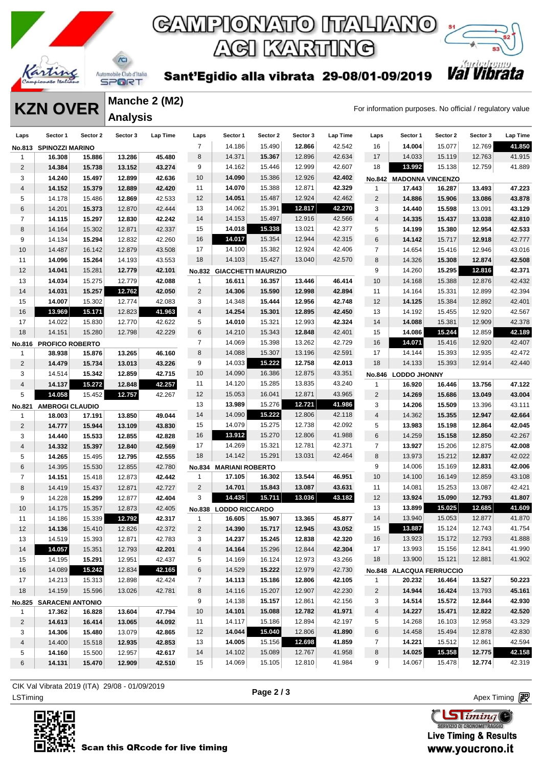# CAMPIONATO ITALIANO ACI KARTING

**Sant'Egidio alla vibrata 29-08/01-09/2019**

## KZN OVER

### Manche 2 (M2) Analysis

For information purposes. No official / regulatory value

| Laps | Sector 1 | Sector 2 | Sector 3 | Lap Time |
|---|---|---|---|---|
| **No.813 SPINOZZI MARINO** | | | | |
| 1 | 16.308 | 15.886 | 13.286 | 45.480 |
| 2 | 14.384 | 15.738 | 13.152 | 43.274 |
| 3 | 14.240 | 15.497 | 12.899 | 42.636 |
| 4 | 14.152 | 15.379 | 12.889 | 42.420 |
| 5 | 14.178 | 15.486 | 12.869 | 42.533 |
| 6 | 14.201 | 15.373 | 12.870 | 42.444 |
| 7 | 14.115 | 15.297 | 12.830 | 42.242 |
| 8 | 14.164 | 15.302 | 12.871 | 42.337 |
| 9 | 14.134 | 15.294 | 12.832 | 42.260 |
| 10 | 14.487 | 16.142 | 12.879 | 43.508 |
| 11 | 14.096 | 15.264 | 14.193 | 43.553 |
| 12 | 14.041 | 15.281 | 12.779 | 42.101 |
| 13 | 14.034 | 15.275 | 12.779 | 42.088 |
| 14 | 14.031 | 15.257 | 12.762 | 42.050 |
| 15 | 14.007 | 15.302 | 12.774 | 42.083 |
| 16 | 13.969 | 15.171 | 12.823 | 41.963 |
| 17 | 14.022 | 15.830 | 12.770 | 42.622 |
| 18 | 14.151 | 15.280 | 12.798 | 42.229 |
| **No.816 PROFICO ROBERTO** | | | | |
| 1 | 38.938 | 15.876 | 13.265 | 46.160 |
| 2 | 14.479 | 15.734 | 13.013 | 43.226 |
| 3 | 14.514 | 15.342 | 12.859 | 42.715 |
| 4 | 14.137 | 15.272 | 12.848 | 42.257 |
| 5 | 14.058 | 15.452 | 12.757 | 42.267 |
| **No.821 AMBROGI CLAUDIO** | | | | |
| 1 | 18.003 | 17.191 | 13.850 | 49.044 |
| 2 | 14.777 | 15.944 | 13.109 | 43.830 |
| 3 | 14.440 | 15.533 | 12.855 | 42.828 |
| 4 | 14.332 | 15.397 | 12.840 | 42.569 |
| 5 | 14.265 | 15.495 | 12.795 | 42.555 |
| 6 | 14.395 | 15.530 | 12.855 | 42.780 |
| 7 | 14.151 | 15.418 | 12.873 | 42.442 |
| 8 | 14.419 | 15.437 | 12.871 | 42.727 |
| 9 | 14.228 | 15.299 | 12.877 | 42.404 |
| 10 | 14.175 | 15.357 | 12.873 | 42.405 |
| 11 | 14.186 | 15.339 | 12.792 | 42.317 |
| 12 | 14.136 | 15.410 | 12.826 | 42.372 |
| 13 | 14.519 | 15.393 | 12.871 | 42.783 |
| 14 | 14.057 | 15.351 | 12.793 | 42.201 |
| 15 | 14.195 | 15.291 | 12.951 | 42.437 |
| 16 | 14.089 | 15.242 | 12.834 | 42.165 |
| 17 | 14.213 | 15.313 | 12.898 | 42.424 |
| 18 | 14.159 | 15.596 | 13.026 | 42.781 |
| **No.825 SARACENI ANTONIO** | | | | |
| 1 | 17.362 | 16.828 | 13.604 | 47.794 |
| 2 | 14.613 | 16.414 | 13.065 | 44.092 |
| 3 | 14.306 | 15.480 | 13.079 | 42.865 |
| 4 | 14.400 | 15.518 | 12.935 | 42.853 |
| 5 | 14.160 | 15.500 | 12.957 | 42.617 |
| 6 | 14.131 | 15.470 | 12.909 | 42.510 |
| 7 | 14.186 | 15.490 | 12.866 | 42.542 |
| 8 | 14.371 | 15.367 | 12.896 | 42.634 |
| 9 | 14.162 | 15.446 | 12.999 | 42.607 |
| 10 | 14.090 | 15.386 | 12.926 | 42.402 |
| 11 | 14.070 | 15.388 | 12.871 | 42.329 |
| 12 | 14.051 | 15.487 | 12.924 | 42.462 |
| 13 | 14.062 | 15.391 | 12.817 | 42.270 |
| 14 | 14.153 | 15.497 | 12.916 | 42.566 |
| 15 | 14.018 | 15.338 | 13.021 | 42.377 |
| 16 | 14.017 | 15.354 | 12.944 | 42.315 |
| 17 | 14.100 | 15.382 | 12.924 | 42.406 |
| 18 | 14.103 | 15.427 | 13.040 | 42.570 |
| **No.832 GIACCHETTI MAURIZIO** | | | | |
| 1 | 16.611 | 16.357 | 13.446 | 46.414 |
| 2 | 14.306 | 15.590 | 12.998 | 42.894 |
| 3 | 14.348 | 15.444 | 12.956 | 42.748 |
| 4 | 14.254 | 15.301 | 12.895 | 42.450 |
| 5 | 14.010 | 15.321 | 12.993 | 42.324 |
| 6 | 14.210 | 15.343 | 12.848 | 42.401 |
| 7 | 14.069 | 15.398 | 13.262 | 42.729 |
| 8 | 14.088 | 15.307 | 13.196 | 42.591 |
| 9 | 14.033 | 15.222 | 12.758 | 42.013 |
| 10 | 14.090 | 16.386 | 12.875 | 43.351 |
| 11 | 14.120 | 15.285 | 13.835 | 43.240 |
| 12 | 15.053 | 16.041 | 12.871 | 43.965 |
| 13 | 13.989 | 15.276 | 12.721 | 41.986 |
| 14 | 14.090 | 15.222 | 12.806 | 42.118 |
| 15 | 14.079 | 15.275 | 12.738 | 42.092 |
| 16 | 13.912 | 15.270 | 12.806 | 41.988 |
| 17 | 14.269 | 15.321 | 12.781 | 42.371 |
| 18 | 14.142 | 15.291 | 13.031 | 42.464 |
| **No.834 MARIANI ROBERTO** | | | | |
| 1 | 17.105 | 16.302 | 13.544 | 46.951 |
| 2 | 14.701 | 15.843 | 13.087 | 43.631 |
| 3 | 14.435 | 15.711 | 13.036 | 43.182 |
| **No.838 LODDO RICCARDO** | | | | |
| 1 | 16.605 | 15.907 | 13.365 | 45.877 |
| 2 | 14.390 | 15.717 | 12.945 | 43.052 |
| 3 | 14.237 | 15.245 | 12.838 | 42.320 |
| 4 | 14.164 | 15.296 | 12.844 | 42.304 |
| 5 | 14.169 | 16.124 | 12.973 | 43.266 |
| 6 | 14.529 | 15.222 | 12.979 | 42.730 |
| 7 | 14.113 | 15.186 | 12.806 | 42.105 |
| 8 | 14.116 | 15.207 | 12.907 | 42.230 |
| 9 | 14.138 | 15.157 | 12.861 | 42.156 |
| 10 | 14.101 | 15.088 | 12.782 | 41.971 |
| 11 | 14.117 | 15.186 | 12.894 | 42.197 |
| 12 | 14.044 | 15.040 | 12.806 | 41.890 |
| 13 | 14.005 | 15.156 | 12.698 | 41.859 |
| 14 | 14.102 | 15.089 | 12.767 | 41.958 |
| 15 | 14.069 | 15.105 | 12.810 | 41.984 |
| 16 | 14.004 | 15.077 | 12.769 | 41.850 |
| 17 | 14.033 | 15.119 | 12.763 | 41.915 |
| 18 | 13.992 | 15.138 | 12.759 | 41.889 |
| **No.842 MADONNA VINCENZO** | | | | |
| 1 | 17.443 | 16.287 | 13.493 | 47.223 |
| 2 | 14.886 | 15.906 | 13.086 | 43.878 |
| 3 | 14.440 | 15.598 | 13.091 | 43.129 |
| 4 | 14.335 | 15.437 | 13.038 | 42.810 |
| 5 | 14.199 | 15.380 | 12.954 | 42.533 |
| 6 | 14.142 | 15.717 | 12.918 | 42.777 |
| 7 | 14.654 | 15.416 | 12.946 | 43.016 |
| 8 | 14.326 | 15.308 | 12.874 | 42.508 |
| 9 | 14.260 | 15.295 | 12.816 | 42.371 |
| 10 | 14.168 | 15.388 | 12.876 | 42.432 |
| 11 | 14.164 | 15.331 | 12.899 | 42.394 |
| 12 | 14.125 | 15.384 | 12.892 | 42.401 |
| 13 | 14.192 | 15.455 | 12.920 | 42.567 |
| 14 | 14.088 | 15.381 | 12.909 | 42.378 |
| 15 | 14.086 | 15.244 | 12.859 | 42.189 |
| 16 | 14.071 | 15.416 | 12.920 | 42.407 |
| 17 | 14.144 | 15.393 | 12.935 | 42.472 |
| 18 | 14.133 | 15.393 | 12.914 | 42.440 |
| **No.846 LODDO JHONNY** | | | | |
| 1 | 16.920 | 16.446 | 13.756 | 47.122 |
| 2 | 14.269 | 15.686 | 13.049 | 43.004 |
| 3 | 14.206 | 15.509 | 13.396 | 43.111 |
| 4 | 14.362 | 15.355 | 12.947 | 42.664 |
| 5 | 13.983 | 15.198 | 12.864 | 42.045 |
| 6 | 14.259 | 15.158 | 12.850 | 42.267 |
| 7 | 13.927 | 15.206 | 12.875 | 42.008 |
| 8 | 13.973 | 15.212 | 12.837 | 42.022 |
| 9 | 14.006 | 15.169 | 12.831 | 42.006 |
| 10 | 14.100 | 16.149 | 12.859 | 43.108 |
| 11 | 14.081 | 15.253 | 13.087 | 42.421 |
| 12 | 13.924 | 15.090 | 12.793 | 41.807 |
| 13 | 13.899 | 15.025 | 12.685 | 41.609 |
| 14 | 13.940 | 15.053 | 12.877 | 41.870 |
| 15 | 13.887 | 15.124 | 12.743 | 41.754 |
| 16 | 13.923 | 15.172 | 12.793 | 41.888 |
| 17 | 13.993 | 15.156 | 12.841 | 41.990 |
| 18 | 13.900 | 15.121 | 12.881 | 41.902 |
| **No.848 ALACQUA FERRUCCIO** | | | | |
| 1 | 20.232 | 16.464 | 13.527 | 50.223 |
| 2 | 14.944 | 16.424 | 13.793 | 45.161 |
| 3 | 14.514 | 15.572 | 12.844 | 42.930 |
| 4 | 14.227 | 15.471 | 12.822 | 42.520 |
| 5 | 14.268 | 16.103 | 12.958 | 43.329 |
| 6 | 14.458 | 15.494 | 12.878 | 42.830 |
| 7 | 14.221 | 15.512 | 12.861 | 42.594 |
| 8 | 14.025 | 15.358 | 12.775 | 42.158 |
| 9 | 14.067 | 15.478 | 12.774 | 42.319 |

CIK Val Vibrata 2019 (ITA) 29/08 - 01/09/2019

LSTiming

Apex Timing

Scan this QRcode for live timing

Live Timing & Results www.youcrono.it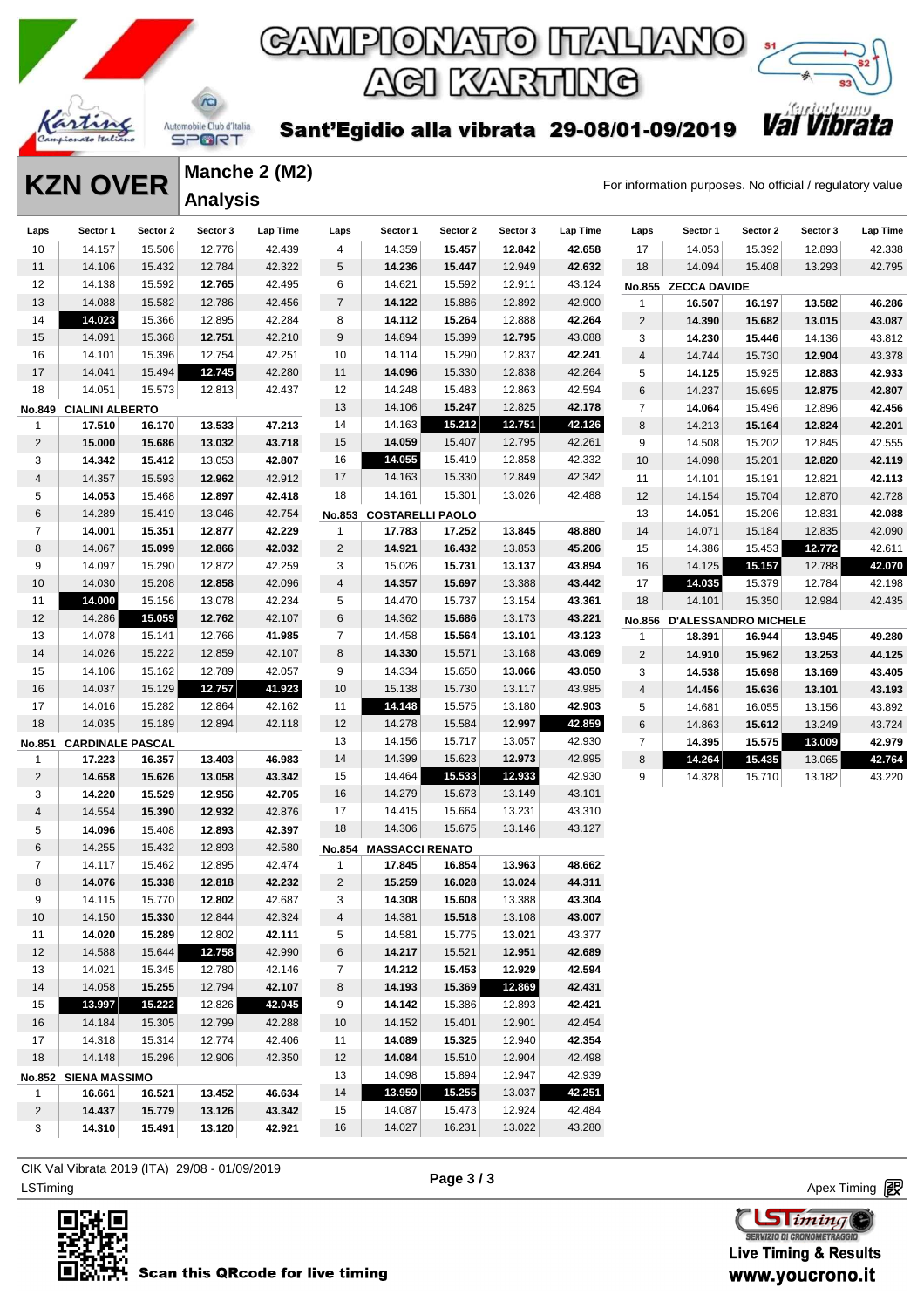# CAMPIONATO ITALIANO ACI KARTING

**Sant'Egidio alla vibrata 29-08/01-09/2019**

## KZN OVER

### Manche 2 (M2) Analysis

For information purposes. No official / regulatory value

| Laps | Sector 1 | Sector 2 | Sector 3 | Lap Time |
|---|---|---|---|---|
| 10 | 14.157 | 15.506 | 12.776 | 42.439 |
| 11 | 14.106 | 15.432 | 12.784 | 42.322 |
| 12 | 14.138 | 15.592 | **12.765** | 42.495 |
| 13 | 14.088 | 15.582 | 12.786 | 42.456 |
| 14 | **14.023** | 15.366 | 12.895 | 42.284 |
| 15 | 14.091 | 15.368 | **12.751** | 42.210 |
| 16 | 14.101 | 15.396 | 12.754 | 42.251 |
| 17 | 14.041 | 15.494 | **12.745** | 42.280 |
| 18 | 14.051 | 15.573 | 12.813 | 42.437 |

**No.849 CIALINI ALBERTO**

| Laps | Sector 1 | Sector 2 | Sector 3 | Lap Time |
|---|---|---|---|---|
| 1 | **17.510** | **16.170** | **13.533** | **47.213** |
| 2 | **15.000** | **15.686** | **13.032** | **43.718** |
| 3 | **14.342** | **15.412** | 13.053 | **42.807** |
| 4 | 14.357 | 15.593 | **12.962** | 42.912 |
| 5 | **14.053** | 15.468 | **12.897** | **42.418** |
| 6 | 14.289 | 15.419 | 13.046 | 42.754 |
| 7 | **14.001** | **15.351** | **12.877** | **42.229** |
| 8 | 14.067 | **15.099** | **12.866** | **42.032** |
| 9 | 14.097 | 15.290 | 12.872 | 42.259 |
| 10 | 14.030 | 15.208 | **12.858** | 42.096 |
| 11 | **14.000** | 15.156 | 13.078 | 42.234 |
| 12 | 14.286 | **15.059** | **12.762** | 42.107 |
| 13 | 14.078 | 15.141 | 12.766 | **41.985** |
| 14 | 14.026 | 15.222 | 12.859 | 42.107 |
| 15 | 14.106 | 15.162 | 12.789 | 42.057 |
| 16 | 14.037 | 15.129 | **12.757** | **41.923** |
| 17 | 14.016 | 15.282 | 12.864 | 42.162 |
| 18 | 14.035 | 15.189 | 12.894 | 42.118 |

**No.851 CARDINALE PASCAL**

| Laps | Sector 1 | Sector 2 | Sector 3 | Lap Time |
|---|---|---|---|---|
| 1 | **17.223** | **16.357** | **13.403** | **46.983** |
| 2 | **14.658** | **15.626** | **13.058** | **43.342** |
| 3 | **14.220** | **15.529** | **12.956** | **42.705** |
| 4 | 14.554 | **15.390** | **12.932** | 42.876 |
| 5 | **14.096** | 15.408 | **12.893** | **42.397** |
| 6 | 14.255 | 15.432 | 12.893 | 42.580 |
| 7 | 14.117 | 15.462 | 12.895 | 42.474 |
| 8 | **14.076** | **15.338** | **12.818** | **42.232** |
| 9 | 14.115 | 15.770 | 12.802 | 42.687 |
| 10 | 14.150 | **15.330** | 12.844 | 42.324 |
| 11 | **14.020** | **15.289** | 12.802 | **42.111** |
| 12 | 14.588 | 15.644 | **12.758** | 42.990 |
| 13 | 14.021 | 15.345 | 12.780 | 42.146 |
| 14 | 14.058 | **15.255** | 12.794 | **42.107** |
| 15 | **13.997** | **15.222** | 12.826 | **42.045** |
| 16 | 14.184 | 15.305 | 12.799 | 42.288 |
| 17 | 14.318 | 15.314 | 12.774 | 42.406 |
| 18 | 14.148 | 15.296 | 12.906 | 42.350 |

**No.852 SIENA MASSIMO**

| Laps | Sector 1 | Sector 2 | Sector 3 | Lap Time |
|---|---|---|---|---|
| 1 | **16.661** | **16.521** | **13.452** | **46.634** |
| 2 | **14.437** | **15.779** | **13.126** | **43.342** |
| 3 | **14.310** | **15.491** | **13.120** | **42.921** |
| 4 | 14.359 | **15.457** | **12.842** | **42.658** |
| 5 | **14.236** | **15.447** | 12.949 | **42.632** |
| 6 | 14.621 | 15.592 | 12.911 | 43.124 |
| 7 | **14.122** | 15.886 | 12.892 | 42.900 |
| 8 | **14.112** | **15.264** | 12.888 | **42.264** |
| 9 | 14.894 | 15.399 | **12.795** | 43.088 |
| 10 | 14.114 | 15.290 | 12.837 | **42.241** |
| 11 | **14.096** | 15.330 | 12.838 | 42.264 |
| 12 | 14.248 | 15.483 | 12.863 | 42.594 |
| 13 | 14.106 | **15.247** | 12.825 | **42.178** |
| 14 | 14.163 | **15.212** | **12.751** | **42.126** |
| 15 | **14.059** | 15.407 | 12.795 | 42.261 |
| 16 | **14.055** | 15.419 | 12.858 | 42.332 |
| 17 | 14.163 | 15.330 | 12.849 | 42.342 |
| 18 | 14.161 | 15.301 | 13.026 | 42.488 |

**No.853 COSTARELLI PAOLO**

| Laps | Sector 1 | Sector 2 | Sector 3 | Lap Time |
|---|---|---|---|---|
| 1 | **17.783** | **17.252** | **13.845** | **48.880** |
| 2 | **14.921** | **16.432** | 13.853 | **45.206** |
| 3 | 15.026 | **15.731** | **13.137** | **43.894** |
| 4 | **14.357** | **15.697** | 13.388 | **43.442** |
| 5 | 14.470 | 15.737 | 13.154 | **43.361** |
| 6 | 14.362 | **15.686** | 13.173 | **43.221** |
| 7 | 14.458 | **15.564** | **13.101** | **43.123** |
| 8 | **14.330** | 15.571 | 13.168 | **43.069** |
| 9 | 14.334 | 15.650 | **13.066** | **43.050** |
| 10 | 15.138 | 15.730 | 13.117 | 43.985 |
| 11 | **14.148** | 15.575 | 13.180 | **42.903** |
| 12 | 14.278 | 15.584 | **12.997** | **42.859** |
| 13 | 14.156 | 15.717 | 13.057 | 42.930 |
| 14 | 14.399 | 15.623 | **12.973** | 42.995 |
| 15 | 14.464 | **15.533** | **12.933** | 42.930 |
| 16 | 14.279 | 15.673 | 13.149 | 43.101 |
| 17 | 14.415 | 15.664 | 13.231 | 43.310 |
| 18 | 14.306 | 15.675 | 13.146 | 43.127 |

**No.854 MASSACCI RENATO**

| Laps | Sector 1 | Sector 2 | Sector 3 | Lap Time |
|---|---|---|---|---|
| 1 | **17.845** | **16.854** | **13.963** | **48.662** |
| 2 | **15.259** | **16.028** | **13.024** | **44.311** |
| 3 | **14.308** | **15.608** | 13.388 | **43.304** |
| 4 | 14.381 | **15.518** | 13.108 | **43.007** |
| 5 | 14.581 | 15.775 | **13.021** | 43.377 |
| 6 | **14.217** | 15.521 | **12.951** | **42.689** |
| 7 | **14.212** | **15.453** | **12.929** | **42.594** |
| 8 | **14.193** | **15.369** | **12.869** | **42.431** |
| 9 | **14.142** | 15.386 | 12.893 | **42.421** |
| 10 | 14.152 | 15.401 | 12.901 | 42.454 |
| 11 | **14.089** | **15.325** | 12.940 | **42.354** |
| 12 | **14.084** | 15.510 | 12.904 | 42.498 |
| 13 | 14.098 | 15.894 | 12.947 | 42.939 |
| 14 | **13.959** | **15.255** | 13.037 | **42.251** |
| 15 | 14.087 | 15.473 | 12.924 | 42.484 |
| 16 | 14.027 | 16.231 | 13.022 | 43.280 |
| 17 | 14.053 | 15.392 | 12.893 | 42.338 |
| 18 | 14.094 | 15.408 | 13.293 | 42.795 |

**No.855 ZECCA DAVIDE**

| Laps | Sector 1 | Sector 2 | Sector 3 | Lap Time |
|---|---|---|---|---|
| 1 | **16.507** | **16.197** | **13.582** | **46.286** |
| 2 | **14.390** | **15.682** | **13.015** | **43.087** |
| 3 | **14.230** | **15.446** | 14.136 | 43.812 |
| 4 | 14.744 | 15.730 | **12.904** | 43.378 |
| 5 | **14.125** | 15.925 | **12.883** | **42.933** |
| 6 | 14.237 | 15.695 | **12.875** | **42.807** |
| 7 | **14.064** | 15.496 | 12.896 | **42.456** |
| 8 | 14.213 | **15.164** | **12.824** | **42.201** |
| 9 | 14.508 | 15.202 | 12.845 | 42.555 |
| 10 | 14.098 | 15.201 | **12.820** | **42.119** |
| 11 | 14.101 | 15.191 | 12.821 | **42.113** |
| 12 | 14.154 | 15.704 | 12.870 | 42.728 |
| 13 | **14.051** | 15.206 | 12.831 | **42.088** |
| 14 | 14.071 | 15.184 | 12.835 | 42.090 |
| 15 | 14.386 | 15.453 | **12.772** | 42.611 |
| 16 | 14.125 | **15.157** | 12.788 | **42.070** |
| 17 | **14.035** | 15.379 | 12.784 | 42.198 |
| 18 | 14.101 | 15.350 | 12.984 | 42.435 |

**No.856 D'ALESSANDRO MICHELE**

| Laps | Sector 1 | Sector 2 | Sector 3 | Lap Time |
|---|---|---|---|---|
| 1 | **18.391** | **16.944** | **13.945** | **49.280** |
| 2 | **14.910** | **15.962** | **13.253** | **44.125** |
| 3 | **14.538** | **15.698** | **13.169** | **43.405** |
| 4 | **14.456** | **15.636** | **13.101** | **43.193** |
| 5 | 14.681 | 16.055 | 13.156 | 43.892 |
| 6 | 14.863 | **15.612** | 13.249 | 43.724 |
| 7 | **14.395** | **15.575** | **13.009** | **42.979** |
| 8 | **14.264** | **15.435** | 13.065 | **42.764** |
| 9 | 14.328 | 15.710 | 13.182 | 43.220 |

CIK Val Vibrata 2019 (ITA) 29/08 - 01/09/2019

LSTiming

Apex Timing

Scan this QRcode for live timing

Live Timing & Results
www.youcrono.it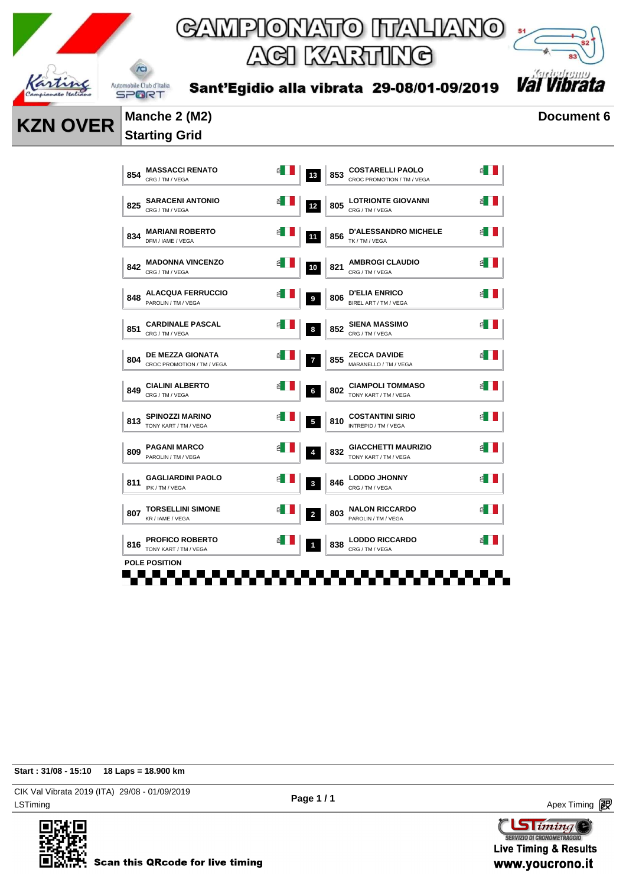# CAMPIONATO ITALIANO ACI KARTING

**Sant'Egidio alla vibrata 29-08/01-09/2019**

Kartodromo Val Vibrata

## KZN OVER

**Manche 2 (M2)**
**Starting Grid**

**Document 6**

| No. | Driver | Team | Nat | Pos | Pos | No. | Driver | Team | Nat |
|---|---|---|---|---|---|---|---|---|---|
| 854 | MASSACCI RENATO | CRG / TM / VEGA | ITA | | 13 | 853 | COSTARELLI PAOLO | CROC PROMOTION / TM / VEGA | ITA |
| 825 | SARACENI ANTONIO | CRG / TM / VEGA | ITA | | 12 | 805 | LOTRIONTE GIOVANNI | CRG / TM / VEGA | ITA |
| 834 | MARIANI ROBERTO | DFM / IAME / VEGA | ITA | | 11 | 856 | D'ALESSANDRO MICHELE | TK / TM / VEGA | ITA |
| 842 | MADONNA VINCENZO | CRG / TM / VEGA | ITA | | 10 | 821 | AMBROGI CLAUDIO | CRG / TM / VEGA | ITA |
| 848 | ALACQUA FERRUCCIO | PAROLIN / TM / VEGA | ITA | | 9 | 806 | D'ELIA ENRICO | BIREL ART / TM / VEGA | ITA |
| 851 | CARDINALE PASCAL | CRG / TM / VEGA | ITA | | 8 | 852 | SIENA MASSIMO | CRG / TM / VEGA | ITA |
| 804 | DE MEZZA GIONATA | CROC PROMOTION / TM / VEGA | ITA | | 7 | 855 | ZECCA DAVIDE | MARANELLO / TM / VEGA | ITA |
| 849 | CIALINI ALBERTO | CRG / TM / VEGA | ITA | | 6 | 802 | CIAMPOLI TOMMASO | TONY KART / TM / VEGA | ITA |
| 813 | SPINOZZI MARINO | TONY KART / TM / VEGA | ITA | | 5 | 810 | COSTANTINI SIRIO | INTREPID / TM / VEGA | ITA |
| 809 | PAGANI MARCO | PAROLIN / TM / VEGA | ITA | | 4 | 832 | GIACCHETTI MAURIZIO | TONY KART / TM / VEGA | ITA |
| 811 | GAGLIARDINI PAOLO | IPK / TM / VEGA | ITA | | 3 | 846 | LODDO JHONNY | CRG / TM / VEGA | ITA |
| 807 | TORSELLINI SIMONE | KR / IAME / VEGA | ITA | | 2 | 803 | NALON RICCARDO | PAROLIN / TM / VEGA | ITA |
| 816 | PROFICO ROBERTO | TONY KART / TM / VEGA | ITA | | 1 | 838 | LODDO RICCARDO | CRG / TM / VEGA | ITA |

POLE POSITION

**Start : 31/08 - 15:10** **18 Laps = 18.900 km**

CIK Val Vibrata 2019 (ITA) 29/08 - 01/09/2019
LSTiming

Apex Timing

Scan this QRcode for live timing

Live Timing & Results
www.youcrono.it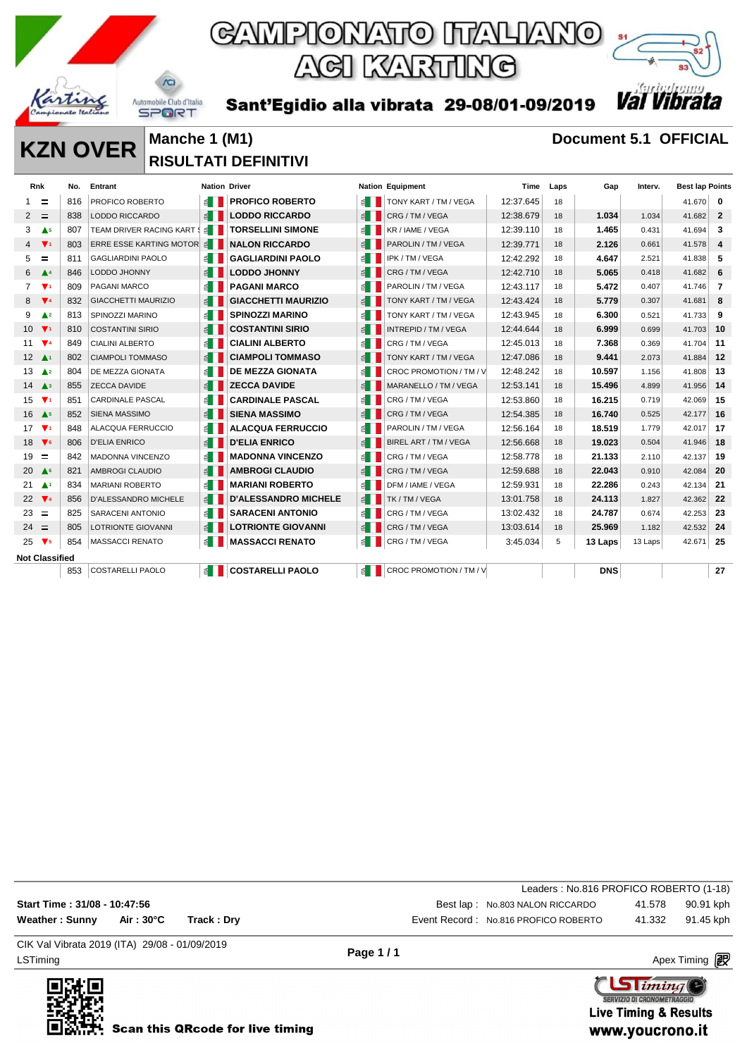# CAMPIONATO ITALIANO ACI KARTING

**Sant'Egidio alla vibrata 29-08/01-09/2019**

## KZN OVER

### Manche 1 (M1)
### RISULTATI DEFINITIVI

**Document 5.1 OFFICIAL**

| Rnk | | No. | Entrant | Nation | Driver | Nation | Equipment | Time | Laps | Gap | Interv. | Best lap | Points |
|---|---|---|---|---|---|---|---|---|---|---|---|---|---|
| 1 | = | 816 | PROFICO ROBERTO | | PROFICO ROBERTO | | TONY KART / TM / VEGA | 12:37.645 | 18 | | | 41.670 | 0 |
| 2 | = | 838 | LODDO RICCARDO | | LODDO RICCARDO | | CRG / TM / VEGA | 12:38.679 | 18 | 1.034 | 1.034 | 41.682 | 2 |
| 3 | ▲5 | 807 | TEAM DRIVER RACING KART S | | TORSELLINI SIMONE | | KR / IAME / VEGA | 12:39.110 | 18 | 1.465 | 0.431 | 41.694 | 3 |
| 4 | ▼1 | 803 | ERRE ESSE KARTING MOTOR | | NALON RICCARDO | | PAROLIN / TM / VEGA | 12:39.771 | 18 | 2.126 | 0.661 | 41.578 | 4 |
| 5 | = | 811 | GAGLIARDINI PAOLO | | GAGLIARDINI PAOLO | | IPK / TM / VEGA | 12:42.292 | 18 | 4.647 | 2.521 | 41.838 | 5 |
| 6 | ▲4 | 846 | LODDO JHONNY | | LODDO JHONNY | | CRG / TM / VEGA | 12:42.710 | 18 | 5.065 | 0.418 | 41.682 | 6 |
| 7 | ▼1 | 809 | PAGANI MARCO | | PAGANI MARCO | | PAROLIN / TM / VEGA | 12:43.117 | 18 | 5.472 | 0.407 | 41.746 | 7 |
| 8 | ▼4 | 832 | GIACCHETTI MAURIZIO | | GIACCHETTI MAURIZIO | | TONY KART / TM / VEGA | 12:43.424 | 18 | 5.779 | 0.307 | 41.681 | 8 |
| 9 | ▲2 | 813 | SPINOZZI MARINO | | SPINOZZI MARINO | | TONY KART / TM / VEGA | 12:43.945 | 18 | 6.300 | 0.521 | 41.733 | 9 |
| 10 | ▼1 | 810 | COSTANTINI SIRIO | | COSTANTINI SIRIO | | INTREPID / TM / VEGA | 12:44.644 | 18 | 6.999 | 0.699 | 41.703 | 10 |
| 11 | ▼4 | 849 | CIALINI ALBERTO | | CIALINI ALBERTO | | CRG / TM / VEGA | 12:45.013 | 18 | 7.368 | 0.369 | 41.704 | 11 |
| 12 | ▲1 | 802 | CIAMPOLI TOMMASO | | CIAMPOLI TOMMASO | | TONY KART / TM / VEGA | 12:47.086 | 18 | 9.441 | 2.073 | 41.884 | 12 |
| 13 | ▲2 | 804 | DE MEZZA GIONATA | | DE MEZZA GIONATA | | CROC PROMOTION / TM / V | 12:48.242 | 18 | 10.597 | 1.156 | 41.808 | 13 |
| 14 | ▲3 | 855 | ZECCA DAVIDE | | ZECCA DAVIDE | | MARANELLO / TM / VEGA | 12:53.141 | 18 | 15.496 | 4.899 | 41.956 | 14 |
| 15 | ▼1 | 851 | CARDINALE PASCAL | | CARDINALE PASCAL | | CRG / TM / VEGA | 12:53.860 | 18 | 16.215 | 0.719 | 42.069 | 15 |
| 16 | ▲5 | 852 | SIENA MASSIMO | | SIENA MASSIMO | | CRG / TM / VEGA | 12:54.385 | 18 | 16.740 | 0.525 | 42.177 | 16 |
| 17 | ▼1 | 848 | ALACQUA FERRUCCIO | | ALACQUA FERRUCCIO | | PAROLIN / TM / VEGA | 12:56.164 | 18 | 18.519 | 1.779 | 42.017 | 17 |
| 18 | ▼6 | 806 | D'ELIA ENRICO | | D'ELIA ENRICO | | BIREL ART / TM / VEGA | 12:56.668 | 18 | 19.023 | 0.504 | 41.946 | 18 |
| 19 | = | 842 | MADONNA VINCENZO | | MADONNA VINCENZO | | CRG / TM / VEGA | 12:58.778 | 18 | 21.133 | 2.110 | 42.137 | 19 |
| 20 | ▲6 | 821 | AMBROGI CLAUDIO | | AMBROGI CLAUDIO | | CRG / TM / VEGA | 12:59.688 | 18 | 22.043 | 0.910 | 42.084 | 20 |
| 21 | ▲1 | 834 | MARIANI ROBERTO | | MARIANI ROBERTO | | DFM / IAME / VEGA | 12:59.931 | 18 | 22.286 | 0.243 | 42.134 | 21 |
| 22 | ▼4 | 856 | D'ALESSANDRO MICHELE | | D'ALESSANDRO MICHELE | | TK / TM / VEGA | 13:01.758 | 18 | 24.113 | 1.827 | 42.362 | 22 |
| 23 | = | 825 | SARACENI ANTONIO | | SARACENI ANTONIO | | CRG / TM / VEGA | 13:02.432 | 18 | 24.787 | 0.674 | 42.253 | 23 |
| 24 | = | 805 | LOTRIONTE GIOVANNI | | LOTRIONTE GIOVANNI | | CRG / TM / VEGA | 13:03.614 | 18 | 25.969 | 1.182 | 42.532 | 24 |
| 25 | ▼5 | 854 | MASSACCI RENATO | | MASSACCI RENATO | | CRG / TM / VEGA | 3:45.034 | 5 | 13 Laps | 13 Laps | 42.671 | 25 |
| **Not Classified** | | | | | | | | | | | | | |
| | | 853 | COSTARELLI PAOLO | | COSTARELLI PAOLO | | CROC PROMOTION / TM / V | | | DNS | | | 27 |

Leaders : No.816 PROFICO ROBERTO (1-18)

**Start Time : 31/08 - 10:47:56**

**Weather : Sunny** **Air : 30°C** **Track : Dry**

Best lap : No.803 NALON RICCARDO 41.578 90.91 kph

Event Record : No.816 PROFICO ROBERTO 41.332 91.45 kph

CIK Val Vibrata 2019 (ITA) 29/08 - 01/09/2019

LSTiming

Apex Timing

Scan this QRcode for live timing

Live Timing & Results
www.youcrono.it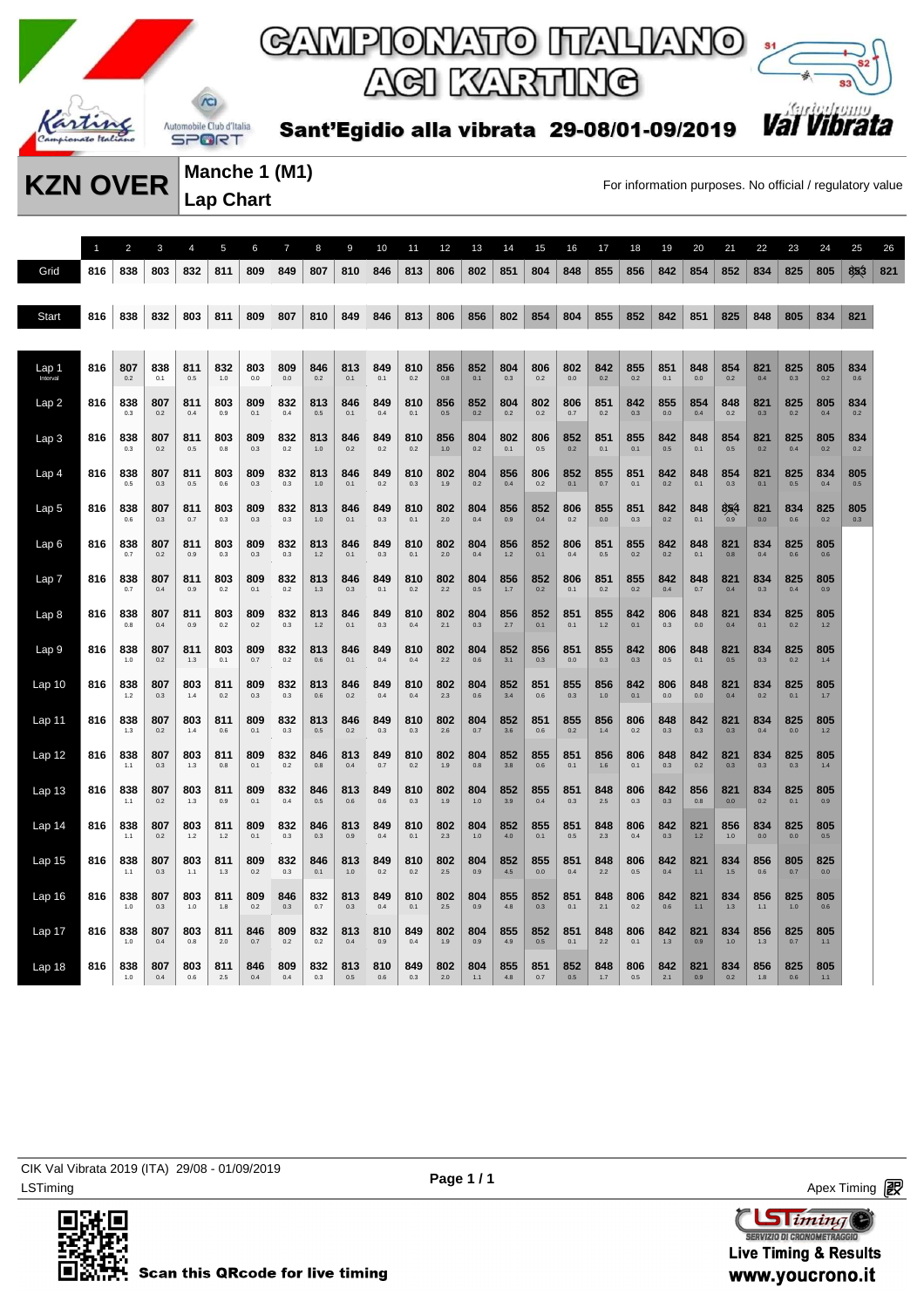# CAMPIONATO ITALIANO ACI KARTING

**Sant'Egidio alla vibrata 29-08/01-09/2019**

Kartodromo Val Vibrata

## KZN OVER

### Manche 1 (M1)
### Lap Chart

For information purposes. No official / regulatory value

Values in parentheses are intervals.

| | 1 | 2 | 3 | 4 | 5 | 6 | 7 | 8 | 9 | 10 | 11 | 12 | 13 | 14 | 15 | 16 | 17 | 18 | 19 | 20 | 21 | 22 | 23 | 24 | 25 | 26 |
|---|---|---|---|---|---|---|---|---|---|---|---|---|---|---|---|---|---|---|---|---|---|---|---|---|---|---|
| Grid | 816 | 838 | 803 | 832 | 811 | 809 | 849 | 807 | 810 | 846 | 813 | 806 | 802 | 851 | 804 | 848 | 855 | 856 | 842 | 854 | 852 | 834 | 825 | 805 | 853 | 821 |
| Start | 816 | 838 | 832 | 803 | 811 | 809 | 807 | 810 | 849 | 846 | 813 | 806 | 856 | 802 | 854 | 804 | 855 | 852 | 842 | 851 | 825 | 848 | 805 | 834 | 821 | |
| Lap 1 (Interval) | 816 | 807 (0.2) | 838 (0.1) | 811 (0.5) | 832 (1.0) | 803 (0.0) | 809 (0.0) | 846 (0.2) | 813 (0.1) | 849 (0.1) | 810 (0.2) | 856 (0.8) | 852 (0.1) | 804 (0.3) | 806 (0.2) | 802 (0.0) | 842 (0.2) | 855 (0.2) | 851 (0.1) | 848 (0.0) | 854 (0.2) | 821 (0.4) | 825 (0.3) | 805 (0.2) | 834 (0.6) | |
| Lap 2 | 816 | 838 (0.3) | 807 (0.2) | 811 (0.4) | 803 (0.9) | 809 (0.1) | 832 (0.4) | 813 (0.5) | 846 (0.1) | 849 (0.4) | 810 (0.1) | 856 (0.5) | 852 (0.2) | 804 (0.2) | 802 (0.2) | 806 (0.7) | 851 (0.2) | 842 (0.3) | 855 (0.0) | 854 (0.4) | 848 (0.2) | 821 (0.3) | 825 (0.2) | 805 (0.4) | 834 (0.2) | |
| Lap 3 | 816 | 838 (0.3) | 807 (0.2) | 811 (0.5) | 803 (0.8) | 809 (0.3) | 832 (0.2) | 813 (1.0) | 846 (0.2) | 849 (0.2) | 810 (0.2) | 856 (1.0) | 804 (0.2) | 802 (0.1) | 806 (0.5) | 852 (0.2) | 851 (0.1) | 855 (0.1) | 842 (0.5) | 848 (0.1) | 854 (0.5) | 821 (0.2) | 825 (0.4) | 805 (0.2) | 834 (0.2) | |
| Lap 4 | 816 | 838 (0.5) | 807 (0.3) | 811 (0.5) | 803 (0.6) | 809 (0.3) | 832 (0.3) | 813 (1.0) | 846 (0.1) | 849 (0.2) | 810 (0.3) | 802 (1.9) | 804 (0.2) | 856 (0.4) | 806 (0.2) | 852 (0.1) | 855 (0.7) | 851 (0.1) | 842 (0.2) | 848 (0.1) | 854 (0.3) | 821 (0.1) | 825 (0.5) | 834 (0.4) | 805 (0.5) | |
| Lap 5 | 816 | 838 (0.6) | 807 (0.3) | 811 (0.7) | 803 (0.3) | 809 (0.3) | 832 (0.3) | 813 (1.0) | 846 (0.1) | 849 (0.3) | 810 (0.1) | 802 (2.0) | 804 (0.4) | 856 (0.9) | 852 (0.4) | 806 (0.2) | 855 (0.0) | 851 (0.3) | 842 (0.2) | 848 (0.1) | 854 (0.9) | 821 (0.0) | 834 (0.6) | 825 (0.2) | 805 (0.3) | |
| Lap 6 | 816 | 838 (0.7) | 807 (0.2) | 811 (0.9) | 803 (0.3) | 809 (0.3) | 832 (0.3) | 813 (1.2) | 846 (0.1) | 849 (0.3) | 810 (0.1) | 802 (2.0) | 804 (0.4) | 856 (1.2) | 852 (0.1) | 806 (0.4) | 851 (0.5) | 855 (0.2) | 842 (0.2) | 848 (0.1) | 821 (0.8) | 834 (0.4) | 825 (0.6) | 805 (0.6) | | |
| Lap 7 | 816 | 838 (0.7) | 807 (0.4) | 811 (0.9) | 803 (0.2) | 809 (0.1) | 832 (0.2) | 813 (1.3) | 846 (0.3) | 849 (0.1) | 810 (0.2) | 802 (2.2) | 804 (0.5) | 856 (1.7) | 852 (0.2) | 806 (0.1) | 851 (0.2) | 855 (0.2) | 842 (0.4) | 848 (0.7) | 821 (0.4) | 834 (0.3) | 825 (0.4) | 805 (0.9) | | |
| Lap 8 | 816 | 838 (0.8) | 807 (0.4) | 811 (0.9) | 803 (0.2) | 809 (0.2) | 832 (0.3) | 813 (1.2) | 846 (0.1) | 849 (0.3) | 810 (0.4) | 802 (2.1) | 804 (0.3) | 856 (2.7) | 852 (0.1) | 851 (0.1) | 855 (1.2) | 842 (0.1) | 806 (0.3) | 848 (0.0) | 821 (0.4) | 834 (0.1) | 825 (0.2) | 805 (1.2) | | |
| Lap 9 | 816 | 838 (1.0) | 807 (0.2) | 811 (1.3) | 803 (0.1) | 809 (0.7) | 832 (0.2) | 813 (0.6) | 846 (0.1) | 849 (0.4) | 810 (0.4) | 802 (2.2) | 804 (0.6) | 852 (3.1) | 856 (0.3) | 851 (0.0) | 855 (0.3) | 842 (0.3) | 806 (0.5) | 848 (0.1) | 821 (0.5) | 834 (0.3) | 825 (0.2) | 805 (1.4) | | |
| Lap 10 | 816 | 838 (1.2) | 807 (0.3) | 803 (1.4) | 811 (0.2) | 809 (0.3) | 832 (0.3) | 813 (0.6) | 846 (0.2) | 849 (0.4) | 810 (0.4) | 802 (2.3) | 804 (0.6) | 852 (3.4) | 851 (0.6) | 855 (0.3) | 856 (1.0) | 842 (0.1) | 806 (0.0) | 848 (0.0) | 821 (0.4) | 834 (0.2) | 825 (0.1) | 805 (1.7) | | |
| Lap 11 | 816 | 838 (1.3) | 807 (0.2) | 803 (1.4) | 811 (0.6) | 809 (0.1) | 832 (0.3) | 813 (0.5) | 846 (0.2) | 849 (0.3) | 810 (0.3) | 802 (2.6) | 804 (0.7) | 852 (3.6) | 851 (0.6) | 855 (0.2) | 856 (1.4) | 806 (0.2) | 848 (0.3) | 842 (0.3) | 821 (0.3) | 834 (0.4) | 825 (0.0) | 805 (1.2) | | |
| Lap 12 | 816 | 838 (1.1) | 807 (0.3) | 803 (1.3) | 811 (0.8) | 809 (0.1) | 832 (0.2) | 846 (0.8) | 813 (0.4) | 849 (0.7) | 810 (0.2) | 802 (1.9) | 804 (0.8) | 852 (3.8) | 855 (0.6) | 851 (0.1) | 856 (1.6) | 806 (0.1) | 848 (0.3) | 842 (0.2) | 821 (0.3) | 834 (0.3) | 825 (0.3) | 805 (1.4) | | |
| Lap 13 | 816 | 838 (1.1) | 807 (0.2) | 803 (1.3) | 811 (0.9) | 809 (0.1) | 832 (0.4) | 846 (0.5) | 813 (0.6) | 849 (0.6) | 810 (0.3) | 802 (1.9) | 804 (1.0) | 852 (3.9) | 855 (0.4) | 851 (0.3) | 848 (2.5) | 806 (0.3) | 842 (0.3) | 856 (0.8) | 821 (0.0) | 834 (0.2) | 825 (0.1) | 805 (0.9) | | |
| Lap 14 | 816 | 838 (1.1) | 807 (0.2) | 803 (1.2) | 811 (1.2) | 809 (0.1) | 832 (0.3) | 846 (0.3) | 813 (0.9) | 849 (0.4) | 810 (0.1) | 802 (2.3) | 804 (1.0) | 852 (4.0) | 855 (0.1) | 851 (0.5) | 848 (2.3) | 806 (0.4) | 842 (0.3) | 821 (1.2) | 856 (1.0) | 834 (0.0) | 825 (0.0) | 805 (0.5) | | |
| Lap 15 | 816 | 838 (1.1) | 807 (0.3) | 803 (1.1) | 811 (1.3) | 809 (0.2) | 832 (0.3) | 846 (0.1) | 813 (1.0) | 849 (0.2) | 810 (0.2) | 802 (2.5) | 804 (0.9) | 852 (4.5) | 855 (0.0) | 851 (0.4) | 848 (2.2) | 806 (0.5) | 842 (0.4) | 821 (1.1) | 834 (1.5) | 856 (0.6) | 805 (0.7) | 825 (0.0) | | |
| Lap 16 | 816 | 838 (1.0) | 807 (0.3) | 803 (1.0) | 811 (1.8) | 809 (0.2) | 846 (0.3) | 832 (0.7) | 813 (0.3) | 849 (0.4) | 810 (0.1) | 802 (2.5) | 804 (0.9) | 855 (4.8) | 852 (0.3) | 851 (0.1) | 848 (2.1) | 806 (0.2) | 842 (0.6) | 821 (1.1) | 834 (1.3) | 856 (1.1) | 825 (1.0) | 805 (0.6) | | |
| Lap 17 | 816 | 838 (1.0) | 807 (0.4) | 803 (0.8) | 811 (2.0) | 846 (0.7) | 809 (0.2) | 832 (0.2) | 813 (0.4) | 810 (0.9) | 849 (0.4) | 802 (1.9) | 804 (0.9) | 855 (4.9) | 852 (0.5) | 851 (0.1) | 848 (2.2) | 806 (0.1) | 842 (1.3) | 821 (0.9) | 834 (1.0) | 856 (1.3) | 825 (0.7) | 805 (1.1) | | |
| Lap 18 | 816 | 838 (1.0) | 807 (0.4) | 803 (0.6) | 811 (2.5) | 846 (0.4) | 809 (0.4) | 832 (0.3) | 813 (0.5) | 810 (0.6) | 849 (0.3) | 802 (2.0) | 804 (1.1) | 855 (4.8) | 851 (0.7) | 852 (0.5) | 848 (1.7) | 806 (0.5) | 842 (2.1) | 821 (0.9) | 834 (0.2) | 856 (1.8) | 825 (0.6) | 805 (1.1) | | |

CIK Val Vibrata 2019 (ITA) 29/08 - 01/09/2019

LSTiming

Page 1 / 1

Apex Timing

Scan this QRcode for live timing

LSTiming – Servizio di cronometraggio – Live Timing & Results – www.youcrono.it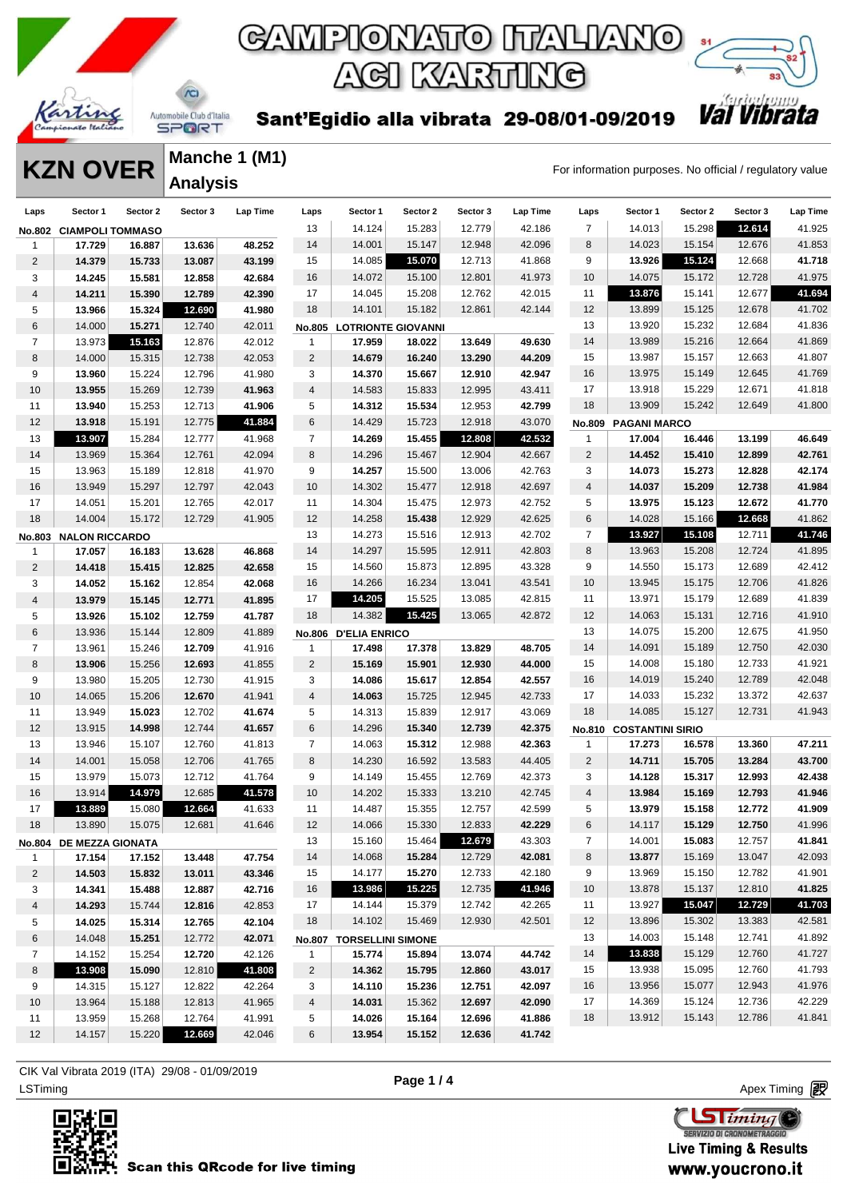# CAMPIONATO ITALIANO ACI KARTING

**Sant'Egidio alla vibrata 29-08/01-09/2019**

## KZN OVER

### Manche 1 (M1) Analysis

For information purposes. No official / regulatory value

**No.802 CIAMPOLI TOMMASO**

| Laps | Sector 1 | Sector 2 | Sector 3 | Lap Time |
|---|---|---|---|---|
| 1 | 17.729 | 16.887 | 13.636 | 48.252 |
| 2 | 14.379 | 15.733 | 13.087 | 43.199 |
| 3 | 14.245 | 15.581 | 12.858 | 42.684 |
| 4 | 14.211 | 15.390 | 12.789 | 42.390 |
| 5 | 13.966 | 15.324 | 12.690 | 41.980 |
| 6 | 14.000 | 15.271 | 12.740 | 42.011 |
| 7 | 13.973 | 15.163 | 12.876 | 42.012 |
| 8 | 14.000 | 15.315 | 12.738 | 42.053 |
| 9 | 13.960 | 15.224 | 12.796 | 41.980 |
| 10 | 13.955 | 15.269 | 12.739 | 41.963 |
| 11 | 13.940 | 15.253 | 12.713 | 41.906 |
| 12 | 13.918 | 15.191 | 12.775 | 41.884 |
| 13 | 13.907 | 15.284 | 12.777 | 41.968 |
| 14 | 13.969 | 15.364 | 12.761 | 42.094 |
| 15 | 13.963 | 15.189 | 12.818 | 41.970 |
| 16 | 13.949 | 15.297 | 12.797 | 42.043 |
| 17 | 14.051 | 15.201 | 12.765 | 42.017 |
| 18 | 14.004 | 15.172 | 12.729 | 41.905 |

**No.803 NALON RICCARDO**

| Laps | Sector 1 | Sector 2 | Sector 3 | Lap Time |
|---|---|---|---|---|
| 1 | 17.057 | 16.183 | 13.628 | 46.868 |
| 2 | 14.418 | 15.415 | 12.825 | 42.658 |
| 3 | 14.052 | 15.162 | 12.854 | 42.068 |
| 4 | 13.979 | 15.145 | 12.771 | 41.895 |
| 5 | 13.926 | 15.102 | 12.759 | 41.787 |
| 6 | 13.936 | 15.144 | 12.809 | 41.889 |
| 7 | 13.961 | 15.246 | 12.709 | 41.916 |
| 8 | 13.906 | 15.256 | 12.693 | 41.855 |
| 9 | 13.980 | 15.205 | 12.730 | 41.915 |
| 10 | 14.065 | 15.206 | 12.670 | 41.941 |
| 11 | 13.949 | 15.023 | 12.702 | 41.674 |
| 12 | 13.915 | 14.998 | 12.744 | 41.657 |
| 13 | 13.946 | 15.107 | 12.760 | 41.813 |
| 14 | 14.001 | 15.058 | 12.706 | 41.765 |
| 15 | 13.979 | 15.073 | 12.712 | 41.764 |
| 16 | 13.914 | 14.979 | 12.685 | 41.578 |
| 17 | 13.889 | 15.080 | 12.664 | 41.633 |
| 18 | 13.890 | 15.075 | 12.681 | 41.646 |

**No.804 DE MEZZA GIONATA**

| Laps | Sector 1 | Sector 2 | Sector 3 | Lap Time |
|---|---|---|---|---|
| 1 | 17.154 | 17.152 | 13.448 | 47.754 |
| 2 | 14.503 | 15.832 | 13.011 | 43.346 |
| 3 | 14.341 | 15.488 | 12.887 | 42.716 |
| 4 | 14.293 | 15.744 | 12.816 | 42.853 |
| 5 | 14.025 | 15.314 | 12.765 | 42.104 |
| 6 | 14.048 | 15.251 | 12.772 | 42.071 |
| 7 | 14.152 | 15.254 | 12.720 | 42.126 |
| 8 | 13.908 | 15.090 | 12.810 | 41.808 |
| 9 | 14.315 | 15.127 | 12.822 | 42.264 |
| 10 | 13.964 | 15.188 | 12.813 | 41.965 |
| 11 | 13.959 | 15.268 | 12.764 | 41.991 |
| 12 | 14.157 | 15.220 | 12.669 | 42.046 |
| 13 | 14.124 | 15.283 | 12.779 | 42.186 |
| 14 | 14.001 | 15.147 | 12.948 | 42.096 |
| 15 | 14.085 | 15.070 | 12.713 | 41.868 |
| 16 | 14.072 | 15.100 | 12.801 | 41.973 |
| 17 | 14.045 | 15.208 | 12.762 | 42.015 |
| 18 | 14.101 | 15.182 | 12.861 | 42.144 |

**No.805 LOTRIONTE GIOVANNI**

| Laps | Sector 1 | Sector 2 | Sector 3 | Lap Time |
|---|---|---|---|---|
| 1 | 17.959 | 18.022 | 13.649 | 49.630 |
| 2 | 14.679 | 16.240 | 13.290 | 44.209 |
| 3 | 14.370 | 15.667 | 12.910 | 42.947 |
| 4 | 14.583 | 15.833 | 12.995 | 43.411 |
| 5 | 14.312 | 15.534 | 12.953 | 42.799 |
| 6 | 14.429 | 15.723 | 12.918 | 43.070 |
| 7 | 14.269 | 15.455 | 12.808 | 42.532 |
| 8 | 14.296 | 15.467 | 12.904 | 42.667 |
| 9 | 14.257 | 15.500 | 13.006 | 42.763 |
| 10 | 14.302 | 15.477 | 12.918 | 42.697 |
| 11 | 14.304 | 15.475 | 12.973 | 42.752 |
| 12 | 14.258 | 15.438 | 12.929 | 42.625 |
| 13 | 14.273 | 15.516 | 12.913 | 42.702 |
| 14 | 14.297 | 15.595 | 12.911 | 42.803 |
| 15 | 14.560 | 15.873 | 12.895 | 43.328 |
| 16 | 14.266 | 16.234 | 13.041 | 43.541 |
| 17 | 14.205 | 15.525 | 13.085 | 42.815 |
| 18 | 14.382 | 15.425 | 13.065 | 42.872 |

**No.806 D'ELIA ENRICO**

| Laps | Sector 1 | Sector 2 | Sector 3 | Lap Time |
|---|---|---|---|---|
| 1 | 17.498 | 17.378 | 13.829 | 48.705 |
| 2 | 15.169 | 15.901 | 12.930 | 44.000 |
| 3 | 14.086 | 15.617 | 12.854 | 42.557 |
| 4 | 14.063 | 15.725 | 12.945 | 42.733 |
| 5 | 14.313 | 15.839 | 12.917 | 43.069 |
| 6 | 14.296 | 15.340 | 12.739 | 42.375 |
| 7 | 14.063 | 15.312 | 12.988 | 42.363 |
| 8 | 14.230 | 16.592 | 13.583 | 44.405 |
| 9 | 14.149 | 15.455 | 12.769 | 42.373 |
| 10 | 14.202 | 15.333 | 13.210 | 42.745 |
| 11 | 14.487 | 15.355 | 12.757 | 42.599 |
| 12 | 14.066 | 15.330 | 12.833 | 42.229 |
| 13 | 15.160 | 15.464 | 12.679 | 43.303 |
| 14 | 14.068 | 15.284 | 12.729 | 42.081 |
| 15 | 14.177 | 15.270 | 12.733 | 42.180 |
| 16 | 13.986 | 15.225 | 12.735 | 41.946 |
| 17 | 14.144 | 15.379 | 12.742 | 42.265 |
| 18 | 14.102 | 15.469 | 12.930 | 42.501 |

**No.807 TORSELLINI SIMONE**

| Laps | Sector 1 | Sector 2 | Sector 3 | Lap Time |
|---|---|---|---|---|
| 1 | 15.774 | 15.894 | 13.074 | 44.742 |
| 2 | 14.362 | 15.795 | 12.860 | 43.017 |
| 3 | 14.110 | 15.236 | 12.751 | 42.097 |
| 4 | 14.031 | 15.362 | 12.697 | 42.090 |
| 5 | 14.026 | 15.164 | 12.696 | 41.886 |
| 6 | 13.954 | 15.152 | 12.636 | 41.742 |
| 7 | 14.013 | 15.298 | 12.614 | 41.925 |
| 8 | 14.023 | 15.154 | 12.676 | 41.853 |
| 9 | 13.926 | 15.124 | 12.668 | 41.718 |
| 10 | 14.075 | 15.172 | 12.728 | 41.975 |
| 11 | 13.876 | 15.141 | 12.677 | 41.694 |
| 12 | 13.899 | 15.125 | 12.678 | 41.702 |
| 13 | 13.920 | 15.232 | 12.684 | 41.836 |
| 14 | 13.989 | 15.216 | 12.664 | 41.869 |
| 15 | 13.987 | 15.157 | 12.663 | 41.807 |
| 16 | 13.975 | 15.149 | 12.645 | 41.769 |
| 17 | 13.918 | 15.229 | 12.671 | 41.818 |
| 18 | 13.909 | 15.242 | 12.649 | 41.800 |

**No.809 PAGANI MARCO**

| Laps | Sector 1 | Sector 2 | Sector 3 | Lap Time |
|---|---|---|---|---|
| 1 | 17.004 | 16.446 | 13.199 | 46.649 |
| 2 | 14.452 | 15.410 | 12.899 | 42.761 |
| 3 | 14.073 | 15.273 | 12.828 | 42.174 |
| 4 | 14.037 | 15.209 | 12.738 | 41.984 |
| 5 | 13.975 | 15.123 | 12.672 | 41.770 |
| 6 | 14.028 | 15.166 | 12.668 | 41.862 |
| 7 | 13.927 | 15.108 | 12.711 | 41.746 |
| 8 | 13.963 | 15.208 | 12.724 | 41.895 |
| 9 | 14.550 | 15.173 | 12.689 | 42.412 |
| 10 | 13.945 | 15.175 | 12.706 | 41.826 |
| 11 | 13.971 | 15.179 | 12.689 | 41.839 |
| 12 | 14.063 | 15.131 | 12.716 | 41.910 |
| 13 | 14.075 | 15.200 | 12.675 | 41.950 |
| 14 | 14.091 | 15.189 | 12.750 | 42.030 |
| 15 | 14.008 | 15.180 | 12.733 | 41.921 |
| 16 | 14.019 | 15.240 | 12.789 | 42.048 |
| 17 | 14.033 | 15.232 | 13.372 | 42.637 |
| 18 | 14.085 | 15.127 | 12.731 | 41.943 |

**No.810 COSTANTINI SIRIO**

| Laps | Sector 1 | Sector 2 | Sector 3 | Lap Time |
|---|---|---|---|---|
| 1 | 17.273 | 16.578 | 13.360 | 47.211 |
| 2 | 14.711 | 15.705 | 13.284 | 43.700 |
| 3 | 14.128 | 15.317 | 12.993 | 42.438 |
| 4 | 13.984 | 15.169 | 12.793 | 41.946 |
| 5 | 13.979 | 15.158 | 12.772 | 41.909 |
| 6 | 14.117 | 15.129 | 12.750 | 41.996 |
| 7 | 14.001 | 15.083 | 12.757 | 41.841 |
| 8 | 13.877 | 15.169 | 13.047 | 42.093 |
| 9 | 13.969 | 15.150 | 12.782 | 41.901 |
| 10 | 13.878 | 15.137 | 12.810 | 41.825 |
| 11 | 13.927 | 15.047 | 12.729 | 41.703 |
| 12 | 13.896 | 15.302 | 13.383 | 42.581 |
| 13 | 14.003 | 15.148 | 12.741 | 41.892 |
| 14 | 13.838 | 15.129 | 12.760 | 41.727 |
| 15 | 13.938 | 15.095 | 12.760 | 41.793 |
| 16 | 13.956 | 15.077 | 12.943 | 41.976 |
| 17 | 14.369 | 15.124 | 12.736 | 42.229 |
| 18 | 13.912 | 15.143 | 12.786 | 41.841 |

CIK Val Vibrata 2019 (ITA) 29/08 - 01/09/2019

LSTiming

Apex Timing

Scan this QRcode for live timing

Live Timing & Results www.youcrono.it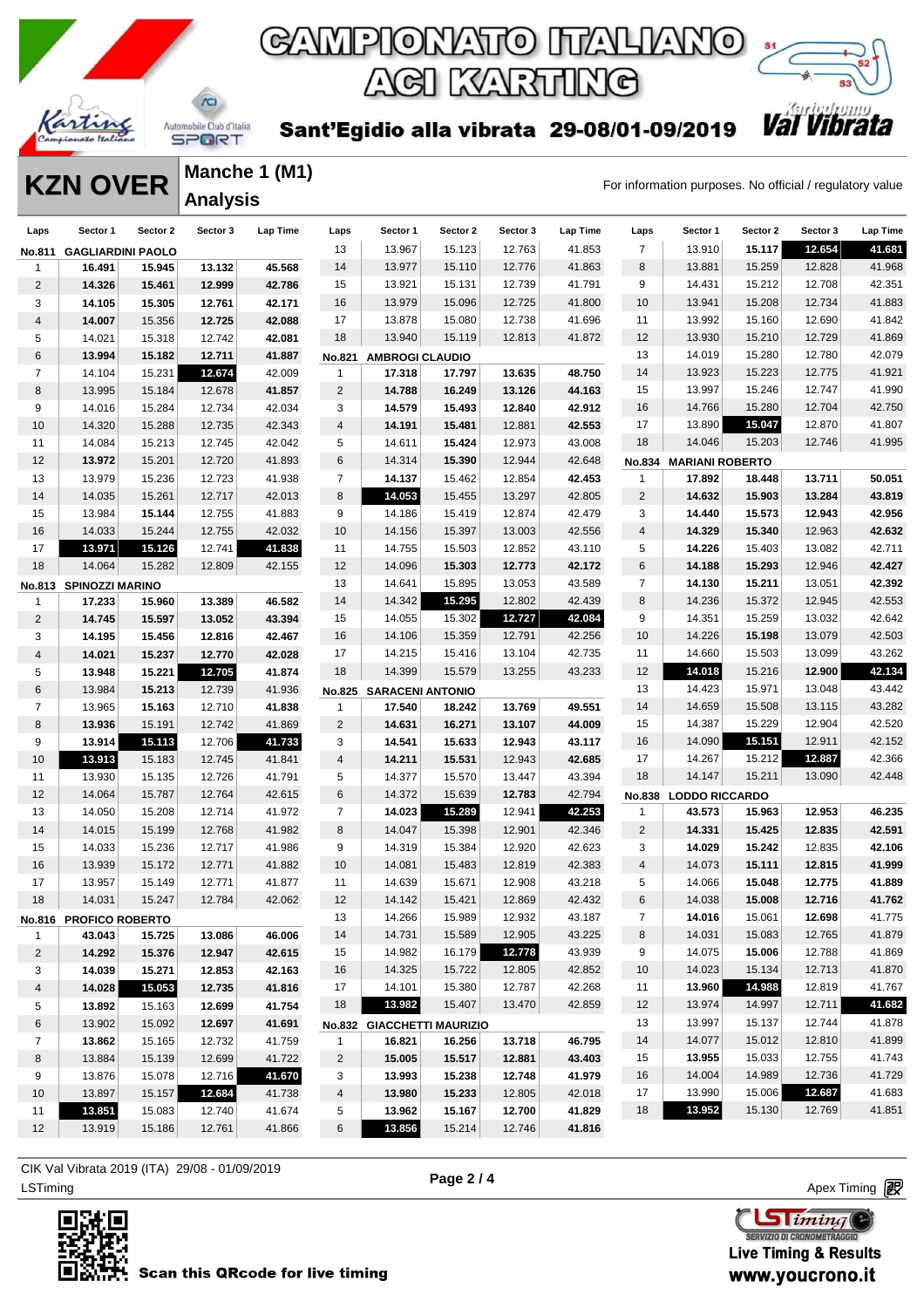# CAMPIONATO ITALIANO ACI KARTING

**Sant'Egidio alla vibrata 29-08/01-09/2019**

## KZN OVER

### Manche 1 (M1)
### Analysis

For information purposes. No official / regulatory value

**No.811 GAGLIARDINI PAOLO**

| Laps | Sector 1 | Sector 2 | Sector 3 | Lap Time |
|---|---|---|---|---|
| 1 | 16.491 | 15.945 | 13.132 | 45.568 |
| 2 | 14.326 | 15.461 | 12.999 | 42.786 |
| 3 | 14.105 | 15.305 | 12.761 | 42.171 |
| 4 | 14.007 | 15.356 | 12.725 | 42.088 |
| 5 | 14.021 | 15.318 | 12.742 | 42.081 |
| 6 | 13.994 | 15.182 | 12.711 | 41.887 |
| 7 | 14.104 | 15.231 | 12.674 | 42.009 |
| 8 | 13.995 | 15.184 | 12.678 | 41.857 |
| 9 | 14.016 | 15.284 | 12.734 | 42.034 |
| 10 | 14.320 | 15.288 | 12.735 | 42.343 |
| 11 | 14.084 | 15.213 | 12.745 | 42.042 |
| 12 | 13.972 | 15.201 | 12.720 | 41.893 |
| 13 | 13.979 | 15.236 | 12.723 | 41.938 |
| 14 | 14.035 | 15.261 | 12.717 | 42.013 |
| 15 | 13.984 | 15.144 | 12.755 | 41.883 |
| 16 | 14.033 | 15.244 | 12.755 | 42.032 |
| 17 | 13.971 | 15.126 | 12.741 | 41.838 |
| 18 | 14.064 | 15.282 | 12.809 | 42.155 |

**No.813 SPINOZZI MARINO**

| Laps | Sector 1 | Sector 2 | Sector 3 | Lap Time |
|---|---|---|---|---|
| 1 | 17.233 | 15.960 | 13.389 | 46.582 |
| 2 | 14.745 | 15.597 | 13.052 | 43.394 |
| 3 | 14.195 | 15.456 | 12.816 | 42.467 |
| 4 | 14.021 | 15.237 | 12.770 | 42.028 |
| 5 | 13.948 | 15.221 | 12.705 | 41.874 |
| 6 | 13.984 | 15.213 | 12.739 | 41.936 |
| 7 | 13.965 | 15.163 | 12.710 | 41.838 |
| 8 | 13.936 | 15.191 | 12.742 | 41.869 |
| 9 | 13.914 | 15.113 | 12.706 | 41.733 |
| 10 | 13.913 | 15.183 | 12.745 | 41.841 |
| 11 | 13.930 | 15.135 | 12.726 | 41.791 |
| 12 | 14.064 | 15.787 | 12.764 | 42.615 |
| 13 | 14.050 | 15.208 | 12.714 | 41.972 |
| 14 | 14.015 | 15.199 | 12.768 | 41.982 |
| 15 | 14.033 | 15.236 | 12.717 | 41.986 |
| 16 | 13.939 | 15.172 | 12.771 | 41.882 |
| 17 | 13.957 | 15.149 | 12.771 | 41.877 |
| 18 | 14.031 | 15.247 | 12.784 | 42.062 |

**No.816 PROFICO ROBERTO**

| Laps | Sector 1 | Sector 2 | Sector 3 | Lap Time |
|---|---|---|---|---|
| 1 | 43.043 | 15.725 | 13.086 | 46.006 |
| 2 | 14.292 | 15.376 | 12.947 | 42.615 |
| 3 | 14.039 | 15.271 | 12.853 | 42.163 |
| 4 | 14.028 | 15.053 | 12.735 | 41.816 |
| 5 | 13.892 | 15.163 | 12.699 | 41.754 |
| 6 | 13.902 | 15.092 | 12.697 | 41.691 |
| 7 | 13.862 | 15.165 | 12.732 | 41.759 |
| 8 | 13.884 | 15.139 | 12.699 | 41.722 |
| 9 | 13.876 | 15.078 | 12.716 | 41.670 |
| 10 | 13.897 | 15.157 | 12.684 | 41.738 |
| 11 | 13.851 | 15.083 | 12.740 | 41.674 |
| 12 | 13.919 | 15.186 | 12.761 | 41.866 |
| 13 | 13.967 | 15.123 | 12.763 | 41.853 |
| 14 | 13.977 | 15.110 | 12.776 | 41.863 |
| 15 | 13.921 | 15.131 | 12.739 | 41.791 |
| 16 | 13.979 | 15.096 | 12.725 | 41.800 |
| 17 | 13.878 | 15.080 | 12.738 | 41.696 |
| 18 | 13.940 | 15.119 | 12.813 | 41.872 |

**No.821 AMBROGI CLAUDIO**

| Laps | Sector 1 | Sector 2 | Sector 3 | Lap Time |
|---|---|---|---|---|
| 1 | 17.318 | 17.797 | 13.635 | 48.750 |
| 2 | 14.788 | 16.249 | 13.126 | 44.163 |
| 3 | 14.579 | 15.493 | 12.840 | 42.912 |
| 4 | 14.191 | 15.481 | 12.881 | 42.553 |
| 5 | 14.611 | 15.424 | 12.973 | 43.008 |
| 6 | 14.314 | 15.390 | 12.944 | 42.648 |
| 7 | 14.137 | 15.462 | 12.854 | 42.453 |
| 8 | 14.053 | 15.455 | 13.297 | 42.805 |
| 9 | 14.186 | 15.419 | 12.874 | 42.479 |
| 10 | 14.156 | 15.397 | 13.003 | 42.556 |
| 11 | 14.755 | 15.503 | 12.852 | 43.110 |
| 12 | 14.096 | 15.303 | 12.773 | 42.172 |
| 13 | 14.641 | 15.895 | 13.053 | 43.589 |
| 14 | 14.342 | 15.295 | 12.802 | 42.439 |
| 15 | 14.055 | 15.302 | 12.727 | 42.084 |
| 16 | 14.106 | 15.359 | 12.791 | 42.256 |
| 17 | 14.215 | 15.416 | 13.104 | 42.735 |
| 18 | 14.399 | 15.579 | 13.255 | 43.233 |

**No.825 SARACENI ANTONIO**

| Laps | Sector 1 | Sector 2 | Sector 3 | Lap Time |
|---|---|---|---|---|
| 1 | 17.540 | 18.242 | 13.769 | 49.551 |
| 2 | 14.631 | 16.271 | 13.107 | 44.009 |
| 3 | 14.541 | 15.633 | 12.943 | 43.117 |
| 4 | 14.211 | 15.531 | 12.943 | 42.685 |
| 5 | 14.377 | 15.570 | 13.447 | 43.394 |
| 6 | 14.372 | 15.639 | 12.783 | 42.794 |
| 7 | 14.023 | 15.289 | 12.941 | 42.253 |
| 8 | 14.047 | 15.398 | 12.901 | 42.346 |
| 9 | 14.319 | 15.384 | 12.920 | 42.623 |
| 10 | 14.081 | 15.483 | 12.819 | 42.383 |
| 11 | 14.639 | 15.671 | 12.908 | 43.218 |
| 12 | 14.142 | 15.421 | 12.869 | 42.432 |
| 13 | 14.266 | 15.989 | 12.932 | 43.187 |
| 14 | 14.731 | 15.589 | 12.905 | 43.225 |
| 15 | 14.982 | 16.179 | 12.778 | 43.939 |
| 16 | 14.325 | 15.722 | 12.805 | 42.852 |
| 17 | 14.101 | 15.380 | 12.787 | 42.268 |
| 18 | 13.982 | 15.407 | 13.470 | 42.859 |

**No.832 GIACCHETTI MAURIZIO**

| Laps | Sector 1 | Sector 2 | Sector 3 | Lap Time |
|---|---|---|---|---|
| 1 | 16.821 | 16.256 | 13.718 | 46.795 |
| 2 | 15.005 | 15.517 | 12.881 | 43.403 |
| 3 | 13.993 | 15.238 | 12.748 | 41.979 |
| 4 | 13.980 | 15.233 | 12.805 | 42.018 |
| 5 | 13.962 | 15.167 | 12.700 | 41.829 |
| 6 | 13.856 | 15.214 | 12.746 | 41.816 |
| 7 | 13.910 | 15.117 | 12.654 | 41.681 |
| 8 | 13.881 | 15.259 | 12.828 | 41.968 |
| 9 | 14.431 | 15.212 | 12.708 | 42.351 |
| 10 | 13.941 | 15.208 | 12.734 | 41.883 |
| 11 | 13.992 | 15.160 | 12.690 | 41.842 |
| 12 | 13.930 | 15.210 | 12.729 | 41.869 |
| 13 | 14.019 | 15.280 | 12.780 | 42.079 |
| 14 | 13.923 | 15.223 | 12.775 | 41.921 |
| 15 | 13.997 | 15.246 | 12.747 | 41.990 |
| 16 | 14.766 | 15.280 | 12.704 | 42.750 |
| 17 | 13.890 | 15.047 | 12.870 | 41.807 |
| 18 | 14.046 | 15.203 | 12.746 | 41.995 |

**No.834 MARIANI ROBERTO**

| Laps | Sector 1 | Sector 2 | Sector 3 | Lap Time |
|---|---|---|---|---|
| 1 | 17.892 | 18.448 | 13.711 | 50.051 |
| 2 | 14.632 | 15.903 | 13.284 | 43.819 |
| 3 | 14.440 | 15.573 | 12.943 | 42.956 |
| 4 | 14.329 | 15.340 | 12.963 | 42.632 |
| 5 | 14.226 | 15.403 | 13.082 | 42.711 |
| 6 | 14.188 | 15.293 | 12.946 | 42.427 |
| 7 | 14.130 | 15.211 | 13.051 | 42.392 |
| 8 | 14.236 | 15.372 | 12.945 | 42.553 |
| 9 | 14.351 | 15.259 | 13.032 | 42.642 |
| 10 | 14.226 | 15.198 | 13.079 | 42.503 |
| 11 | 14.660 | 15.503 | 13.099 | 43.262 |
| 12 | 14.018 | 15.216 | 12.900 | 42.134 |
| 13 | 14.423 | 15.971 | 13.048 | 43.442 |
| 14 | 14.659 | 15.508 | 13.115 | 43.282 |
| 15 | 14.387 | 15.229 | 12.904 | 42.520 |
| 16 | 14.090 | 15.151 | 12.911 | 42.152 |
| 17 | 14.267 | 15.212 | 12.887 | 42.366 |
| 18 | 14.147 | 15.211 | 13.090 | 42.448 |

**No.838 LODDO RICCARDO**

| Laps | Sector 1 | Sector 2 | Sector 3 | Lap Time |
|---|---|---|---|---|
| 1 | 43.573 | 15.963 | 12.953 | 46.235 |
| 2 | 14.331 | 15.425 | 12.835 | 42.591 |
| 3 | 14.029 | 15.242 | 12.835 | 42.106 |
| 4 | 14.073 | 15.111 | 12.815 | 41.999 |
| 5 | 14.066 | 15.048 | 12.775 | 41.889 |
| 6 | 14.038 | 15.008 | 12.716 | 41.762 |
| 7 | 14.016 | 15.061 | 12.698 | 41.775 |
| 8 | 14.031 | 15.083 | 12.765 | 41.879 |
| 9 | 14.075 | 15.006 | 12.788 | 41.869 |
| 10 | 14.023 | 15.134 | 12.713 | 41.870 |
| 11 | 13.960 | 14.988 | 12.819 | 41.767 |
| 12 | 13.974 | 14.997 | 12.711 | 41.682 |
| 13 | 13.997 | 15.137 | 12.744 | 41.878 |
| 14 | 14.077 | 15.012 | 12.810 | 41.899 |
| 15 | 13.955 | 15.033 | 12.755 | 41.743 |
| 16 | 14.004 | 14.989 | 12.736 | 41.729 |
| 17 | 13.990 | 15.006 | 12.687 | 41.683 |
| 18 | 13.952 | 15.130 | 12.769 | 41.851 |

CIK Val Vibrata 2019 (ITA) 29/08 - 01/09/2019
LSTiming

Apex Timing

Scan this QRcode for live timing

Live Timing & Results
www.youcrono.it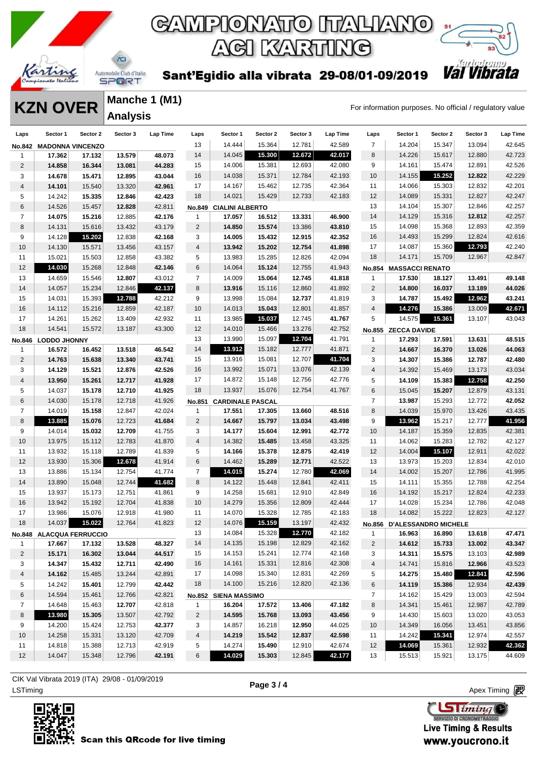# CAMPIONATO ITALIANO ACI KARTING

**Sant'Egidio alla vibrata 29-08/01-09/2019**

## KZN OVER

### Manche 1 (M1) Analysis

For information purposes. No official / regulatory value

**No.842 MADONNA VINCENZO**

| Laps | Sector 1 | Sector 2 | Sector 3 | Lap Time |
|---|---|---|---|---|
| 1 | 17.362 | 17.132 | 13.579 | 48.073 |
| 2 | 14.858 | 16.344 | 13.081 | 44.283 |
| 3 | 14.678 | 15.471 | 12.895 | 43.044 |
| 4 | 14.101 | 15.540 | 13.320 | 42.961 |
| 5 | 14.242 | 15.335 | 12.846 | 42.423 |
| 6 | 14.526 | 15.457 | 12.828 | 42.811 |
| 7 | 14.075 | 15.216 | 12.885 | 42.176 |
| 8 | 14.131 | 15.616 | 13.432 | 43.179 |
| 9 | 14.128 | 15.202 | 12.838 | 42.168 |
| 10 | 14.130 | 15.571 | 13.456 | 43.157 |
| 11 | 15.021 | 15.503 | 12.858 | 43.382 |
| 12 | 14.030 | 15.268 | 12.848 | 42.146 |
| 13 | 14.659 | 15.546 | 12.807 | 43.012 |
| 14 | 14.057 | 15.234 | 12.846 | 42.137 |
| 15 | 14.031 | 15.393 | 12.788 | 42.212 |
| 16 | 14.112 | 15.216 | 12.859 | 42.187 |
| 17 | 14.261 | 15.262 | 13.409 | 42.932 |
| 18 | 14.541 | 15.572 | 13.187 | 43.300 |

**No.846 LODDO JHONNY**

| Laps | Sector 1 | Sector 2 | Sector 3 | Lap Time |
|---|---|---|---|---|
| 1 | 16.572 | 16.452 | 13.518 | 46.542 |
| 2 | 14.763 | 15.638 | 13.340 | 43.741 |
| 3 | 14.129 | 15.521 | 12.876 | 42.526 |
| 4 | 13.950 | 15.261 | 12.717 | 41.928 |
| 5 | 14.037 | 15.178 | 12.710 | 41.925 |
| 6 | 14.030 | 15.178 | 12.718 | 41.926 |
| 7 | 14.019 | 15.158 | 12.847 | 42.024 |
| 8 | 13.885 | 15.076 | 12.723 | 41.684 |
| 9 | 14.014 | 15.032 | 12.709 | 41.755 |
| 10 | 13.975 | 15.112 | 12.783 | 41.870 |
| 11 | 13.932 | 15.118 | 12.789 | 41.839 |
| 12 | 13.930 | 15.306 | 12.678 | 41.914 |
| 13 | 13.886 | 15.134 | 12.754 | 41.774 |
| 14 | 13.890 | 15.048 | 12.744 | 41.682 |
| 15 | 13.937 | 15.173 | 12.751 | 41.861 |
| 16 | 13.942 | 15.192 | 12.704 | 41.838 |
| 17 | 13.986 | 15.076 | 12.918 | 41.980 |
| 18 | 14.037 | 15.022 | 12.764 | 41.823 |

**No.848 ALACQUA FERRUCCIO**

| Laps | Sector 1 | Sector 2 | Sector 3 | Lap Time |
|---|---|---|---|---|
| 1 | 17.667 | 17.132 | 13.528 | 48.327 |
| 2 | 15.171 | 16.302 | 13.044 | 44.517 |
| 3 | 14.347 | 15.432 | 12.711 | 42.490 |
| 4 | 14.162 | 15.485 | 13.244 | 42.891 |
| 5 | 14.242 | 15.401 | 12.799 | 42.442 |
| 6 | 14.594 | 15.461 | 12.766 | 42.821 |
| 7 | 14.648 | 15.463 | 12.707 | 42.818 |
| 8 | 13.980 | 15.305 | 13.507 | 42.792 |
| 9 | 14.200 | 15.424 | 12.753 | 42.377 |
| 10 | 14.258 | 15.331 | 13.120 | 42.709 |
| 11 | 14.818 | 15.388 | 12.713 | 42.919 |
| 12 | 14.047 | 15.348 | 12.796 | 42.191 |
| 13 | 14.444 | 15.364 | 12.781 | 42.589 |
| 14 | 14.045 | 15.300 | 12.672 | 42.017 |
| 15 | 14.006 | 15.381 | 12.693 | 42.080 |
| 16 | 14.038 | 15.371 | 12.784 | 42.193 |
| 17 | 14.167 | 15.462 | 12.735 | 42.364 |
| 18 | 14.021 | 15.429 | 12.733 | 42.183 |

**No.849 CIALINI ALBERTO**

| Laps | Sector 1 | Sector 2 | Sector 3 | Lap Time |
|---|---|---|---|---|
| 1 | 17.057 | 16.512 | 13.331 | 46.900 |
| 2 | 14.850 | 15.574 | 13.386 | 43.810 |
| 3 | 14.005 | 15.432 | 12.915 | 42.352 |
| 4 | 13.942 | 15.202 | 12.754 | 41.898 |
| 5 | 13.983 | 15.285 | 12.826 | 42.094 |
| 6 | 14.064 | 15.124 | 12.755 | 41.943 |
| 7 | 14.009 | 15.064 | 12.745 | 41.818 |
| 8 | 13.916 | 15.116 | 12.860 | 41.892 |
| 9 | 13.998 | 15.084 | 12.737 | 41.819 |
| 10 | 14.013 | 15.043 | 12.801 | 41.857 |
| 11 | 13.985 | 15.037 | 12.745 | 41.767 |
| 12 | 14.010 | 15.466 | 13.276 | 42.752 |
| 13 | 13.990 | 15.097 | 12.704 | 41.791 |
| 14 | 13.912 | 15.182 | 12.777 | 41.871 |
| 15 | 13.916 | 15.081 | 12.707 | 41.704 |
| 16 | 13.992 | 15.071 | 13.076 | 42.139 |
| 17 | 14.872 | 15.148 | 12.756 | 42.776 |
| 18 | 13.937 | 15.076 | 12.754 | 41.767 |

**No.851 CARDINALE PASCAL**

| Laps | Sector 1 | Sector 2 | Sector 3 | Lap Time |
|---|---|---|---|---|
| 1 | 17.551 | 17.305 | 13.660 | 48.516 |
| 2 | 14.667 | 15.797 | 13.034 | 43.498 |
| 3 | 14.177 | 15.604 | 12.991 | 42.772 |
| 4 | 14.382 | 15.485 | 13.458 | 43.325 |
| 5 | 14.166 | 15.378 | 12.875 | 42.419 |
| 6 | 14.462 | 15.289 | 12.771 | 42.522 |
| 7 | 14.015 | 15.274 | 12.780 | 42.069 |
| 8 | 14.122 | 15.448 | 12.841 | 42.411 |
| 9 | 14.258 | 15.681 | 12.910 | 42.849 |
| 10 | 14.279 | 15.356 | 12.809 | 42.444 |
| 11 | 14.070 | 15.328 | 12.785 | 42.183 |
| 12 | 14.076 | 15.159 | 13.197 | 42.432 |
| 13 | 14.084 | 15.328 | 12.770 | 42.182 |
| 14 | 14.135 | 15.198 | 12.829 | 42.162 |
| 15 | 14.153 | 15.241 | 12.774 | 42.168 |
| 16 | 14.161 | 15.331 | 12.816 | 42.308 |
| 17 | 14.098 | 15.340 | 12.831 | 42.269 |
| 18 | 14.100 | 15.216 | 12.820 | 42.136 |

**No.852 SIENA MASSIMO**

| Laps | Sector 1 | Sector 2 | Sector 3 | Lap Time |
|---|---|---|---|---|
| 1 | 16.204 | 17.572 | 13.406 | 47.182 |
| 2 | 14.595 | 15.768 | 13.093 | 43.456 |
| 3 | 14.857 | 16.218 | 12.950 | 44.025 |
| 4 | 14.219 | 15.542 | 12.837 | 42.598 |
| 5 | 14.274 | 15.490 | 12.910 | 42.674 |
| 6 | 14.029 | 15.303 | 12.845 | 42.177 |
| 7 | 14.204 | 15.347 | 13.094 | 42.645 |
| 8 | 14.226 | 15.617 | 12.880 | 42.723 |
| 9 | 14.161 | 15.474 | 12.891 | 42.526 |
| 10 | 14.155 | 15.252 | 12.822 | 42.229 |
| 11 | 14.066 | 15.303 | 12.832 | 42.201 |
| 12 | 14.089 | 15.331 | 12.827 | 42.247 |
| 13 | 14.104 | 15.307 | 12.846 | 42.257 |
| 14 | 14.129 | 15.316 | 12.812 | 42.257 |
| 15 | 14.098 | 15.368 | 12.893 | 42.359 |
| 16 | 14.493 | 15.299 | 12.824 | 42.616 |
| 17 | 14.087 | 15.360 | 12.793 | 42.240 |
| 18 | 14.171 | 15.709 | 12.967 | 42.847 |

**No.854 MASSACCI RENATO**

| Laps | Sector 1 | Sector 2 | Sector 3 | Lap Time |
|---|---|---|---|---|
| 1 | 17.530 | 18.127 | 13.491 | 49.148 |
| 2 | 14.800 | 16.037 | 13.189 | 44.026 |
| 3 | 14.787 | 15.492 | 12.962 | 43.241 |
| 4 | 14.276 | 15.386 | 13.009 | 42.671 |
| 5 | 14.575 | 15.361 | 13.107 | 43.043 |

**No.855 ZECCA DAVIDE**

| Laps | Sector 1 | Sector 2 | Sector 3 | Lap Time |
|---|---|---|---|---|
| 1 | 17.293 | 17.591 | 13.631 | 48.515 |
| 2 | 14.667 | 16.370 | 13.026 | 44.063 |
| 3 | 14.307 | 15.386 | 12.787 | 42.480 |
| 4 | 14.392 | 15.469 | 13.173 | 43.034 |
| 5 | 14.109 | 15.383 | 12.758 | 42.250 |
| 6 | 15.045 | 15.207 | 12.879 | 43.131 |
| 7 | 13.987 | 15.293 | 12.772 | 42.052 |
| 8 | 14.039 | 15.970 | 13.426 | 43.435 |
| 9 | 13.962 | 15.217 | 12.777 | 41.956 |
| 10 | 14.187 | 15.359 | 12.835 | 42.381 |
| 11 | 14.062 | 15.283 | 12.782 | 42.127 |
| 12 | 14.004 | 15.107 | 12.911 | 42.022 |
| 13 | 13.973 | 15.203 | 12.834 | 42.010 |
| 14 | 14.002 | 15.207 | 12.786 | 41.995 |
| 15 | 14.111 | 15.355 | 12.788 | 42.254 |
| 16 | 14.192 | 15.217 | 12.824 | 42.233 |
| 17 | 14.028 | 15.234 | 12.786 | 42.048 |
| 18 | 14.082 | 15.222 | 12.823 | 42.127 |

**No.856 D'ALESSANDRO MICHELE**

| Laps | Sector 1 | Sector 2 | Sector 3 | Lap Time |
|---|---|---|---|---|
| 1 | 16.963 | 16.890 | 13.618 | 47.471 |
| 2 | 14.612 | 15.733 | 13.002 | 43.347 |
| 3 | 14.311 | 15.575 | 13.103 | 42.989 |
| 4 | 14.741 | 15.816 | 12.966 | 43.523 |
| 5 | 14.275 | 15.480 | 12.841 | 42.596 |
| 6 | 14.119 | 15.386 | 12.934 | 42.439 |
| 7 | 14.162 | 15.429 | 13.003 | 42.594 |
| 8 | 14.341 | 15.461 | 12.987 | 42.789 |
| 9 | 14.430 | 15.603 | 13.020 | 43.053 |
| 10 | 14.349 | 16.056 | 13.451 | 43.856 |
| 11 | 14.242 | 15.341 | 12.974 | 42.557 |
| 12 | 14.069 | 15.361 | 12.932 | 42.362 |
| 13 | 15.513 | 15.921 | 13.175 | 44.609 |

CIK Val Vibrata 2019 (ITA) 29/08 - 01/09/2019

LSTiming

Apex Timing

Scan this QRcode for live timing

Live Timing & Results
www.youcrono.it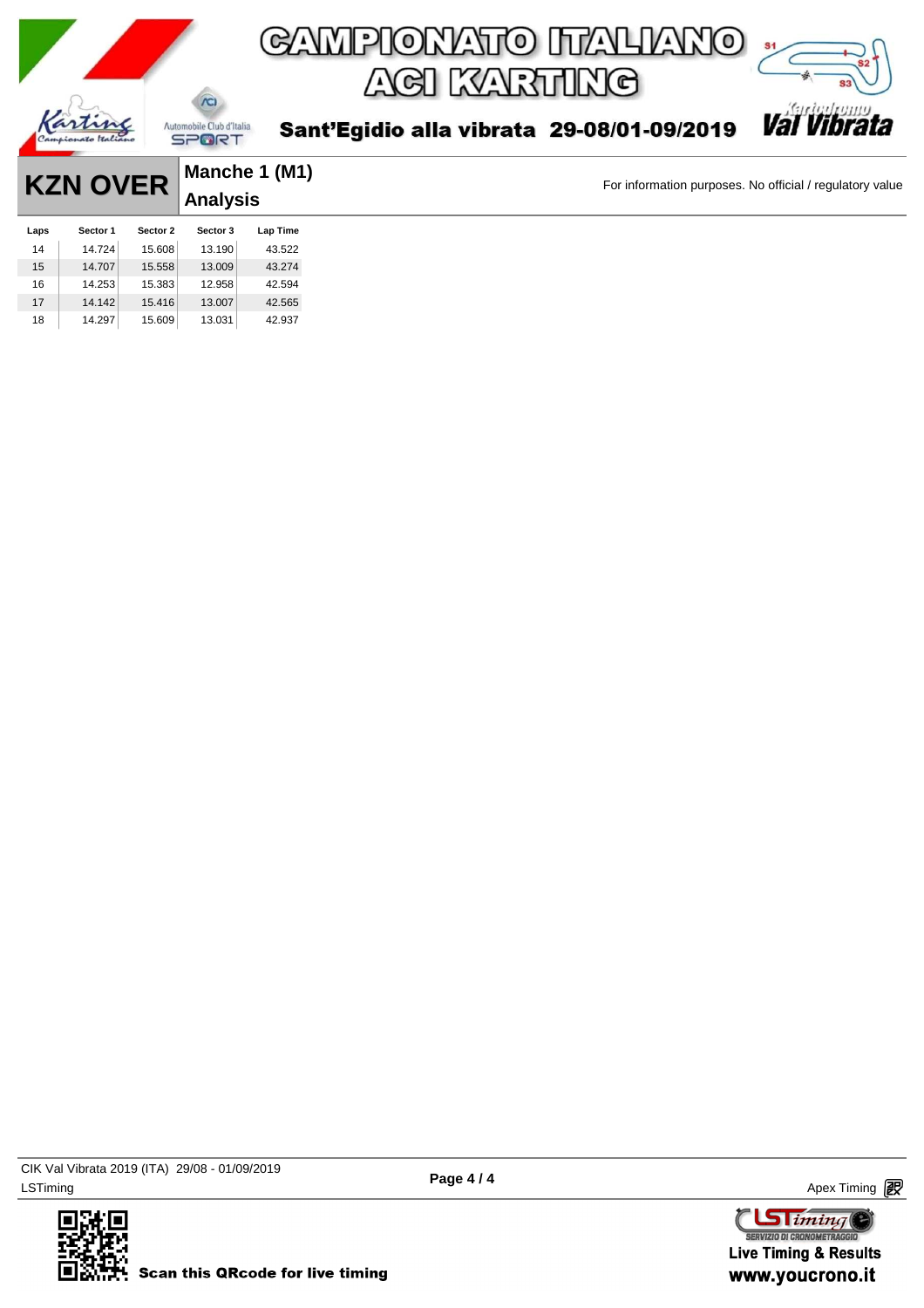# CAMPIONATO ITALIANO ACI KARTING

**Sant'Egidio alla vibrata 29-08/01-09/2019**

## KZN OVER

### Manche 1 (M1)

### Analysis

For information purposes. No official / regulatory value

| Laps | Sector 1 | Sector 2 | Sector 3 | Lap Time |
|---|---|---|---|---|
| 14 | 14.724 | 15.608 | 13.190 | 43.522 |
| 15 | 14.707 | 15.558 | 13.009 | 43.274 |
| 16 | 14.253 | 15.383 | 12.958 | 42.594 |
| 17 | 14.142 | 15.416 | 13.007 | 42.565 |
| 18 | 14.297 | 15.609 | 13.031 | 42.937 |

CIK Val Vibrata 2019 (ITA) 29/08 - 01/09/2019
LSTiming

Apex Timing

Scan this QRcode for live timing

Live Timing & Results
www.youcrono.it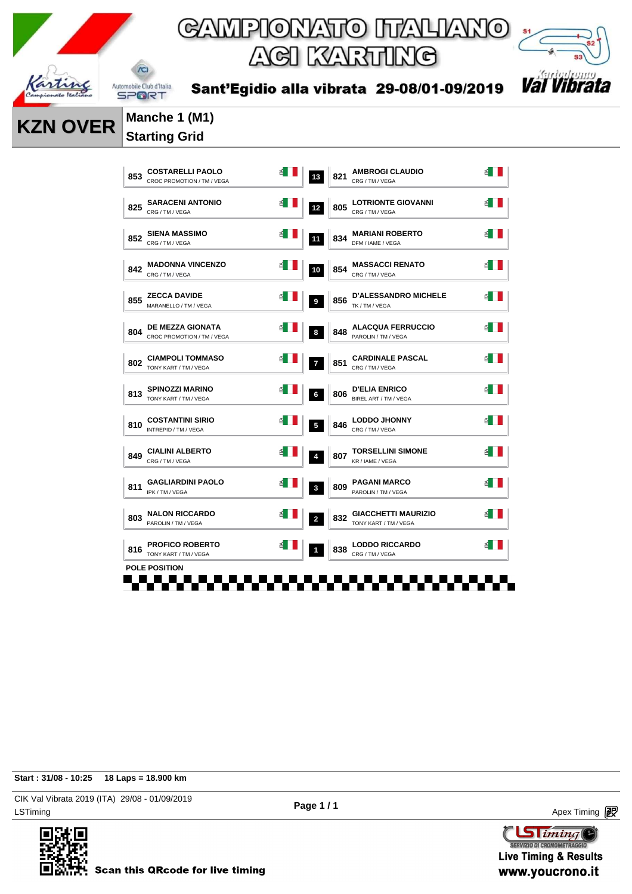# CAMPIONATO ITALIANO ACI KARTING

**Sant'Egidio alla vibrata 29-08/01-09/2019**

## KZN OVER

### Manche 1 (M1)
### Starting Grid

| No. | Driver | Team | Pos | No. | Driver | Team |
|---|---|---|---|---|---|---|
| 853 | COSTARELLI PAOLO | CROC PROMOTION / TM / VEGA | 13 | 821 | AMBROGI CLAUDIO | CRG / TM / VEGA |
| 825 | SARACENI ANTONIO | CRG / TM / VEGA | 12 | 805 | LOTRIONTE GIOVANNI | CRG / TM / VEGA |
| 852 | SIENA MASSIMO | CRG / TM / VEGA | 11 | 834 | MARIANI ROBERTO | DFM / IAME / VEGA |
| 842 | MADONNA VINCENZO | CRG / TM / VEGA | 10 | 854 | MASSACCI RENATO | CRG / TM / VEGA |
| 855 | ZECCA DAVIDE | MARANELLO / TM / VEGA | 9 | 856 | D'ALESSANDRO MICHELE | TK / TM / VEGA |
| 804 | DE MEZZA GIONATA | CROC PROMOTION / TM / VEGA | 8 | 848 | ALACQUA FERRUCCIO | PAROLIN / TM / VEGA |
| 802 | CIAMPOLI TOMMASO | TONY KART / TM / VEGA | 7 | 851 | CARDINALE PASCAL | CRG / TM / VEGA |
| 813 | SPINOZZI MARINO | TONY KART / TM / VEGA | 6 | 806 | D'ELIA ENRICO | BIREL ART / TM / VEGA |
| 810 | COSTANTINI SIRIO | INTREPID / TM / VEGA | 5 | 846 | LODDO JHONNY | CRG / TM / VEGA |
| 849 | CIALINI ALBERTO | CRG / TM / VEGA | 4 | 807 | TORSELLINI SIMONE | KR / IAME / VEGA |
| 811 | GAGLIARDINI PAOLO | IPK / TM / VEGA | 3 | 809 | PAGANI MARCO | PAROLIN / TM / VEGA |
| 803 | NALON RICCARDO | PAROLIN / TM / VEGA | 2 | 832 | GIACCHETTI MAURIZIO | TONY KART / TM / VEGA |
| 816 | PROFICO ROBERTO | TONY KART / TM / VEGA | 1 | 838 | LODDO RICCARDO | CRG / TM / VEGA |

POLE POSITION

**Start : 31/08 - 10:25** **18 Laps = 18.900 km**

CIK Val Vibrata 2019 (ITA) 29/08 - 01/09/2019
LSTiming

Apex Timing

Scan this QRcode for live timing

Live Timing & Results
www.youcrono.it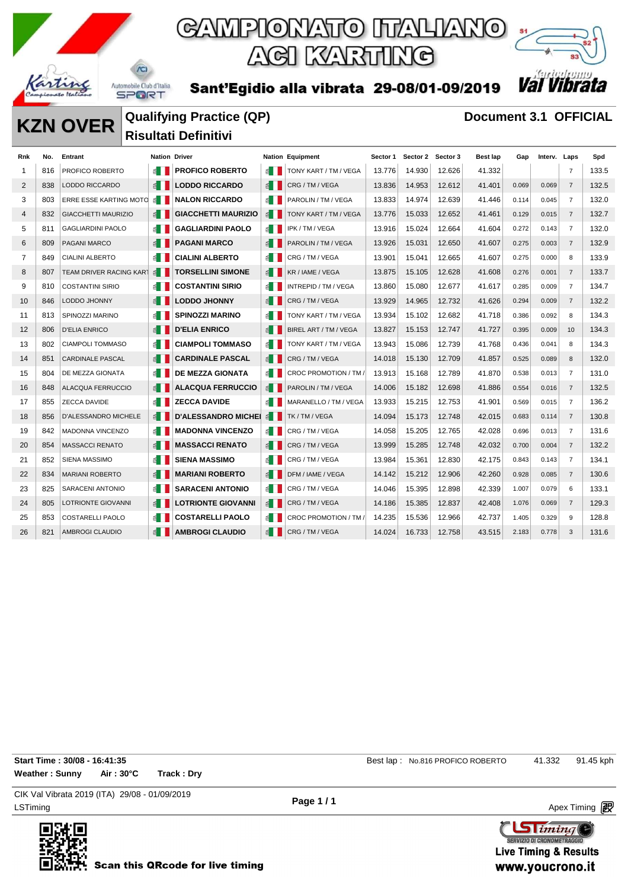# CAMPIONATO ITALIANO ACI KARTING

**Sant'Egidio alla vibrata 29-08/01-09/2019**

## KZN OVER

**Qualifying Practice (QP)**
**Risultati Definitivi**

**Document 3.1 OFFICIAL**

| Rnk | No. | Entrant | Nation | Driver | Nation | Equipment | Sector 1 | Sector 2 | Sector 3 | Best lap | Gap | Interv. | Laps | Spd |
|---|---|---|---|---|---|---|---|---|---|---|---|---|---|---|
| 1 | 816 | PROFICO ROBERTO | | **PROFICO ROBERTO** | | TONY KART / TM / VEGA | 13.776 | 14.930 | 12.626 | 41.332 | | | 7 | 133.5 |
| 2 | 838 | LODDO RICCARDO | | **LODDO RICCARDO** | | CRG / TM / VEGA | 13.836 | 14.953 | 12.612 | 41.401 | 0.069 | 0.069 | 7 | 132.5 |
| 3 | 803 | ERRE ESSE KARTING MOTO | | **NALON RICCARDO** | | PAROLIN / TM / VEGA | 13.833 | 14.974 | 12.639 | 41.446 | 0.114 | 0.045 | 7 | 132.0 |
| 4 | 832 | GIACCHETTI MAURIZIO | | **GIACCHETTI MAURIZIO** | | TONY KART / TM / VEGA | 13.776 | 15.033 | 12.652 | 41.461 | 0.129 | 0.015 | 7 | 132.7 |
| 5 | 811 | GAGLIARDINI PAOLO | | **GAGLIARDINI PAOLO** | | IPK / TM / VEGA | 13.916 | 15.024 | 12.664 | 41.604 | 0.272 | 0.143 | 7 | 132.0 |
| 6 | 809 | PAGANI MARCO | | **PAGANI MARCO** | | PAROLIN / TM / VEGA | 13.926 | 15.031 | 12.650 | 41.607 | 0.275 | 0.003 | 7 | 132.9 |
| 7 | 849 | CIALINI ALBERTO | | **CIALINI ALBERTO** | | CRG / TM / VEGA | 13.901 | 15.041 | 12.665 | 41.607 | 0.275 | 0.000 | 8 | 133.9 |
| 8 | 807 | TEAM DRIVER RACING KART | | **TORSELLINI SIMONE** | | KR / IAME / VEGA | 13.875 | 15.105 | 12.628 | 41.608 | 0.276 | 0.001 | 7 | 133.7 |
| 9 | 810 | COSTANTINI SIRIO | | **COSTANTINI SIRIO** | | INTREPID / TM / VEGA | 13.860 | 15.080 | 12.677 | 41.617 | 0.285 | 0.009 | 7 | 134.7 |
| 10 | 846 | LODDO JHONNY | | **LODDO JHONNY** | | CRG / TM / VEGA | 13.929 | 14.965 | 12.732 | 41.626 | 0.294 | 0.009 | 7 | 132.2 |
| 11 | 813 | SPINOZZI MARINO | | **SPINOZZI MARINO** | | TONY KART / TM / VEGA | 13.934 | 15.102 | 12.682 | 41.718 | 0.386 | 0.092 | 8 | 134.3 |
| 12 | 806 | D'ELIA ENRICO | | **D'ELIA ENRICO** | | BIREL ART / TM / VEGA | 13.827 | 15.153 | 12.747 | 41.727 | 0.395 | 0.009 | 10 | 134.3 |
| 13 | 802 | CIAMPOLI TOMMASO | | **CIAMPOLI TOMMASO** | | TONY KART / TM / VEGA | 13.943 | 15.086 | 12.739 | 41.768 | 0.436 | 0.041 | 8 | 134.3 |
| 14 | 851 | CARDINALE PASCAL | | **CARDINALE PASCAL** | | CRG / TM / VEGA | 14.018 | 15.130 | 12.709 | 41.857 | 0.525 | 0.089 | 8 | 132.0 |
| 15 | 804 | DE MEZZA GIONATA | | **DE MEZZA GIONATA** | | CROC PROMOTION / TM / | 13.913 | 15.168 | 12.789 | 41.870 | 0.538 | 0.013 | 7 | 131.0 |
| 16 | 848 | ALACQUA FERRUCCIO | | **ALACQUA FERRUCCIO** | | PAROLIN / TM / VEGA | 14.006 | 15.182 | 12.698 | 41.886 | 0.554 | 0.016 | 7 | 132.5 |
| 17 | 855 | ZECCA DAVIDE | | **ZECCA DAVIDE** | | MARANELLO / TM / VEGA | 13.933 | 15.215 | 12.753 | 41.901 | 0.569 | 0.015 | 7 | 136.2 |
| 18 | 856 | D'ALESSANDRO MICHELE | | **D'ALESSANDRO MICHEL** | | TK / TM / VEGA | 14.094 | 15.173 | 12.748 | 42.015 | 0.683 | 0.114 | 7 | 130.8 |
| 19 | 842 | MADONNA VINCENZO | | **MADONNA VINCENZO** | | CRG / TM / VEGA | 14.058 | 15.205 | 12.765 | 42.028 | 0.696 | 0.013 | 7 | 131.6 |
| 20 | 854 | MASSACCI RENATO | | **MASSACCI RENATO** | | CRG / TM / VEGA | 13.999 | 15.285 | 12.748 | 42.032 | 0.700 | 0.004 | 7 | 132.2 |
| 21 | 852 | SIENA MASSIMO | | **SIENA MASSIMO** | | CRG / TM / VEGA | 13.984 | 15.361 | 12.830 | 42.175 | 0.843 | 0.143 | 7 | 134.1 |
| 22 | 834 | MARIANI ROBERTO | | **MARIANI ROBERTO** | | DFM / IAME / VEGA | 14.142 | 15.212 | 12.906 | 42.260 | 0.928 | 0.085 | 7 | 130.6 |
| 23 | 825 | SARACENI ANTONIO | | **SARACENI ANTONIO** | | CRG / TM / VEGA | 14.046 | 15.395 | 12.898 | 42.339 | 1.007 | 0.079 | 6 | 133.1 |
| 24 | 805 | LOTRIONTE GIOVANNI | | **LOTRIONTE GIOVANNI** | | CRG / TM / VEGA | 14.186 | 15.385 | 12.837 | 42.408 | 1.076 | 0.069 | 7 | 129.3 |
| 25 | 853 | COSTARELLI PAOLO | | **COSTARELLI PAOLO** | | CROC PROMOTION / TM / | 14.235 | 15.536 | 12.966 | 42.737 | 1.405 | 0.329 | 9 | 128.8 |
| 26 | 821 | AMBROGI CLAUDIO | | **AMBROGI CLAUDIO** | | CRG / TM / VEGA | 14.024 | 16.733 | 12.758 | 43.515 | 2.183 | 0.778 | 3 | 131.6 |

**Start Time : 30/08 - 16:41:35**
**Weather : Sunny** **Air : 30°C** **Track : Dry**

Best lap : No.816 PROFICO ROBERTO 41.332 91.45 kph

CIK Val Vibrata 2019 (ITA) 29/08 - 01/09/2019
LSTiming

Apex Timing

**Scan this QRcode for live timing**

**Live Timing & Results**
**www.youcrono.it**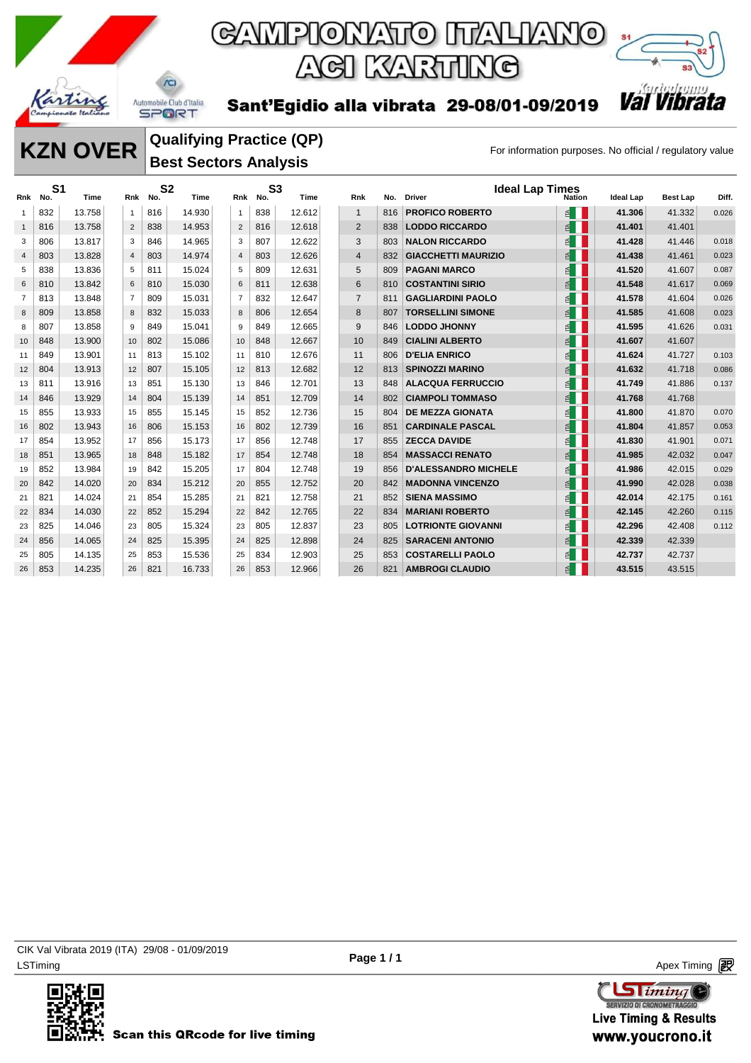# CAMPIONATO ITALIANO ACI KARTING

**Sant'Egidio alla vibrata 29-08/01-09/2019**

## KZN OVER

### Qualifying Practice (QP)
### Best Sectors Analysis

For information purposes. No official / regulatory value

| Rnk | No. | S1 Time | Rnk | No. | S2 Time | Rnk | No. | S3 Time |
|---|---|---|---|---|---|---|---|---|
| 1 | 832 | 13.758 | 1 | 816 | 14.930 | 1 | 838 | 12.612 |
| 1 | 816 | 13.758 | 2 | 838 | 14.953 | 2 | 816 | 12.618 |
| 3 | 806 | 13.817 | 3 | 846 | 14.965 | 3 | 807 | 12.622 |
| 4 | 803 | 13.828 | 4 | 803 | 14.974 | 4 | 803 | 12.626 |
| 5 | 838 | 13.836 | 5 | 811 | 15.024 | 5 | 809 | 12.631 |
| 6 | 810 | 13.842 | 6 | 810 | 15.030 | 6 | 811 | 12.638 |
| 7 | 813 | 13.848 | 7 | 809 | 15.031 | 7 | 832 | 12.647 |
| 8 | 809 | 13.858 | 8 | 832 | 15.033 | 8 | 806 | 12.654 |
| 8 | 807 | 13.858 | 9 | 849 | 15.041 | 9 | 849 | 12.665 |
| 10 | 848 | 13.900 | 10 | 802 | 15.086 | 10 | 848 | 12.667 |
| 11 | 849 | 13.901 | 11 | 813 | 15.102 | 11 | 810 | 12.676 |
| 12 | 804 | 13.913 | 12 | 807 | 15.105 | 12 | 813 | 12.682 |
| 13 | 811 | 13.916 | 13 | 851 | 15.130 | 13 | 846 | 12.701 |
| 14 | 846 | 13.929 | 14 | 804 | 15.139 | 14 | 851 | 12.709 |
| 15 | 855 | 13.933 | 15 | 855 | 15.145 | 15 | 852 | 12.736 |
| 16 | 802 | 13.943 | 16 | 806 | 15.153 | 16 | 802 | 12.739 |
| 17 | 854 | 13.952 | 17 | 856 | 15.173 | 17 | 856 | 12.748 |
| 18 | 851 | 13.965 | 18 | 848 | 15.182 | 17 | 854 | 12.748 |
| 19 | 852 | 13.984 | 19 | 842 | 15.205 | 17 | 804 | 12.748 |
| 20 | 842 | 14.020 | 20 | 834 | 15.212 | 20 | 855 | 12.752 |
| 21 | 821 | 14.024 | 21 | 854 | 15.285 | 21 | 821 | 12.758 |
| 22 | 834 | 14.030 | 22 | 852 | 15.294 | 22 | 842 | 12.765 |
| 23 | 825 | 14.046 | 23 | 805 | 15.324 | 23 | 805 | 12.837 |
| 24 | 856 | 14.065 | 24 | 825 | 15.395 | 24 | 825 | 12.898 |
| 25 | 805 | 14.135 | 25 | 853 | 15.536 | 25 | 834 | 12.903 |
| 26 | 853 | 14.235 | 26 | 821 | 16.733 | 26 | 853 | 12.966 |

**Ideal Lap Times**

| Rnk | No. | Driver | Nation | Ideal Lap | Best Lap | Diff. |
|---|---|---|---|---|---|---|
| 1 | 816 | PROFICO ROBERTO | ITA | **41.306** | 41.332 | 0.026 |
| 2 | 838 | LODDO RICCARDO | ITA | **41.401** | 41.401 | |
| 3 | 803 | NALON RICCARDO | ITA | **41.428** | 41.446 | 0.018 |
| 4 | 832 | GIACCHETTI MAURIZIO | ITA | **41.438** | 41.461 | 0.023 |
| 5 | 809 | PAGANI MARCO | ITA | **41.520** | 41.607 | 0.087 |
| 6 | 810 | COSTANTINI SIRIO | ITA | **41.548** | 41.617 | 0.069 |
| 7 | 811 | GAGLIARDINI PAOLO | ITA | **41.578** | 41.604 | 0.026 |
| 8 | 807 | TORSELLINI SIMONE | ITA | **41.585** | 41.608 | 0.023 |
| 9 | 846 | LODDO JHONNY | ITA | **41.595** | 41.626 | 0.031 |
| 10 | 849 | CIALINI ALBERTO | ITA | **41.607** | 41.607 | |
| 11 | 806 | D'ELIA ENRICO | ITA | **41.624** | 41.727 | 0.103 |
| 12 | 813 | SPINOZZI MARINO | ITA | **41.632** | 41.718 | 0.086 |
| 13 | 848 | ALACQUA FERRUCCIO | ITA | **41.749** | 41.886 | 0.137 |
| 14 | 802 | CIAMPOLI TOMMASO | ITA | **41.768** | 41.768 | |
| 15 | 804 | DE MEZZA GIONATA | ITA | **41.800** | 41.870 | 0.070 |
| 16 | 851 | CARDINALE PASCAL | ITA | **41.804** | 41.857 | 0.053 |
| 17 | 855 | ZECCA DAVIDE | ITA | **41.830** | 41.901 | 0.071 |
| 18 | 854 | MASSACCI RENATO | ITA | **41.985** | 42.032 | 0.047 |
| 19 | 856 | D'ALESSANDRO MICHELE | ITA | **41.986** | 42.015 | 0.029 |
| 20 | 842 | MADONNA VINCENZO | ITA | **41.990** | 42.028 | 0.038 |
| 21 | 852 | SIENA MASSIMO | ITA | **42.014** | 42.175 | 0.161 |
| 22 | 834 | MARIANI ROBERTO | ITA | **42.145** | 42.260 | 0.115 |
| 23 | 805 | LOTRIONTE GIOVANNI | ITA | **42.296** | 42.408 | 0.112 |
| 24 | 825 | SARACENI ANTONIO | ITA | **42.339** | 42.339 | |
| 25 | 853 | COSTARELLI PAOLO | ITA | **42.737** | 42.737 | |
| 26 | 821 | AMBROGI CLAUDIO | ITA | **43.515** | 43.515 | |

CIK Val Vibrata 2019 (ITA) 29/08 - 01/09/2019
LSTiming

Apex Timing

Scan this QRcode for live timing

Live Timing & Results
www.youcrono.it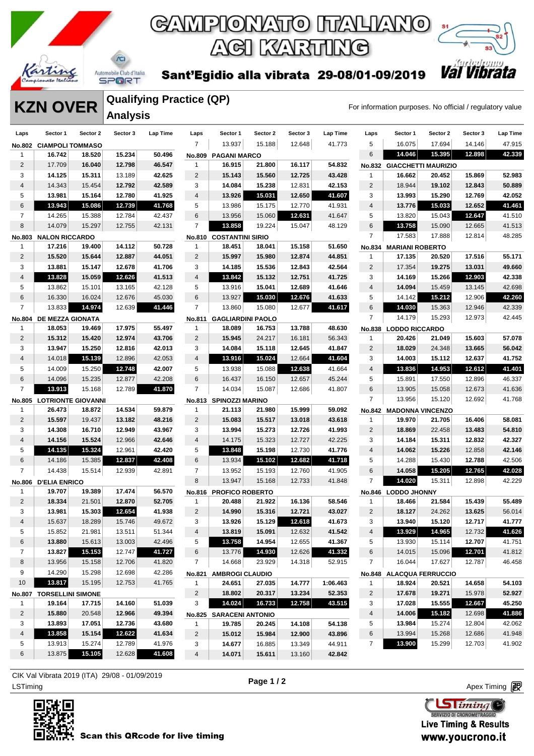# CAMPIONATO ITALIANO ACI KARTING

## Sant'Egidio alla vibrata 29-08/01-09/2019

# KZN OVER

## Qualifying Practice (QP) Analysis

For information purposes. No official / regulatory value

### No.802 CIAMPOLI TOMMASO

| Laps | Sector 1 | Sector 2 | Sector 3 | Lap Time |
|---|---|---|---|---|
| 1 | 16.742 | 18.520 | 15.234 | 50.496 |
| 2 | 17.709 | 16.040 | 12.798 | 46.547 |
| 3 | 14.125 | 15.311 | 13.189 | 42.625 |
| 4 | 14.343 | 15.454 | 12.792 | 42.589 |
| 5 | 13.981 | 15.164 | 12.780 | 41.925 |
| 6 | **13.943** | **15.086** | **12.739** | **41.768** |
| 7 | 14.265 | 15.388 | 12.784 | 42.437 |
| 8 | 14.079 | 15.297 | 12.755 | 42.131 |

### No.803 NALON RICCARDO

| Laps | Sector 1 | Sector 2 | Sector 3 | Lap Time |
|---|---|---|---|---|
| 1 | 17.216 | 19.400 | 14.112 | 50.728 |
| 2 | 15.520 | 15.644 | 12.887 | 44.051 |
| 3 | 13.881 | 15.147 | 12.678 | 41.706 |
| 4 | **13.828** | 15.059 | **12.626** | 41.513 |
| 5 | 13.862 | 15.101 | 13.165 | 42.128 |
| 6 | 16.330 | 16.024 | 12.676 | 45.030 |
| 7 | 13.833 | **14.974** | 12.639 | **41.446** |

### No.804 DE MEZZA GIONATA

| Laps | Sector 1 | Sector 2 | Sector 3 | Lap Time |
|---|---|---|---|---|
| 1 | 18.053 | 19.469 | 17.975 | 55.497 |
| 2 | 15.312 | 15.420 | 12.974 | 43.706 |
| 3 | 13.947 | 15.250 | 12.816 | 42.013 |
| 4 | 14.018 | **15.139** | 12.896 | 42.053 |
| 5 | 14.009 | 15.250 | 12.748 | 42.007 |
| 6 | 14.096 | 15.235 | 12.877 | 42.208 |
| 7 | **13.913** | 15.168 | 12.789 | **41.870** |

### No.805 LOTRIONTE GIOVANNI

| Laps | Sector 1 | Sector 2 | Sector 3 | Lap Time |
|---|---|---|---|---|
| 1 | 26.473 | 18.872 | 14.534 | 59.879 |
| 2 | 15.597 | 19.437 | 13.182 | 48.216 |
| 3 | 14.308 | 16.710 | 12.949 | 43.967 |
| 4 | 14.156 | 15.524 | 12.966 | 42.646 |
| 5 | **14.135** | **15.324** | 12.961 | 42.420 |
| 6 | 14.186 | 15.385 | **12.837** | **42.408** |
| 7 | 14.438 | 15.514 | 12.939 | 42.891 |

### No.806 D'ELIA ENRICO

| Laps | Sector 1 | Sector 2 | Sector 3 | Lap Time |
|---|---|---|---|---|
| 1 | 19.707 | 19.389 | 17.474 | 56.570 |
| 2 | 18.334 | 21.501 | 12.870 | 52.705 |
| 3 | 13.981 | 15.303 | **12.654** | 41.938 |
| 4 | 15.637 | 18.289 | 15.746 | 49.672 |
| 5 | 15.852 | 21.981 | 13.511 | 51.344 |
| 6 | 13.880 | 15.613 | 13.003 | 42.496 |
| 7 | 13.827 | **15.153** | 12.747 | **41.727** |
| 8 | 13.956 | 15.158 | 12.706 | 41.820 |
| 9 | 14.290 | 15.298 | 12.698 | 42.286 |
| 10 | **13.817** | 15.195 | 12.753 | 41.765 |

### No.807 TORSELLINI SIMONE

| Laps | Sector 1 | Sector 2 | Sector 3 | Lap Time |
|---|---|---|---|---|
| 1 | 19.164 | 17.715 | 14.160 | 51.039 |
| 2 | 15.880 | 20.548 | 12.966 | 49.394 |
| 3 | 13.893 | 17.051 | 12.736 | 43.680 |
| 4 | **13.858** | 15.154 | **12.622** | 41.634 |
| 5 | 13.913 | 15.274 | 12.789 | 41.976 |
| 6 | 13.875 | **15.105** | 12.628 | **41.608** |
| 7 | 13.937 | 15.188 | 12.648 | 41.773 |

### No.809 PAGANI MARCO

| Laps | Sector 1 | Sector 2 | Sector 3 | Lap Time |
|---|---|---|---|---|
| 1 | 16.915 | 21.800 | 16.117 | 54.832 |
| 2 | 15.143 | 15.560 | 12.725 | 43.428 |
| 3 | 14.084 | 15.238 | 12.831 | 42.153 |
| 4 | 13.926 | **15.031** | 12.650 | **41.607** |
| 5 | 13.986 | 15.175 | 12.770 | 41.931 |
| 6 | 13.956 | 15.060 | **12.631** | 41.647 |
| 7 | **13.858** | 19.224 | 15.047 | 48.129 |

### No.810 COSTANTINI SIRIO

| Laps | Sector 1 | Sector 2 | Sector 3 | Lap Time |
|---|---|---|---|---|
| 1 | 18.451 | 18.041 | 15.158 | 51.650 |
| 2 | 15.997 | 15.980 | 12.874 | 44.851 |
| 3 | 14.185 | 15.536 | 12.843 | 42.564 |
| 4 | **13.842** | 15.132 | 12.751 | 41.725 |
| 5 | 13.916 | 15.041 | 12.689 | 41.646 |
| 6 | 13.927 | **15.030** | **12.676** | 41.633 |
| 7 | 13.860 | 15.080 | 12.677 | **41.617** |

### No.811 GAGLIARDINI PAOLO

| Laps | Sector 1 | Sector 2 | Sector 3 | Lap Time |
|---|---|---|---|---|
| 1 | 18.089 | 16.753 | 13.788 | 48.630 |
| 2 | 15.945 | 24.217 | 16.181 | 56.343 |
| 3 | 14.084 | 15.118 | 12.645 | 41.847 |
| 4 | **13.916** | **15.024** | 12.664 | **41.604** |
| 5 | 13.938 | 15.088 | **12.638** | 41.664 |
| 6 | 16.437 | 16.150 | 12.657 | 45.244 |
| 7 | 14.034 | 15.087 | 12.686 | 41.807 |

### No.813 SPINOZZI MARINO

| Laps | Sector 1 | Sector 2 | Sector 3 | Lap Time |
|---|---|---|---|---|
| 1 | 21.113 | 21.980 | 15.999 | 59.092 |
| 2 | 15.083 | 15.517 | 13.018 | 43.618 |
| 3 | 13.994 | 15.273 | 12.726 | 41.993 |
| 4 | 14.175 | 15.323 | 12.727 | 42.225 |
| 5 | **13.848** | 15.198 | 12.730 | 41.776 |
| 6 | 13.934 | **15.102** | **12.682** | **41.718** |
| 7 | 13.952 | 15.193 | 12.760 | 41.905 |
| 8 | 13.947 | 15.168 | 12.733 | 41.848 |

### No.816 PROFICO ROBERTO

| Laps | Sector 1 | Sector 2 | Sector 3 | Lap Time |
|---|---|---|---|---|
| 1 | 20.488 | 21.922 | 16.136 | 58.546 |
| 2 | 14.990 | 15.316 | 12.721 | 43.027 |
| 3 | 13.926 | 15.129 | **12.618** | 41.673 |
| 4 | 13.819 | 15.091 | 12.632 | 41.542 |
| 5 | **13.758** | 14.954 | 12.655 | 41.367 |
| 6 | 13.776 | **14.930** | 12.626 | **41.332** |
| 7 | 14.668 | 23.929 | 14.318 | 52.915 |

### No.821 AMBROGI CLAUDIO

| Laps | Sector 1 | Sector 2 | Sector 3 | Lap Time |
|---|---|---|---|---|
| 1 | 24.651 | 27.035 | 14.777 | 1:06.463 |
| 2 | 18.802 | 20.317 | 13.234 | 52.353 |
| 3 | **14.024** | **16.733** | **12.758** | **43.515** |

### No.825 SARACENI ANTONIO

| Laps | Sector 1 | Sector 2 | Sector 3 | Lap Time |
|---|---|---|---|---|
| 1 | 19.785 | 20.245 | 14.108 | 54.138 |
| 2 | 15.012 | 15.984 | 12.900 | 43.896 |
| 3 | 14.677 | 16.885 | 13.349 | 44.911 |
| 4 | 14.071 | 15.611 | 13.160 | 42.842 |
| 5 | 16.075 | 17.694 | 14.146 | 47.915 |
| 6 | **14.046** | **15.395** | **12.898** | **42.339** |

### No.832 GIACCHETTI MAURIZIO

| Laps | Sector 1 | Sector 2 | Sector 3 | Lap Time |
|---|---|---|---|---|
| 1 | 16.662 | 20.452 | 15.869 | 52.983 |
| 2 | 18.944 | 19.102 | 12.843 | 50.889 |
| 3 | 13.993 | 15.290 | 12.769 | 42.052 |
| 4 | 13.776 | **15.033** | 12.652 | **41.461** |
| 5 | 13.820 | 15.043 | **12.647** | 41.510 |
| 6 | **13.758** | 15.090 | 12.665 | 41.513 |
| 7 | 17.583 | 17.888 | 12.814 | 48.285 |

### No.834 MARIANI ROBERTO

| Laps | Sector 1 | Sector 2 | Sector 3 | Lap Time |
|---|---|---|---|---|
| 1 | 17.135 | 20.520 | 17.516 | 55.171 |
| 2 | 17.354 | 19.275 | 13.031 | 49.660 |
| 3 | 14.169 | 15.266 | **12.903** | 42.338 |
| 4 | 14.094 | 15.459 | 13.145 | 42.698 |
| 5 | 14.142 | **15.212** | 12.906 | **42.260** |
| 6 | **14.030** | 15.363 | 12.946 | 42.339 |
| 7 | 14.179 | 15.293 | 12.973 | 42.445 |

### No.838 LODDO RICCARDO

| Laps | Sector 1 | Sector 2 | Sector 3 | Lap Time |
|---|---|---|---|---|
| 1 | 20.426 | 21.049 | 15.603 | 57.078 |
| 2 | 18.029 | 24.348 | 13.665 | 56.042 |
| 3 | 14.003 | 15.112 | 12.637 | 41.752 |
| 4 | **13.836** | **14.953** | **12.612** | **41.401** |
| 5 | 15.891 | 17.550 | 12.896 | 46.337 |
| 6 | 13.905 | 15.058 | 12.673 | 41.636 |
| 7 | 13.956 | 15.120 | 12.692 | 41.768 |

### No.842 MADONNA VINCENZO

| Laps | Sector 1 | Sector 2 | Sector 3 | Lap Time |
|---|---|---|---|---|
| 1 | 19.970 | 21.705 | 16.406 | 58.081 |
| 2 | 18.869 | 22.458 | 13.483 | 54.810 |
| 3 | 14.184 | 15.311 | 12.832 | 42.327 |
| 4 | 14.062 | 15.226 | 12.858 | 42.146 |
| 5 | 14.288 | 15.430 | 12.788 | 42.506 |
| 6 | 14.058 | **15.205** | **12.765** | **42.028** |
| 7 | **14.020** | 15.311 | 12.898 | 42.229 |

### No.846 LODDO JHONNY

| Laps | Sector 1 | Sector 2 | Sector 3 | Lap Time |
|---|---|---|---|---|
| 1 | 18.466 | 21.584 | 15.439 | 55.489 |
| 2 | 18.127 | 24.262 | 13.625 | 56.014 |
| 3 | 13.940 | 15.120 | 12.717 | 41.777 |
| 4 | **13.929** | **14.965** | 12.732 | **41.626** |
| 5 | 13.930 | 15.114 | 12.707 | 41.751 |
| 6 | 14.015 | 15.096 | **12.701** | 41.812 |
| 7 | 16.044 | 17.627 | 12.787 | 46.458 |

### No.848 ALACQUA FERRUCCIO

| Laps | Sector 1 | Sector 2 | Sector 3 | Lap Time |
|---|---|---|---|---|
| 1 | 18.924 | 20.521 | 14.658 | 54.103 |
| 2 | 17.678 | 19.271 | 15.978 | 52.927 |
| 3 | 17.028 | 15.555 | **12.667** | 45.250 |
| 4 | 14.006 | **15.182** | 12.698 | **41.886** |
| 5 | 13.984 | 15.274 | 12.804 | 42.062 |
| 6 | 13.994 | 15.268 | 12.686 | 41.948 |
| 7 | **13.900** | 15.299 | 12.703 | 41.902 |

CIK Val Vibrata 2019 (ITA) 29/08 - 01/09/2019

LSTiming

Apex Timing

Scan this QRcode for live timing

Live Timing & Results
www.youcrono.it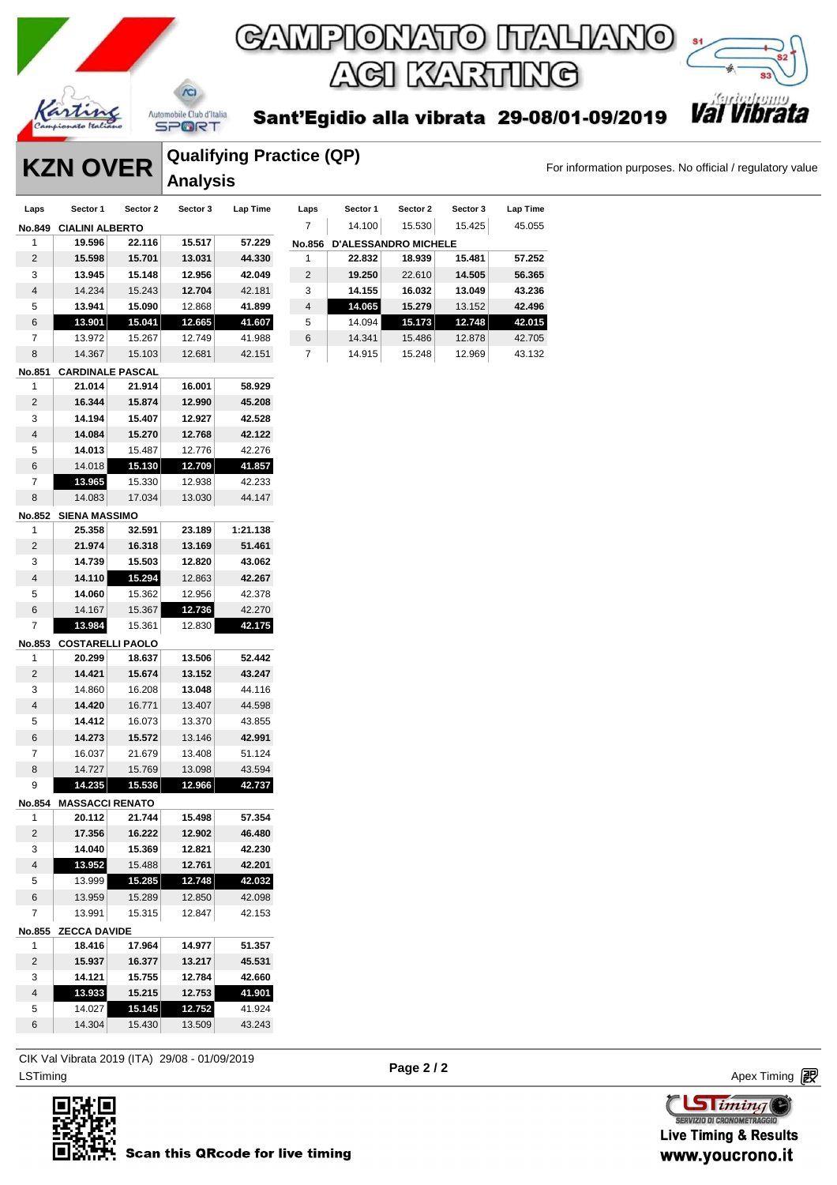# CAMPIONATO ITALIANO ACI KARTING

## Sant'Egidio alla vibrata 29-08/01-09/2019

# KZN OVER

## Qualifying Practice (QP) Analysis

For information purposes. No official / regulatory value

| Laps | Sector 1 | Sector 2 | Sector 3 | Lap Time |
|---|---|---|---|---|
| **No.849 CIALINI ALBERTO** | | | | |
| 1 | **19.596** | **22.116** | **15.517** | **57.229** |
| 2 | **15.598** | **15.701** | **13.031** | **44.330** |
| 3 | **13.945** | **15.148** | **12.956** | **42.049** |
| 4 | 14.234 | 15.243 | **12.704** | 42.181 |
| 5 | **13.941** | **15.090** | 12.868 | **41.899** |
| 6 | **13.901** | **15.041** | **12.665** | **41.607** |
| 7 | 13.972 | 15.267 | 12.749 | 41.988 |
| 8 | 14.367 | 15.103 | 12.681 | 42.151 |
| **No.851 CARDINALE PASCAL** | | | | |
| 1 | **21.014** | **21.914** | **16.001** | **58.929** |
| 2 | **16.344** | **15.874** | **12.990** | **45.208** |
| 3 | **14.194** | **15.407** | **12.927** | **42.528** |
| 4 | **14.084** | **15.270** | **12.768** | **42.122** |
| 5 | **14.013** | 15.487 | 12.776 | 42.276 |
| 6 | 14.018 | **15.130** | **12.709** | **41.857** |
| 7 | **13.965** | 15.330 | 12.938 | 42.233 |
| 8 | 14.083 | 17.034 | 13.030 | 44.147 |
| **No.852 SIENA MASSIMO** | | | | |
| 1 | **25.358** | **32.591** | **23.189** | **1:21.138** |
| 2 | **21.974** | **16.318** | **13.169** | **51.461** |
| 3 | **14.739** | **15.503** | **12.820** | **43.062** |
| 4 | **14.110** | **15.294** | 12.863 | **42.267** |
| 5 | **14.060** | 15.362 | 12.956 | 42.378 |
| 6 | 14.167 | 15.367 | **12.736** | 42.270 |
| 7 | **13.984** | 15.361 | 12.830 | **42.175** |
| **No.853 COSTARELLI PAOLO** | | | | |
| 1 | **20.299** | **18.637** | **13.506** | **52.442** |
| 2 | **14.421** | **15.674** | **13.152** | **43.247** |
| 3 | 14.860 | 16.208 | **13.048** | 44.116 |
| 4 | **14.420** | 16.771 | 13.407 | 44.598 |
| 5 | **14.412** | 16.073 | 13.370 | 43.855 |
| 6 | **14.273** | **15.572** | 13.146 | **42.991** |
| 7 | 16.037 | 21.679 | 13.408 | 51.124 |
| 8 | 14.727 | 15.769 | 13.098 | 43.594 |
| 9 | **14.235** | **15.536** | **12.966** | **42.737** |
| **No.854 MASSACCI RENATO** | | | | |
| 1 | **20.112** | **21.744** | **15.498** | **57.354** |
| 2 | **17.356** | **16.222** | **12.902** | **46.480** |
| 3 | **14.040** | **15.369** | **12.821** | **42.230** |
| 4 | **13.952** | 15.488 | **12.761** | **42.201** |
| 5 | 13.999 | **15.285** | **12.748** | **42.032** |
| 6 | 13.959 | 15.289 | 12.850 | 42.098 |
| 7 | 13.991 | 15.315 | 12.847 | 42.153 |
| **No.855 ZECCA DAVIDE** | | | | |
| 1 | **18.416** | **17.964** | **14.977** | **51.357** |
| 2 | **15.937** | **16.377** | **13.217** | **45.531** |
| 3 | **14.121** | **15.755** | **12.784** | **42.660** |
| 4 | **13.933** | **15.215** | **12.753** | **41.901** |
| 5 | 14.027 | **15.145** | **12.752** | 41.924 |
| 6 | 14.304 | 15.430 | 13.509 | 43.243 |
| **No.849 CIALINI ALBERTO** (cont.) | | | | |
| 7 | 14.100 | 15.530 | 15.425 | 45.055 |
| **No.856 D'ALESSANDRO MICHELE** | | | | |
| 1 | **22.832** | **18.939** | **15.481** | **57.252** |
| 2 | **19.250** | 22.610 | **14.505** | **56.365** |
| 3 | **14.155** | **16.032** | **13.049** | **43.236** |
| 4 | **14.065** | **15.279** | 13.152 | **42.496** |
| 5 | 14.094 | **15.173** | **12.748** | **42.015** |
| 6 | 14.341 | 15.486 | 12.878 | 42.705 |
| 7 | 14.915 | 15.248 | 12.969 | 43.132 |

CIK Val Vibrata 2019 (ITA) 29/08 - 01/09/2019

LSTiming

Apex Timing

Scan this QRcode for live timing

Live Timing & Results
www.youcrono.it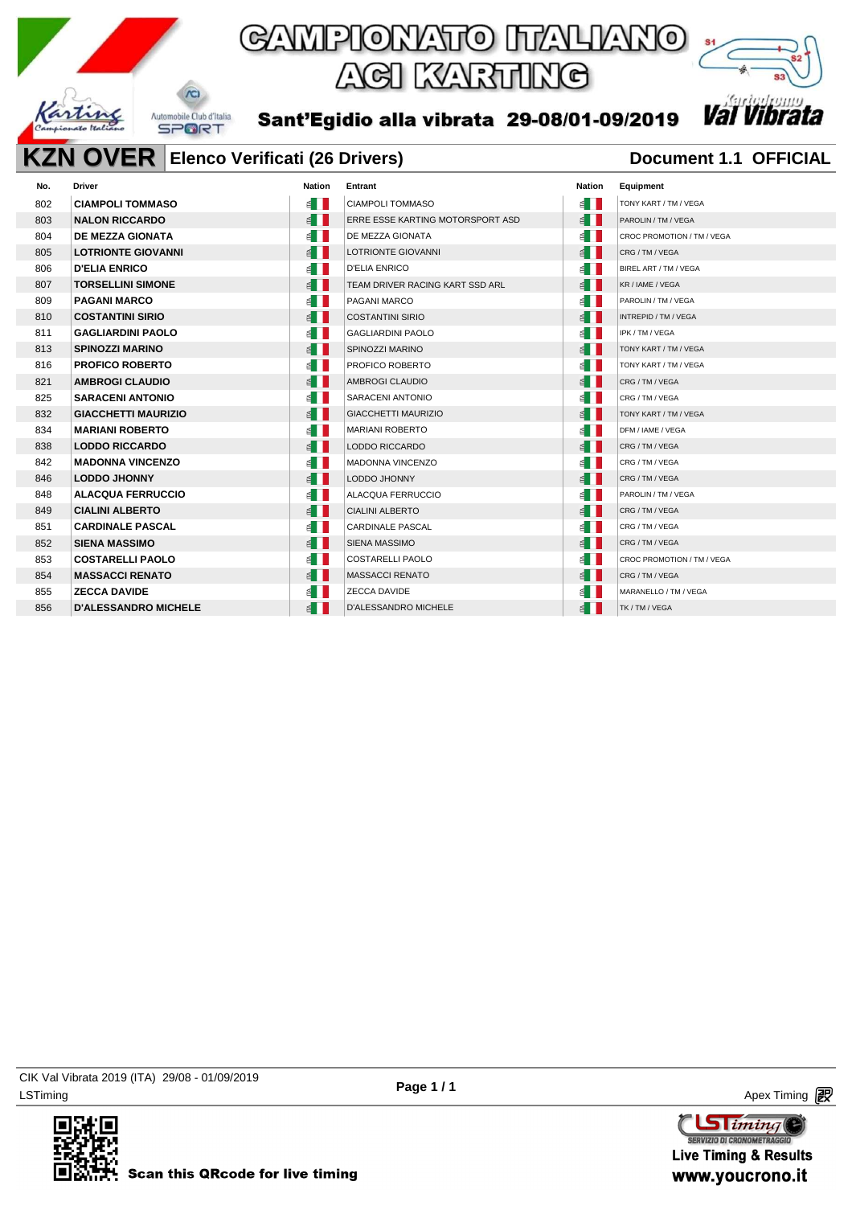# CAMPIONATO ITALIANO ACI KARTING

**Sant'Egidio alla vibrata 29-08/01-09/2019**

## KZN OVER Elenco Verificati (26 Drivers) — Document 1.1 OFFICIAL

| No. | Driver | Nation | Entrant | Nation | Equipment |
|---|---|---|---|---|---|
| 802 | **CIAMPOLI TOMMASO** | | CIAMPOLI TOMMASO | | TONY KART / TM / VEGA |
| 803 | **NALON RICCARDO** | | ERRE ESSE KARTING MOTORSPORT ASD | | PAROLIN / TM / VEGA |
| 804 | **DE MEZZA GIONATA** | | DE MEZZA GIONATA | | CROC PROMOTION / TM / VEGA |
| 805 | **LOTRIONTE GIOVANNI** | | LOTRIONTE GIOVANNI | | CRG / TM / VEGA |
| 806 | **D'ELIA ENRICO** | | D'ELIA ENRICO | | BIREL ART / TM / VEGA |
| 807 | **TORSELLINI SIMONE** | | TEAM DRIVER RACING KART SSD ARL | | KR / IAME / VEGA |
| 809 | **PAGANI MARCO** | | PAGANI MARCO | | PAROLIN / TM / VEGA |
| 810 | **COSTANTINI SIRIO** | | COSTANTINI SIRIO | | INTREPID / TM / VEGA |
| 811 | **GAGLIARDINI PAOLO** | | GAGLIARDINI PAOLO | | IPK / TM / VEGA |
| 813 | **SPINOZZI MARINO** | | SPINOZZI MARINO | | TONY KART / TM / VEGA |
| 816 | **PROFICO ROBERTO** | | PROFICO ROBERTO | | TONY KART / TM / VEGA |
| 821 | **AMBROGI CLAUDIO** | | AMBROGI CLAUDIO | | CRG / TM / VEGA |
| 825 | **SARACENI ANTONIO** | | SARACENI ANTONIO | | CRG / TM / VEGA |
| 832 | **GIACCHETTI MAURIZIO** | | GIACCHETTI MAURIZIO | | TONY KART / TM / VEGA |
| 834 | **MARIANI ROBERTO** | | MARIANI ROBERTO | | DFM / IAME / VEGA |
| 838 | **LODDO RICCARDO** | | LODDO RICCARDO | | CRG / TM / VEGA |
| 842 | **MADONNA VINCENZO** | | MADONNA VINCENZO | | CRG / TM / VEGA |
| 846 | **LODDO JHONNY** | | LODDO JHONNY | | CRG / TM / VEGA |
| 848 | **ALACQUA FERRUCCIO** | | ALACQUA FERRUCCIO | | PAROLIN / TM / VEGA |
| 849 | **CIALINI ALBERTO** | | CIALINI ALBERTO | | CRG / TM / VEGA |
| 851 | **CARDINALE PASCAL** | | CARDINALE PASCAL | | CRG / TM / VEGA |
| 852 | **SIENA MASSIMO** | | SIENA MASSIMO | | CRG / TM / VEGA |
| 853 | **COSTARELLI PAOLO** | | COSTARELLI PAOLO | | CROC PROMOTION / TM / VEGA |
| 854 | **MASSACCI RENATO** | | MASSACCI RENATO | | CRG / TM / VEGA |
| 855 | **ZECCA DAVIDE** | | ZECCA DAVIDE | | MARANELLO / TM / VEGA |
| 856 | **D'ALESSANDRO MICHELE** | | D'ALESSANDRO MICHELE | | TK / TM / VEGA |

CIK Val Vibrata 2019 (ITA) 29/08 - 01/09/2019
LSTiming

Apex Timing

Scan this QRcode for live timing

Live Timing & Results
www.youcrono.it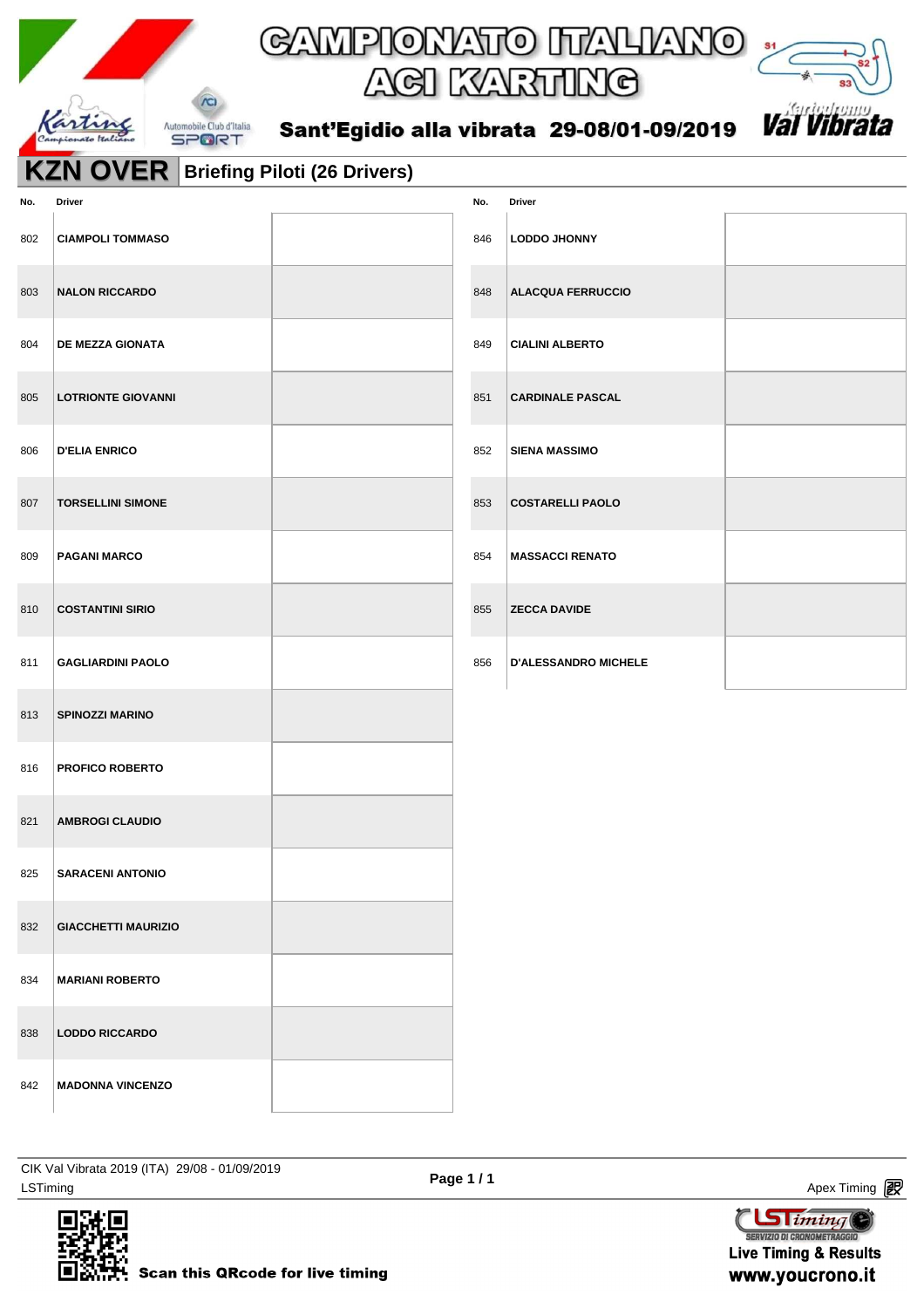# CAMPIONATO ITALIANO ACI KARTING

Sant'Egidio alla vibrata 29-08/01-09/2019

## KZN OVER Briefing Piloti (26 Drivers)

| No. | Driver | |
|---|---|---|
| 802 | CIAMPOLI TOMMASO | |
| 803 | NALON RICCARDO | |
| 804 | DE MEZZA GIONATA | |
| 805 | LOTRIONTE GIOVANNI | |
| 806 | D'ELIA ENRICO | |
| 807 | TORSELLINI SIMONE | |
| 809 | PAGANI MARCO | |
| 810 | COSTANTINI SIRIO | |
| 811 | GAGLIARDINI PAOLO | |
| 813 | SPINOZZI MARINO | |
| 816 | PROFICO ROBERTO | |
| 821 | AMBROGI CLAUDIO | |
| 825 | SARACENI ANTONIO | |
| 832 | GIACCHETTI MAURIZIO | |
| 834 | MARIANI ROBERTO | |
| 838 | LODDO RICCARDO | |
| 842 | MADONNA VINCENZO | |
| 846 | LODDO JHONNY | |
| 848 | ALACQUA FERRUCCIO | |
| 849 | CIALINI ALBERTO | |
| 851 | CARDINALE PASCAL | |
| 852 | SIENA MASSIMO | |
| 853 | COSTARELLI PAOLO | |
| 854 | MASSACCI RENATO | |
| 855 | ZECCA DAVIDE | |
| 856 | D'ALESSANDRO MICHELE | |

CIK Val Vibrata 2019 (ITA) 29/08 - 01/09/2019
LSTiming

Apex Timing

Scan this QRcode for live timing

Live Timing & Results
www.youcrono.it